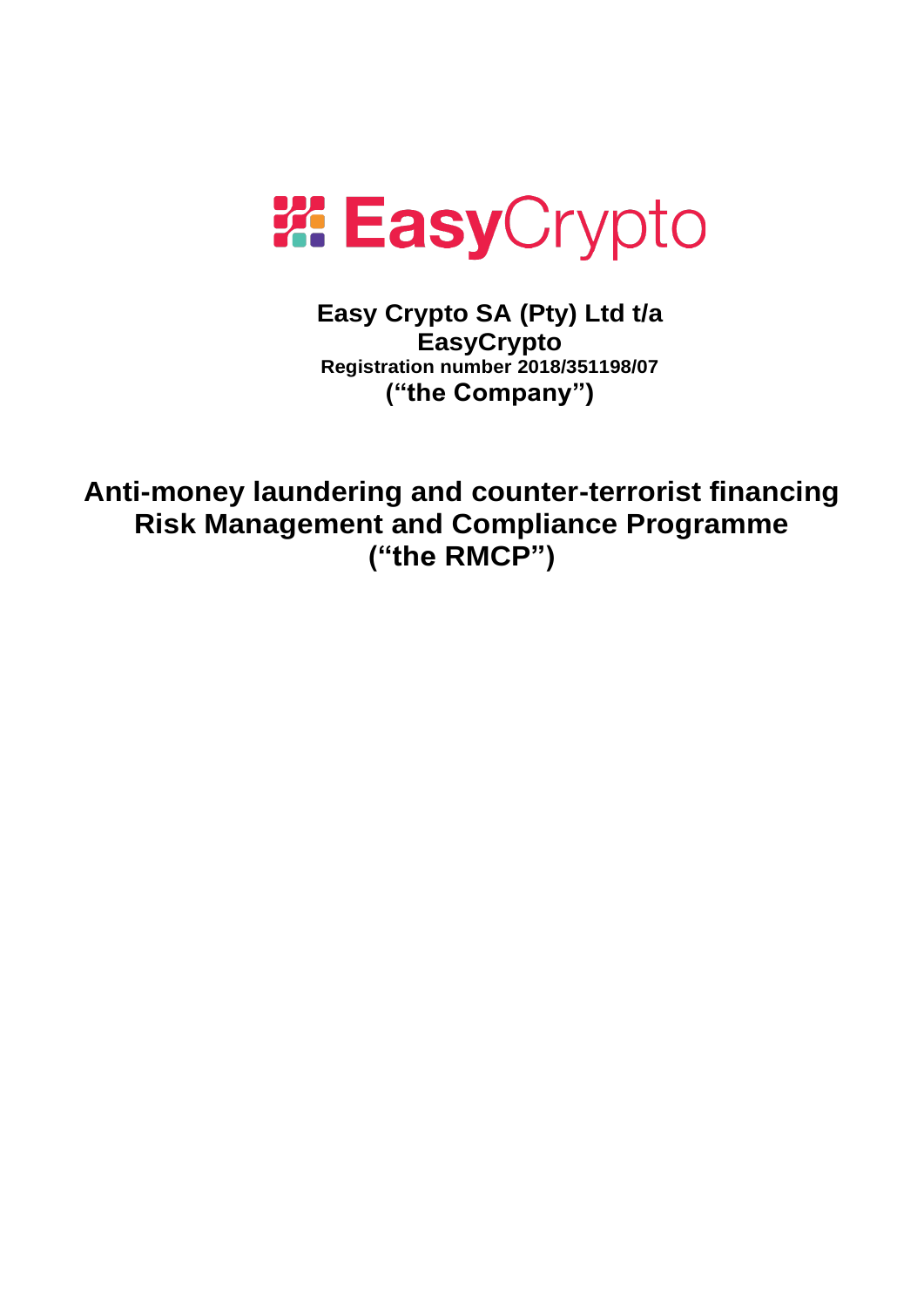**Easy Crypto SA (Pty) Ltd t/a**
**EasyCrypto**
**Registration number 2018/351198/07**
**("the Company")**

# Anti-money laundering and counter-terrorist financing Risk Management and Compliance Programme ("the RMCP")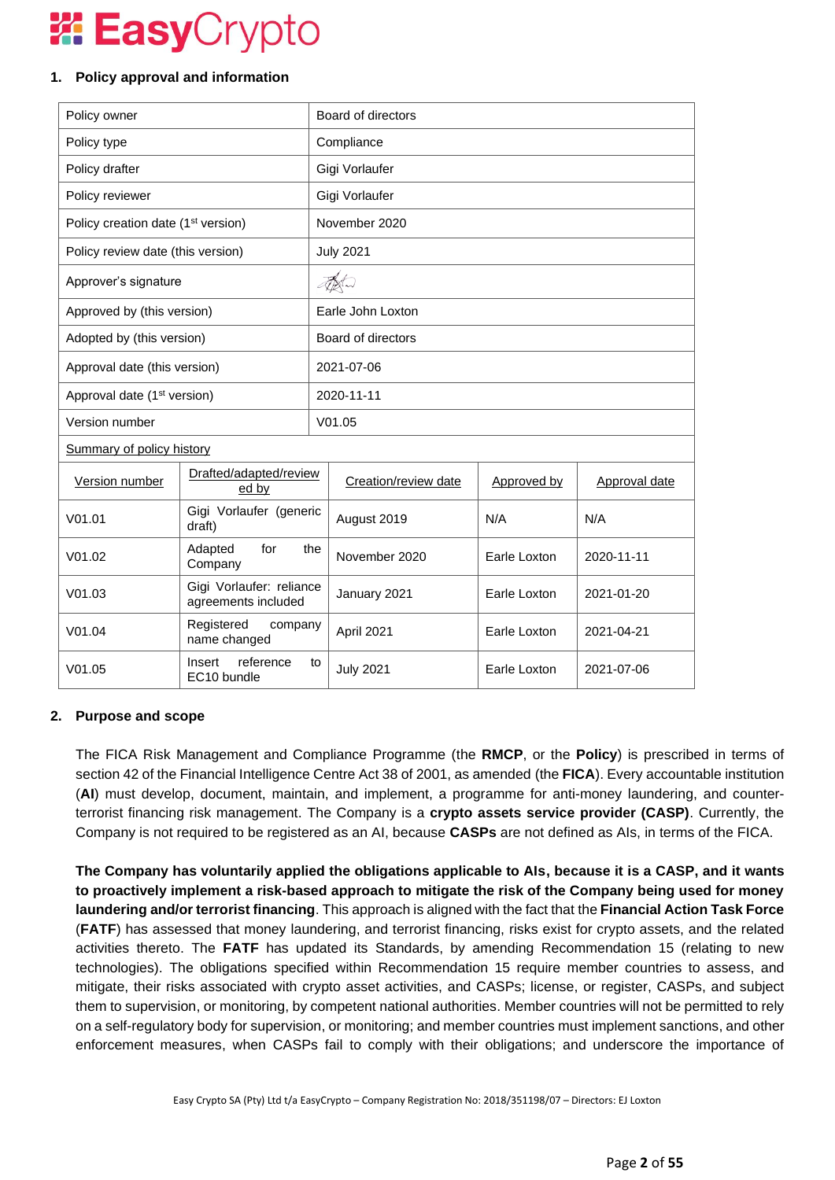## 1. Policy approval and information

| | |
|---|---|
| Policy owner | Board of directors |
| Policy type | Compliance |
| Policy drafter | Gigi Vorlaufer |
| Policy reviewer | Gigi Vorlaufer |
| Policy creation date (1st version) | November 2020 |
| Policy review date (this version) | July 2021 |
| Approver's signature | |
| Approved by (this version) | Earle John Loxton |
| Adopted by (this version) | Board of directors |
| Approval date (this version) | 2021-07-06 |
| Approval date (1st version) | 2020-11-11 |
| Version number | V01.05 |

Summary of policy history

| Version number | Drafted/adapted/reviewed by | Creation/review date | Approved by | Approval date |
|---|---|---|---|---|
| V01.01 | Gigi Vorlaufer (generic draft) | August 2019 | N/A | N/A |
| V01.02 | Adapted for the Company | November 2020 | Earle Loxton | 2020-11-11 |
| V01.03 | Gigi Vorlaufer: reliance agreements included | January 2021 | Earle Loxton | 2021-01-20 |
| V01.04 | Registered company name changed | April 2021 | Earle Loxton | 2021-04-21 |
| V01.05 | Insert reference to EC10 bundle | July 2021 | Earle Loxton | 2021-07-06 |

## 2. Purpose and scope

The FICA Risk Management and Compliance Programme (the **RMCP**, or the **Policy**) is prescribed in terms of section 42 of the Financial Intelligence Centre Act 38 of 2001, as amended (the **FICA**). Every accountable institution (**AI**) must develop, document, maintain, and implement, a programme for anti-money laundering, and counter-terrorist financing risk management. The Company is a **crypto assets service provider (CASP)**. Currently, the Company is not required to be registered as an AI, because **CASPs** are not defined as AIs, in terms of the FICA.

**The Company has voluntarily applied the obligations applicable to AIs, because it is a CASP, and it wants to proactively implement a risk-based approach to mitigate the risk of the Company being used for money laundering and/or terrorist financing**. This approach is aligned with the fact that the **Financial Action Task Force** (**FATF**) has assessed that money laundering, and terrorist financing, risks exist for crypto assets, and the related activities thereto. The **FATF** has updated its Standards, by amending Recommendation 15 (relating to new technologies). The obligations specified within Recommendation 15 require member countries to assess, and mitigate, their risks associated with crypto asset activities, and CASPs; license, or register, CASPs, and subject them to supervision, or monitoring, by competent national authorities. Member countries will not be permitted to rely on a self-regulatory body for supervision, or monitoring; and member countries must implement sanctions, and other enforcement measures, when CASPs fail to comply with their obligations; and underscore the importance of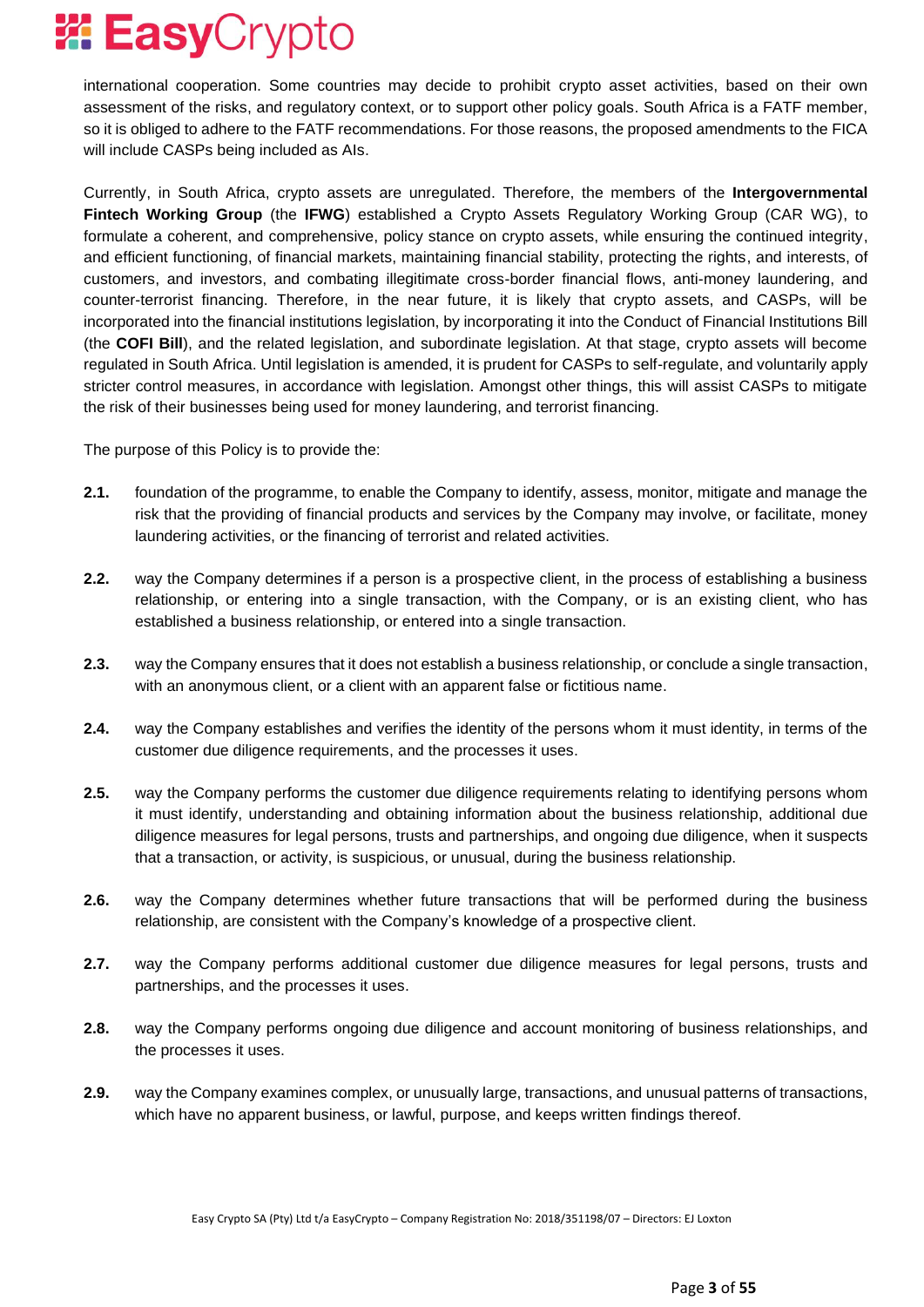international cooperation. Some countries may decide to prohibit crypto asset activities, based on their own assessment of the risks, and regulatory context, or to support other policy goals. South Africa is a FATF member, so it is obliged to adhere to the FATF recommendations. For those reasons, the proposed amendments to the FICA will include CASPs being included as AIs.

Currently, in South Africa, crypto assets are unregulated. Therefore, the members of the **Intergovernmental Fintech Working Group** (the **IFWG**) established a Crypto Assets Regulatory Working Group (CAR WG), to formulate a coherent, and comprehensive, policy stance on crypto assets, while ensuring the continued integrity, and efficient functioning, of financial markets, maintaining financial stability, protecting the rights, and interests, of customers, and investors, and combating illegitimate cross-border financial flows, anti-money laundering, and counter-terrorist financing. Therefore, in the near future, it is likely that crypto assets, and CASPs, will be incorporated into the financial institutions legislation, by incorporating it into the Conduct of Financial Institutions Bill (the **COFI Bill**), and the related legislation, and subordinate legislation. At that stage, crypto assets will become regulated in South Africa. Until legislation is amended, it is prudent for CASPs to self-regulate, and voluntarily apply stricter control measures, in accordance with legislation. Amongst other things, this will assist CASPs to mitigate the risk of their businesses being used for money laundering, and terrorist financing.

The purpose of this Policy is to provide the:

**2.1.** foundation of the programme, to enable the Company to identify, assess, monitor, mitigate and manage the risk that the providing of financial products and services by the Company may involve, or facilitate, money laundering activities, or the financing of terrorist and related activities.

**2.2.** way the Company determines if a person is a prospective client, in the process of establishing a business relationship, or entering into a single transaction, with the Company, or is an existing client, who has established a business relationship, or entered into a single transaction.

**2.3.** way the Company ensures that it does not establish a business relationship, or conclude a single transaction, with an anonymous client, or a client with an apparent false or fictitious name.

**2.4.** way the Company establishes and verifies the identity of the persons whom it must identity, in terms of the customer due diligence requirements, and the processes it uses.

**2.5.** way the Company performs the customer due diligence requirements relating to identifying persons whom it must identify, understanding and obtaining information about the business relationship, additional due diligence measures for legal persons, trusts and partnerships, and ongoing due diligence, when it suspects that a transaction, or activity, is suspicious, or unusual, during the business relationship.

**2.6.** way the Company determines whether future transactions that will be performed during the business relationship, are consistent with the Company's knowledge of a prospective client.

**2.7.** way the Company performs additional customer due diligence measures for legal persons, trusts and partnerships, and the processes it uses.

**2.8.** way the Company performs ongoing due diligence and account monitoring of business relationships, and the processes it uses.

**2.9.** way the Company examines complex, or unusually large, transactions, and unusual patterns of transactions, which have no apparent business, or lawful, purpose, and keeps written findings thereof.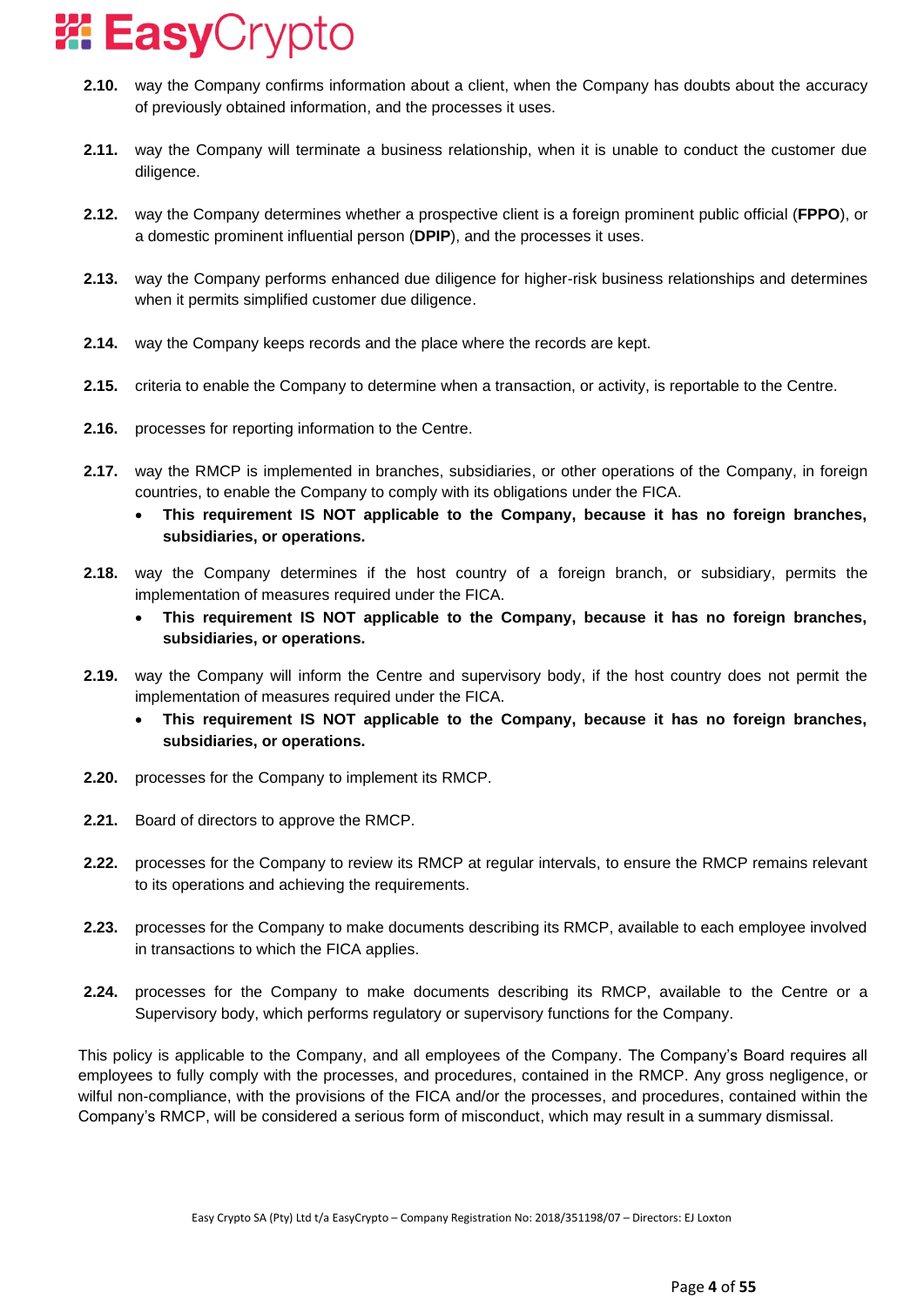**2.10.** way the Company confirms information about a client, when the Company has doubts about the accuracy of previously obtained information, and the processes it uses.

**2.11.** way the Company will terminate a business relationship, when it is unable to conduct the customer due diligence.

**2.12.** way the Company determines whether a prospective client is a foreign prominent public official (**FPPO**), or a domestic prominent influential person (**DPIP**), and the processes it uses.

**2.13.** way the Company performs enhanced due diligence for higher-risk business relationships and determines when it permits simplified customer due diligence.

**2.14.** way the Company keeps records and the place where the records are kept.

**2.15.** criteria to enable the Company to determine when a transaction, or activity, is reportable to the Centre.

**2.16.** processes for reporting information to the Centre.

**2.17.** way the RMCP is implemented in branches, subsidiaries, or other operations of the Company, in foreign countries, to enable the Company to comply with its obligations under the FICA.

- **This requirement IS NOT applicable to the Company, because it has no foreign branches, subsidiaries, or operations.**

**2.18.** way the Company determines if the host country of a foreign branch, or subsidiary, permits the implementation of measures required under the FICA.

- **This requirement IS NOT applicable to the Company, because it has no foreign branches, subsidiaries, or operations.**

**2.19.** way the Company will inform the Centre and supervisory body, if the host country does not permit the implementation of measures required under the FICA.

- **This requirement IS NOT applicable to the Company, because it has no foreign branches, subsidiaries, or operations.**

**2.20.** processes for the Company to implement its RMCP.

**2.21.** Board of directors to approve the RMCP.

**2.22.** processes for the Company to review its RMCP at regular intervals, to ensure the RMCP remains relevant to its operations and achieving the requirements.

**2.23.** processes for the Company to make documents describing its RMCP, available to each employee involved in transactions to which the FICA applies.

**2.24.** processes for the Company to make documents describing its RMCP, available to the Centre or a Supervisory body, which performs regulatory or supervisory functions for the Company.

This policy is applicable to the Company, and all employees of the Company. The Company's Board requires all employees to fully comply with the processes, and procedures, contained in the RMCP. Any gross negligence, or wilful non-compliance, with the provisions of the FICA and/or the processes, and procedures, contained within the Company's RMCP, will be considered a serious form of misconduct, which may result in a summary dismissal.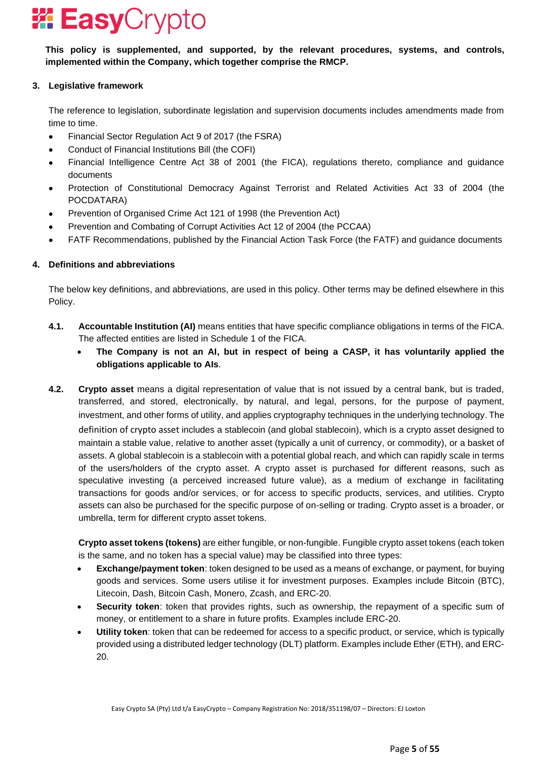**This policy is supplemented, and supported, by the relevant procedures, systems, and controls, implemented within the Company, which together comprise the RMCP.**

## 3. Legislative framework

The reference to legislation, subordinate legislation and supervision documents includes amendments made from time to time.

- Financial Sector Regulation Act 9 of 2017 (the FSRA)
- Conduct of Financial Institutions Bill (the COFI)
- Financial Intelligence Centre Act 38 of 2001 (the FICA), regulations thereto, compliance and guidance documents
- Protection of Constitutional Democracy Against Terrorist and Related Activities Act 33 of 2004 (the POCDATARA)
- Prevention of Organised Crime Act 121 of 1998 (the Prevention Act)
- Prevention and Combating of Corrupt Activities Act 12 of 2004 (the PCCAA)
- FATF Recommendations, published by the Financial Action Task Force (the FATF) and guidance documents

## 4. Definitions and abbreviations

The below key definitions, and abbreviations, are used in this policy. Other terms may be defined elsewhere in this Policy.

**4.1. Accountable Institution (AI)** means entities that have specific compliance obligations in terms of the FICA. The affected entities are listed in Schedule 1 of the FICA.

- **The Company is not an AI, but in respect of being a CASP, it has voluntarily applied the obligations applicable to AIs**.

**4.2. Crypto asset** means a digital representation of value that is not issued by a central bank, but is traded, transferred, and stored, electronically, by natural, and legal, persons, for the purpose of payment, investment, and other forms of utility, and applies cryptography techniques in the underlying technology. The definition of crypto asset includes a stablecoin (and global stablecoin), which is a crypto asset designed to maintain a stable value, relative to another asset (typically a unit of currency, or commodity), or a basket of assets. A global stablecoin is a stablecoin with a potential global reach, and which can rapidly scale in terms of the users/holders of the crypto asset. A crypto asset is purchased for different reasons, such as speculative investing (a perceived increased future value), as a medium of exchange in facilitating transactions for goods and/or services, or for access to specific products, services, and utilities. Crypto assets can also be purchased for the specific purpose of on-selling or trading. Crypto asset is a broader, or umbrella, term for different crypto asset tokens.

**Crypto asset tokens (tokens)** are either fungible, or non-fungible. Fungible crypto asset tokens (each token is the same, and no token has a special value) may be classified into three types:

- **Exchange/payment token**: token designed to be used as a means of exchange, or payment, for buying goods and services. Some users utilise it for investment purposes. Examples include Bitcoin (BTC), Litecoin, Dash, Bitcoin Cash, Monero, Zcash, and ERC-20.
- **Security token**: token that provides rights, such as ownership, the repayment of a specific sum of money, or entitlement to a share in future profits. Examples include ERC-20.
- **Utility token**: token that can be redeemed for access to a specific product, or service, which is typically provided using a distributed ledger technology (DLT) platform. Examples include Ether (ETH), and ERC-20.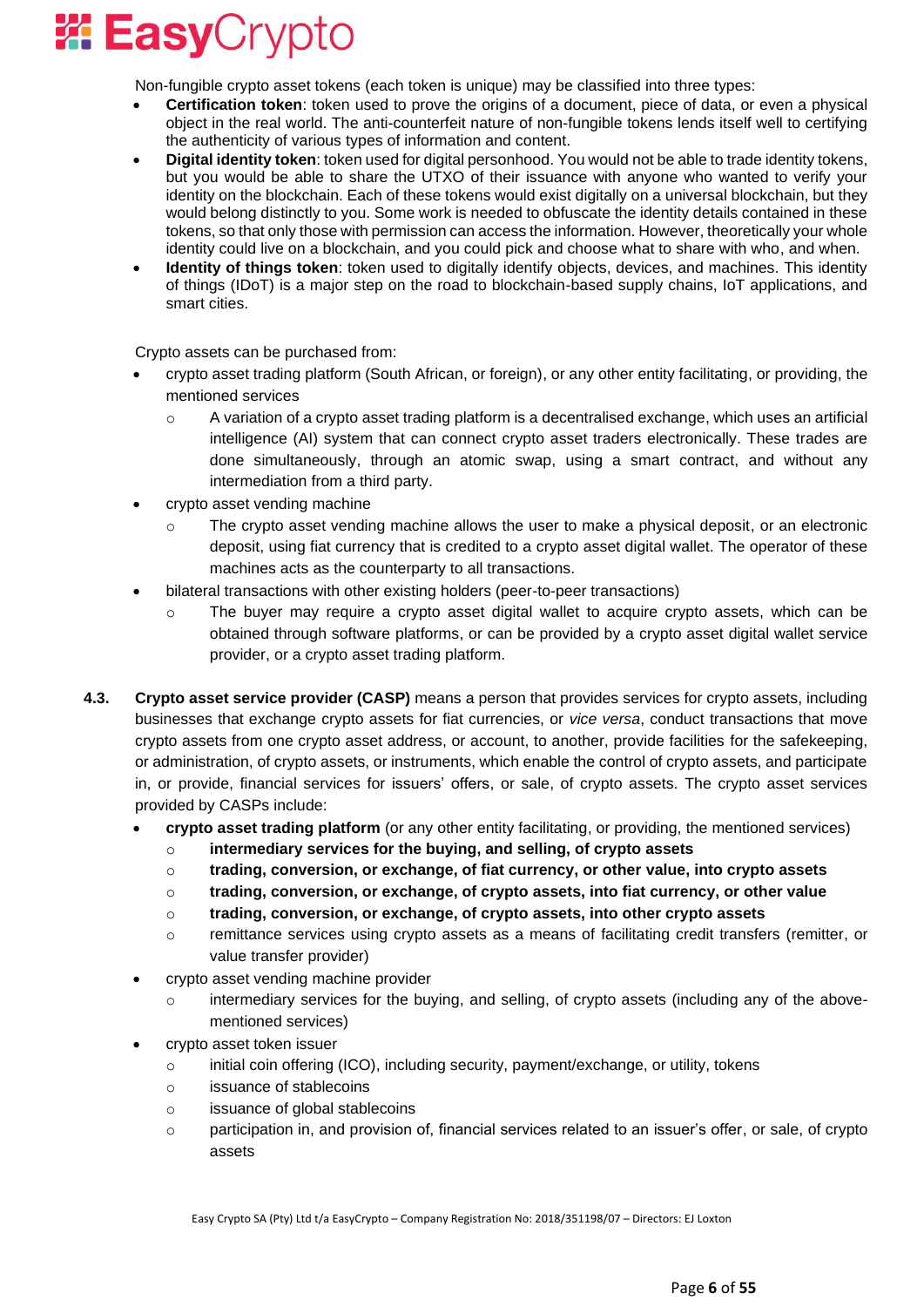Non-fungible crypto asset tokens (each token is unique) may be classified into three types:

- **Certification token**: token used to prove the origins of a document, piece of data, or even a physical object in the real world. The anti-counterfeit nature of non-fungible tokens lends itself well to certifying the authenticity of various types of information and content.
- **Digital identity token**: token used for digital personhood. You would not be able to trade identity tokens, but you would be able to share the UTXO of their issuance with anyone who wanted to verify your identity on the blockchain. Each of these tokens would exist digitally on a universal blockchain, but they would belong distinctly to you. Some work is needed to obfuscate the identity details contained in these tokens, so that only those with permission can access the information. However, theoretically your whole identity could live on a blockchain, and you could pick and choose what to share with who, and when.
- **Identity of things token**: token used to digitally identify objects, devices, and machines. This identity of things (IDoT) is a major step on the road to blockchain-based supply chains, IoT applications, and smart cities.

Crypto assets can be purchased from:

- crypto asset trading platform (South African, or foreign), or any other entity facilitating, or providing, the mentioned services
  - A variation of a crypto asset trading platform is a decentralised exchange, which uses an artificial intelligence (AI) system that can connect crypto asset traders electronically. These trades are done simultaneously, through an atomic swap, using a smart contract, and without any intermediation from a third party.
- crypto asset vending machine
  - The crypto asset vending machine allows the user to make a physical deposit, or an electronic deposit, using fiat currency that is credited to a crypto asset digital wallet. The operator of these machines acts as the counterparty to all transactions.
- bilateral transactions with other existing holders (peer-to-peer transactions)
  - The buyer may require a crypto asset digital wallet to acquire crypto assets, which can be obtained through software platforms, or can be provided by a crypto asset digital wallet service provider, or a crypto asset trading platform.

**4.3. Crypto asset service provider (CASP)** means a person that provides services for crypto assets, including businesses that exchange crypto assets for fiat currencies, or *vice versa*, conduct transactions that move crypto assets from one crypto asset address, or account, to another, provide facilities for the safekeeping, or administration, of crypto assets, or instruments, which enable the control of crypto assets, and participate in, or provide, financial services for issuers' offers, or sale, of crypto assets. The crypto asset services provided by CASPs include:

- **crypto asset trading platform** (or any other entity facilitating, or providing, the mentioned services)
  - **intermediary services for the buying, and selling, of crypto assets**
  - **trading, conversion, or exchange, of fiat currency, or other value, into crypto assets**
  - **trading, conversion, or exchange, of crypto assets, into fiat currency, or other value**
  - **trading, conversion, or exchange, of crypto assets, into other crypto assets**
  - remittance services using crypto assets as a means of facilitating credit transfers (remitter, or value transfer provider)
- crypto asset vending machine provider
  - intermediary services for the buying, and selling, of crypto assets (including any of the above-mentioned services)
- crypto asset token issuer
  - initial coin offering (ICO), including security, payment/exchange, or utility, tokens
  - issuance of stablecoins
  - issuance of global stablecoins
  - participation in, and provision of, financial services related to an issuer's offer, or sale, of crypto assets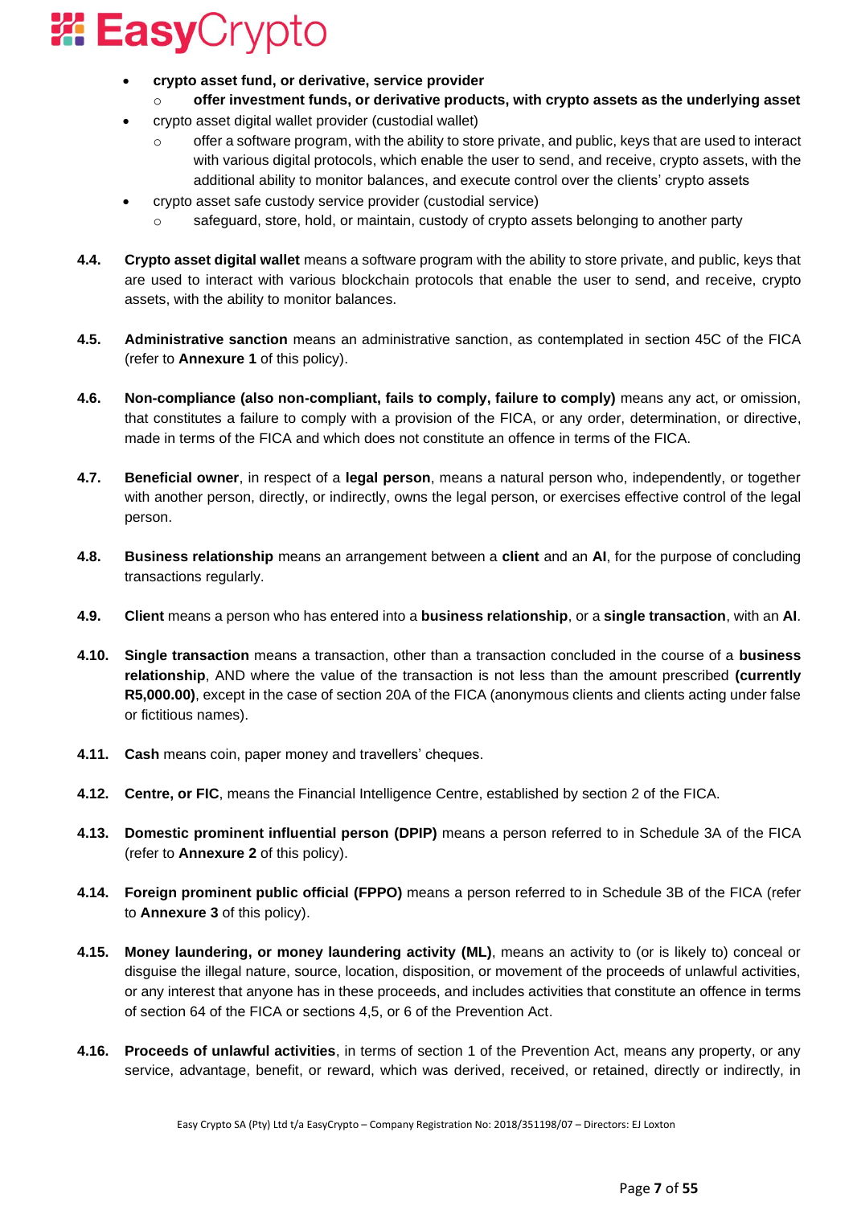- **crypto asset fund, or derivative, service provider**
    - **offer investment funds, or derivative products, with crypto assets as the underlying asset**
- crypto asset digital wallet provider (custodial wallet)
    - offer a software program, with the ability to store private, and public, keys that are used to interact with various digital protocols, which enable the user to send, and receive, crypto assets, with the additional ability to monitor balances, and execute control over the clients' crypto assets
- crypto asset safe custody service provider (custodial service)
    - safeguard, store, hold, or maintain, custody of crypto assets belonging to another party

**4.4.** **Crypto asset digital wallet** means a software program with the ability to store private, and public, keys that are used to interact with various blockchain protocols that enable the user to send, and receive, crypto assets, with the ability to monitor balances.

**4.5.** **Administrative sanction** means an administrative sanction, as contemplated in section 45C of the FICA (refer to **Annexure 1** of this policy).

**4.6.** **Non-compliance (also non-compliant, fails to comply, failure to comply)** means any act, or omission, that constitutes a failure to comply with a provision of the FICA, or any order, determination, or directive, made in terms of the FICA and which does not constitute an offence in terms of the FICA.

**4.7.** **Beneficial owner**, in respect of a **legal person**, means a natural person who, independently, or together with another person, directly, or indirectly, owns the legal person, or exercises effective control of the legal person.

**4.8.** **Business relationship** means an arrangement between a **client** and an **AI**, for the purpose of concluding transactions regularly.

**4.9.** **Client** means a person who has entered into a **business relationship**, or a **single transaction**, with an **AI**.

**4.10.** **Single transaction** means a transaction, other than a transaction concluded in the course of a **business relationship**, AND where the value of the transaction is not less than the amount prescribed **(currently R5,000.00)**, except in the case of section 20A of the FICA (anonymous clients and clients acting under false or fictitious names).

**4.11.** **Cash** means coin, paper money and travellers' cheques.

**4.12.** **Centre, or FIC**, means the Financial Intelligence Centre, established by section 2 of the FICA.

**4.13.** **Domestic prominent influential person (DPIP)** means a person referred to in Schedule 3A of the FICA (refer to **Annexure 2** of this policy).

**4.14.** **Foreign prominent public official (FPPO)** means a person referred to in Schedule 3B of the FICA (refer to **Annexure 3** of this policy).

**4.15.** **Money laundering, or money laundering activity (ML)**, means an activity to (or is likely to) conceal or disguise the illegal nature, source, location, disposition, or movement of the proceeds of unlawful activities, or any interest that anyone has in these proceeds, and includes activities that constitute an offence in terms of section 64 of the FICA or sections 4,5, or 6 of the Prevention Act.

**4.16.** **Proceeds of unlawful activities**, in terms of section 1 of the Prevention Act, means any property, or any service, advantage, benefit, or reward, which was derived, received, or retained, directly or indirectly, in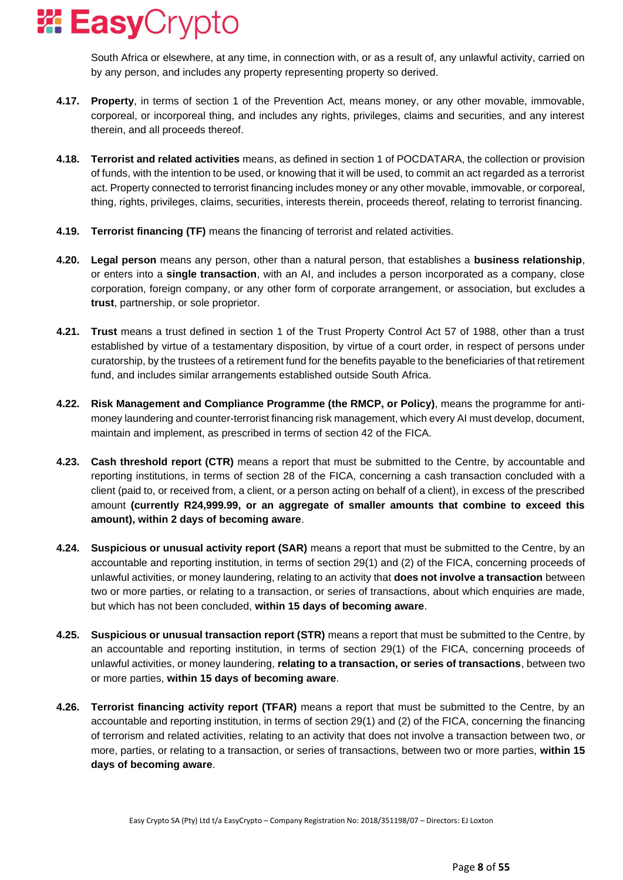South Africa or elsewhere, at any time, in connection with, or as a result of, any unlawful activity, carried on by any person, and includes any property representing property so derived.

**4.17. Property**, in terms of section 1 of the Prevention Act, means money, or any other movable, immovable, corporeal, or incorporeal thing, and includes any rights, privileges, claims and securities, and any interest therein, and all proceeds thereof.

**4.18. Terrorist and related activities** means, as defined in section 1 of POCDATARA, the collection or provision of funds, with the intention to be used, or knowing that it will be used, to commit an act regarded as a terrorist act. Property connected to terrorist financing includes money or any other movable, immovable, or corporeal, thing, rights, privileges, claims, securities, interests therein, proceeds thereof, relating to terrorist financing.

**4.19. Terrorist financing (TF)** means the financing of terrorist and related activities.

**4.20. Legal person** means any person, other than a natural person, that establishes a **business relationship**, or enters into a **single transaction**, with an AI, and includes a person incorporated as a company, close corporation, foreign company, or any other form of corporate arrangement, or association, but excludes a **trust**, partnership, or sole proprietor.

**4.21. Trust** means a trust defined in section 1 of the Trust Property Control Act 57 of 1988, other than a trust established by virtue of a testamentary disposition, by virtue of a court order, in respect of persons under curatorship, by the trustees of a retirement fund for the benefits payable to the beneficiaries of that retirement fund, and includes similar arrangements established outside South Africa.

**4.22. Risk Management and Compliance Programme (the RMCP, or Policy)**, means the programme for anti-money laundering and counter-terrorist financing risk management, which every AI must develop, document, maintain and implement, as prescribed in terms of section 42 of the FICA.

**4.23. Cash threshold report (CTR)** means a report that must be submitted to the Centre, by accountable and reporting institutions, in terms of section 28 of the FICA, concerning a cash transaction concluded with a client (paid to, or received from, a client, or a person acting on behalf of a client), in excess of the prescribed amount **(currently R24,999.99, or an aggregate of smaller amounts that combine to exceed this amount), within 2 days of becoming aware**.

**4.24. Suspicious or unusual activity report (SAR)** means a report that must be submitted to the Centre, by an accountable and reporting institution, in terms of section 29(1) and (2) of the FICA, concerning proceeds of unlawful activities, or money laundering, relating to an activity that **does not involve a transaction** between two or more parties, or relating to a transaction, or series of transactions, about which enquiries are made, but which has not been concluded, **within 15 days of becoming aware**.

**4.25. Suspicious or unusual transaction report (STR)** means a report that must be submitted to the Centre, by an accountable and reporting institution, in terms of section 29(1) of the FICA, concerning proceeds of unlawful activities, or money laundering, **relating to a transaction, or series of transactions**, between two or more parties, **within 15 days of becoming aware**.

**4.26. Terrorist financing activity report (TFAR)** means a report that must be submitted to the Centre, by an accountable and reporting institution, in terms of section 29(1) and (2) of the FICA, concerning the financing of terrorism and related activities, relating to an activity that does not involve a transaction between two, or more, parties, or relating to a transaction, or series of transactions, between two or more parties, **within 15 days of becoming aware**.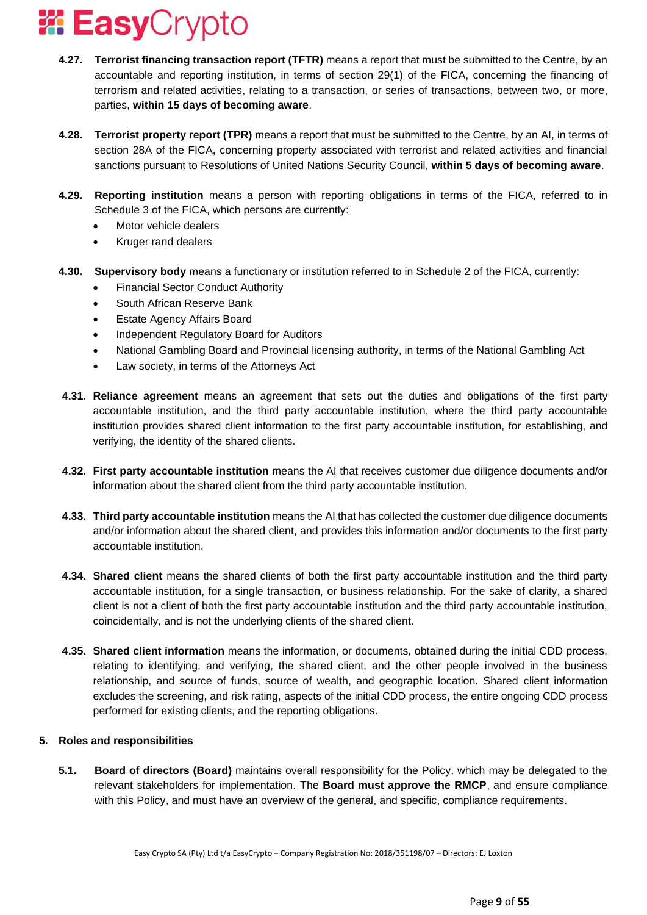**4.27. Terrorist financing transaction report (TFTR)** means a report that must be submitted to the Centre, by an accountable and reporting institution, in terms of section 29(1) of the FICA, concerning the financing of terrorism and related activities, relating to a transaction, or series of transactions, between two, or more, parties, **within 15 days of becoming aware**.

**4.28. Terrorist property report (TPR)** means a report that must be submitted to the Centre, by an AI, in terms of section 28A of the FICA, concerning property associated with terrorist and related activities and financial sanctions pursuant to Resolutions of United Nations Security Council, **within 5 days of becoming aware**.

**4.29. Reporting institution** means a person with reporting obligations in terms of the FICA, referred to in Schedule 3 of the FICA, which persons are currently:

- Motor vehicle dealers
- Kruger rand dealers

**4.30. Supervisory body** means a functionary or institution referred to in Schedule 2 of the FICA, currently:

- Financial Sector Conduct Authority
- South African Reserve Bank
- Estate Agency Affairs Board
- Independent Regulatory Board for Auditors
- National Gambling Board and Provincial licensing authority, in terms of the National Gambling Act
- Law society, in terms of the Attorneys Act

**4.31. Reliance agreement** means an agreement that sets out the duties and obligations of the first party accountable institution, and the third party accountable institution, where the third party accountable institution provides shared client information to the first party accountable institution, for establishing, and verifying, the identity of the shared clients.

**4.32. First party accountable institution** means the AI that receives customer due diligence documents and/or information about the shared client from the third party accountable institution.

**4.33. Third party accountable institution** means the AI that has collected the customer due diligence documents and/or information about the shared client, and provides this information and/or documents to the first party accountable institution.

**4.34. Shared client** means the shared clients of both the first party accountable institution and the third party accountable institution, for a single transaction, or business relationship. For the sake of clarity, a shared client is not a client of both the first party accountable institution and the third party accountable institution, coincidentally, and is not the underlying clients of the shared client.

**4.35. Shared client information** means the information, or documents, obtained during the initial CDD process, relating to identifying, and verifying, the shared client, and the other people involved in the business relationship, and source of funds, source of wealth, and geographic location. Shared client information excludes the screening, and risk rating, aspects of the initial CDD process, the entire ongoing CDD process performed for existing clients, and the reporting obligations.

## 5. Roles and responsibilities

**5.1. Board of directors (Board)** maintains overall responsibility for the Policy, which may be delegated to the relevant stakeholders for implementation. The **Board must approve the RMCP**, and ensure compliance with this Policy, and must have an overview of the general, and specific, compliance requirements.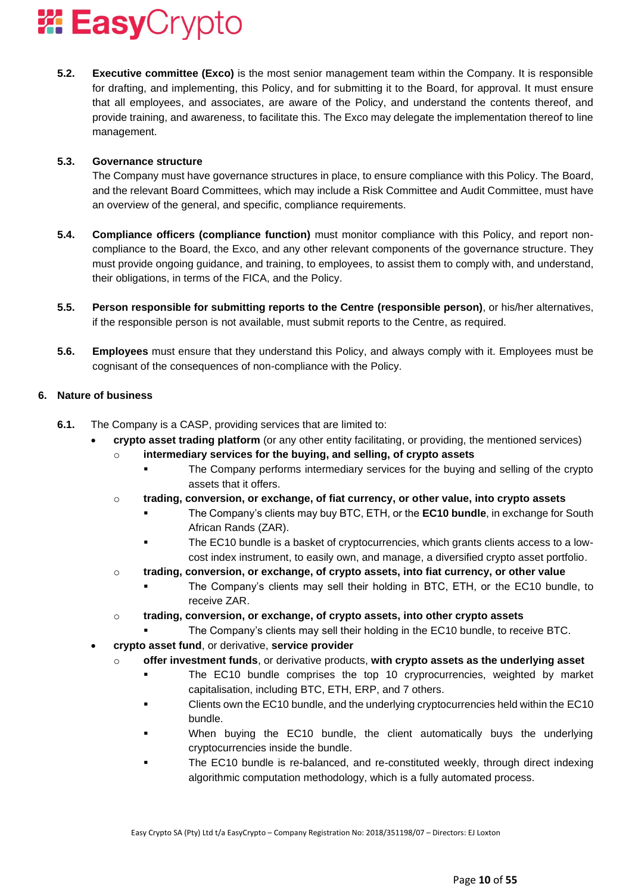**5.2. Executive committee (Exco)** is the most senior management team within the Company. It is responsible for drafting, and implementing, this Policy, and for submitting it to the Board, for approval. It must ensure that all employees, and associates, are aware of the Policy, and understand the contents thereof, and provide training, and awareness, to facilitate this. The Exco may delegate the implementation thereof to line management.

**5.3. Governance structure**

The Company must have governance structures in place, to ensure compliance with this Policy. The Board, and the relevant Board Committees, which may include a Risk Committee and Audit Committee, must have an overview of the general, and specific, compliance requirements.

**5.4. Compliance officers (compliance function)** must monitor compliance with this Policy, and report non-compliance to the Board, the Exco, and any other relevant components of the governance structure. They must provide ongoing guidance, and training, to employees, to assist them to comply with, and understand, their obligations, in terms of the FICA, and the Policy.

**5.5. Person responsible for submitting reports to the Centre (responsible person)**, or his/her alternatives, if the responsible person is not available, must submit reports to the Centre, as required.

**5.6. Employees** must ensure that they understand this Policy, and always comply with it. Employees must be cognisant of the consequences of non-compliance with the Policy.

## 6. Nature of business

**6.1.** The Company is a CASP, providing services that are limited to:

- **crypto asset trading platform** (or any other entity facilitating, or providing, the mentioned services)
  - **intermediary services for the buying, and selling, of crypto assets**
    - The Company performs intermediary services for the buying and selling of the crypto assets that it offers.
  - **trading, conversion, or exchange, of fiat currency, or other value, into crypto assets**
    - The Company's clients may buy BTC, ETH, or the **EC10 bundle**, in exchange for South African Rands (ZAR).
    - The EC10 bundle is a basket of cryptocurrencies, which grants clients access to a low-cost index instrument, to easily own, and manage, a diversified crypto asset portfolio.
  - **trading, conversion, or exchange, of crypto assets, into fiat currency, or other value**
    - The Company's clients may sell their holding in BTC, ETH, or the EC10 bundle, to receive ZAR.
  - **trading, conversion, or exchange, of crypto assets, into other crypto assets**
    - The Company's clients may sell their holding in the EC10 bundle, to receive BTC.
- **crypto asset fund**, or derivative, **service provider**
  - **offer investment funds**, or derivative products, **with crypto assets as the underlying asset**
    - The EC10 bundle comprises the top 10 cryprocurrencies, weighted by market capitalisation, including BTC, ETH, ERP, and 7 others.
    - Clients own the EC10 bundle, and the underlying cryptocurrencies held within the EC10 bundle.
    - When buying the EC10 bundle, the client automatically buys the underlying cryptocurrencies inside the bundle.
    - The EC10 bundle is re-balanced, and re-constituted weekly, through direct indexing algorithmic computation methodology, which is a fully automated process.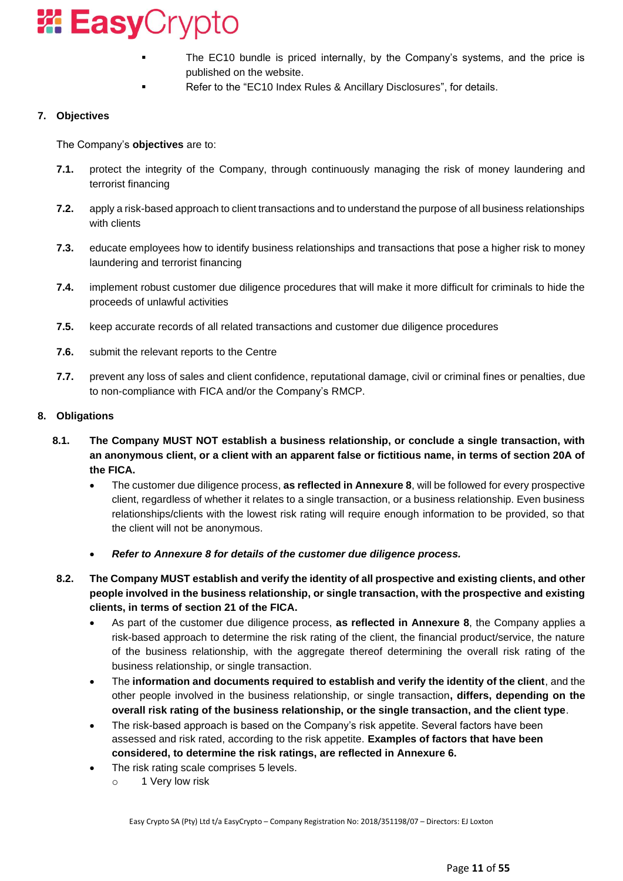- The EC10 bundle is priced internally, by the Company's systems, and the price is published on the website.
- Refer to the "EC10 Index Rules & Ancillary Disclosures", for details.

## 7. Objectives

The Company's **objectives** are to:

**7.1.** protect the integrity of the Company, through continuously managing the risk of money laundering and terrorist financing

**7.2.** apply a risk-based approach to client transactions and to understand the purpose of all business relationships with clients

**7.3.** educate employees how to identify business relationships and transactions that pose a higher risk to money laundering and terrorist financing

**7.4.** implement robust customer due diligence procedures that will make it more difficult for criminals to hide the proceeds of unlawful activities

**7.5.** keep accurate records of all related transactions and customer due diligence procedures

**7.6.** submit the relevant reports to the Centre

**7.7.** prevent any loss of sales and client confidence, reputational damage, civil or criminal fines or penalties, due to non-compliance with FICA and/or the Company's RMCP.

## 8. Obligations

**8.1. The Company MUST NOT establish a business relationship, or conclude a single transaction, with an anonymous client, or a client with an apparent false or fictitious name, in terms of section 20A of the FICA.**

- The customer due diligence process, **as reflected in Annexure 8**, will be followed for every prospective client, regardless of whether it relates to a single transaction, or a business relationship. Even business relationships/clients with the lowest risk rating will require enough information to be provided, so that the client will not be anonymous.

- ***Refer to Annexure 8 for details of the customer due diligence process.***

**8.2. The Company MUST establish and verify the identity of all prospective and existing clients, and other people involved in the business relationship, or single transaction, with the prospective and existing clients, in terms of section 21 of the FICA.**

- As part of the customer due diligence process, **as reflected in Annexure 8**, the Company applies a risk-based approach to determine the risk rating of the client, the financial product/service, the nature of the business relationship, with the aggregate thereof determining the overall risk rating of the business relationship, or single transaction.
- The **information and documents required to establish and verify the identity of the client**, and the other people involved in the business relationship, or single transaction**, differs, depending on the overall risk rating of the business relationship, or the single transaction, and the client type**.
- The risk-based approach is based on the Company's risk appetite. Several factors have been assessed and risk rated, according to the risk appetite. **Examples of factors that have been considered, to determine the risk ratings, are reflected in Annexure 6.**
- The risk rating scale comprises 5 levels.
  - 1 Very low risk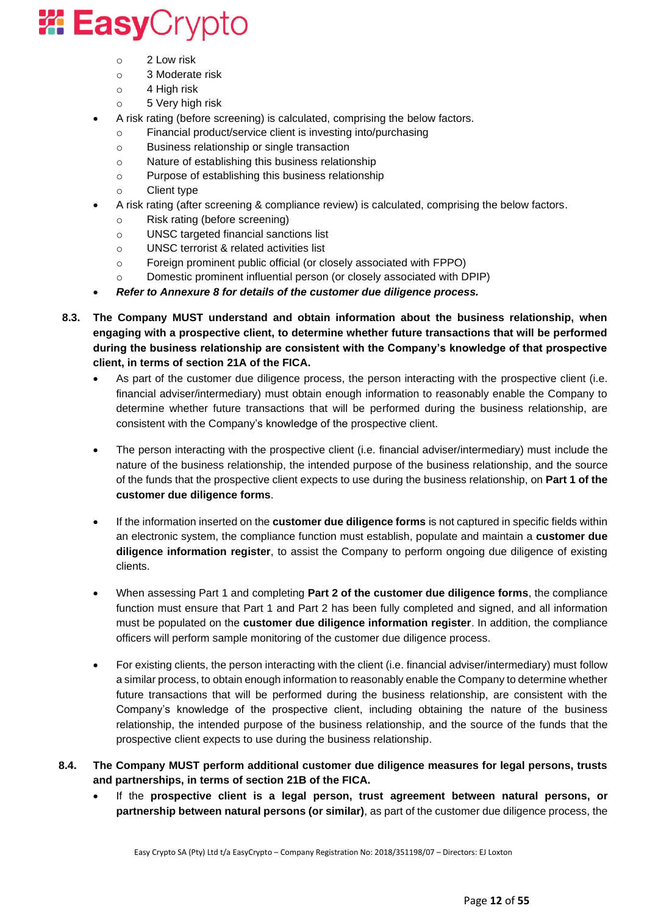- 2 Low risk
  - 3 Moderate risk
  - 4 High risk
  - 5 Very high risk
- A risk rating (before screening) is calculated, comprising the below factors.
  - Financial product/service client is investing into/purchasing
  - Business relationship or single transaction
  - Nature of establishing this business relationship
  - Purpose of establishing this business relationship
  - Client type
- A risk rating (after screening & compliance review) is calculated, comprising the below factors.
  - Risk rating (before screening)
  - UNSC targeted financial sanctions list
  - UNSC terrorist & related activities list
  - Foreign prominent public official (or closely associated with FPPO)
  - Domestic prominent influential person (or closely associated with DPIP)
- ***Refer to Annexure 8 for details of the customer due diligence process.***

**8.3. The Company MUST understand and obtain information about the business relationship, when engaging with a prospective client, to determine whether future transactions that will be performed during the business relationship are consistent with the Company's knowledge of that prospective client, in terms of section 21A of the FICA.**

- As part of the customer due diligence process, the person interacting with the prospective client (i.e. financial adviser/intermediary) must obtain enough information to reasonably enable the Company to determine whether future transactions that will be performed during the business relationship, are consistent with the Company's knowledge of the prospective client.

- The person interacting with the prospective client (i.e. financial adviser/intermediary) must include the nature of the business relationship, the intended purpose of the business relationship, and the source of the funds that the prospective client expects to use during the business relationship, on **Part 1 of the customer due diligence forms**.

- If the information inserted on the **customer due diligence forms** is not captured in specific fields within an electronic system, the compliance function must establish, populate and maintain a **customer due diligence information register**, to assist the Company to perform ongoing due diligence of existing clients.

- When assessing Part 1 and completing **Part 2 of the customer due diligence forms**, the compliance function must ensure that Part 1 and Part 2 has been fully completed and signed, and all information must be populated on the **customer due diligence information register**. In addition, the compliance officers will perform sample monitoring of the customer due diligence process.

- For existing clients, the person interacting with the client (i.e. financial adviser/intermediary) must follow a similar process, to obtain enough information to reasonably enable the Company to determine whether future transactions that will be performed during the business relationship, are consistent with the Company's knowledge of the prospective client, including obtaining the nature of the business relationship, the intended purpose of the business relationship, and the source of the funds that the prospective client expects to use during the business relationship.

**8.4. The Company MUST perform additional customer due diligence measures for legal persons, trusts and partnerships, in terms of section 21B of the FICA.**

- If the **prospective client is a legal person, trust agreement between natural persons, or partnership between natural persons (or similar)**, as part of the customer due diligence process, the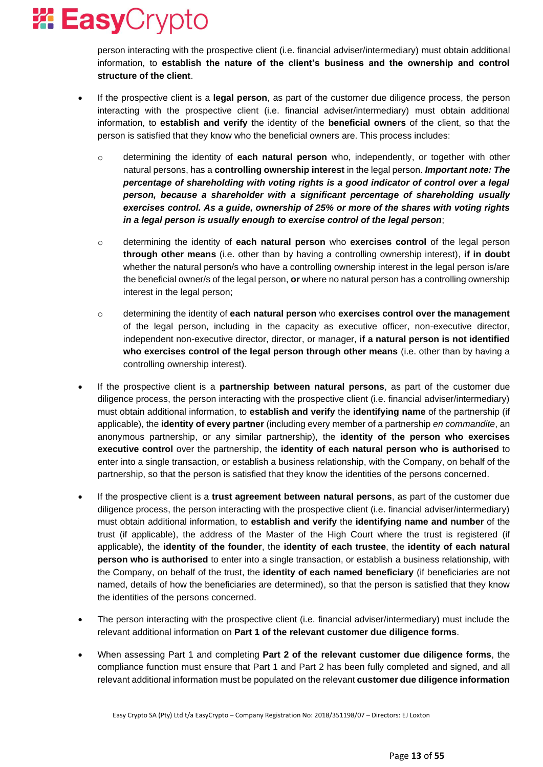person interacting with the prospective client (i.e. financial adviser/intermediary) must obtain additional information, to **establish the nature of the client's business and the ownership and control structure of the client**.

- If the prospective client is a **legal person**, as part of the customer due diligence process, the person interacting with the prospective client (i.e. financial adviser/intermediary) must obtain additional information, to **establish and verify** the identity of the **beneficial owners** of the client, so that the person is satisfied that they know who the beneficial owners are. This process includes:
  - determining the identity of **each natural person** who, independently, or together with other natural persons, has a **controlling ownership interest** in the legal person. ***Important note: The percentage of shareholding with voting rights is a good indicator of control over a legal person, because a shareholder with a significant percentage of shareholding usually exercises control. As a guide, ownership of 25% or more of the shares with voting rights in a legal person is usually enough to exercise control of the legal person***;
  - determining the identity of **each natural person** who **exercises control** of the legal person **through other means** (i.e. other than by having a controlling ownership interest), **if in doubt** whether the natural person/s who have a controlling ownership interest in the legal person is/are the beneficial owner/s of the legal person, **or** where no natural person has a controlling ownership interest in the legal person;
  - determining the identity of **each natural person** who **exercises control over the management** of the legal person, including in the capacity as executive officer, non-executive director, independent non-executive director, director, or manager, **if a natural person is not identified who exercises control of the legal person through other means** (i.e. other than by having a controlling ownership interest).
- If the prospective client is a **partnership between natural persons**, as part of the customer due diligence process, the person interacting with the prospective client (i.e. financial adviser/intermediary) must obtain additional information, to **establish and verify** the **identifying name** of the partnership (if applicable), the **identity of every partner** (including every member of a partnership *en commandite*, an anonymous partnership, or any similar partnership), the **identity of the person who exercises executive control** over the partnership, the **identity of each natural person who is authorised** to enter into a single transaction, or establish a business relationship, with the Company, on behalf of the partnership, so that the person is satisfied that they know the identities of the persons concerned.
- If the prospective client is a **trust agreement between natural persons**, as part of the customer due diligence process, the person interacting with the prospective client (i.e. financial adviser/intermediary) must obtain additional information, to **establish and verify** the **identifying name and number** of the trust (if applicable), the address of the Master of the High Court where the trust is registered (if applicable), the **identity of the founder**, the **identity of each trustee**, the **identity of each natural person who is authorised** to enter into a single transaction, or establish a business relationship, with the Company, on behalf of the trust, the **identity of each named beneficiary** (if beneficiaries are not named, details of how the beneficiaries are determined), so that the person is satisfied that they know the identities of the persons concerned.
- The person interacting with the prospective client (i.e. financial adviser/intermediary) must include the relevant additional information on **Part 1 of the relevant customer due diligence forms**.
- When assessing Part 1 and completing **Part 2 of the relevant customer due diligence forms**, the compliance function must ensure that Part 1 and Part 2 has been fully completed and signed, and all relevant additional information must be populated on the relevant **customer due diligence information**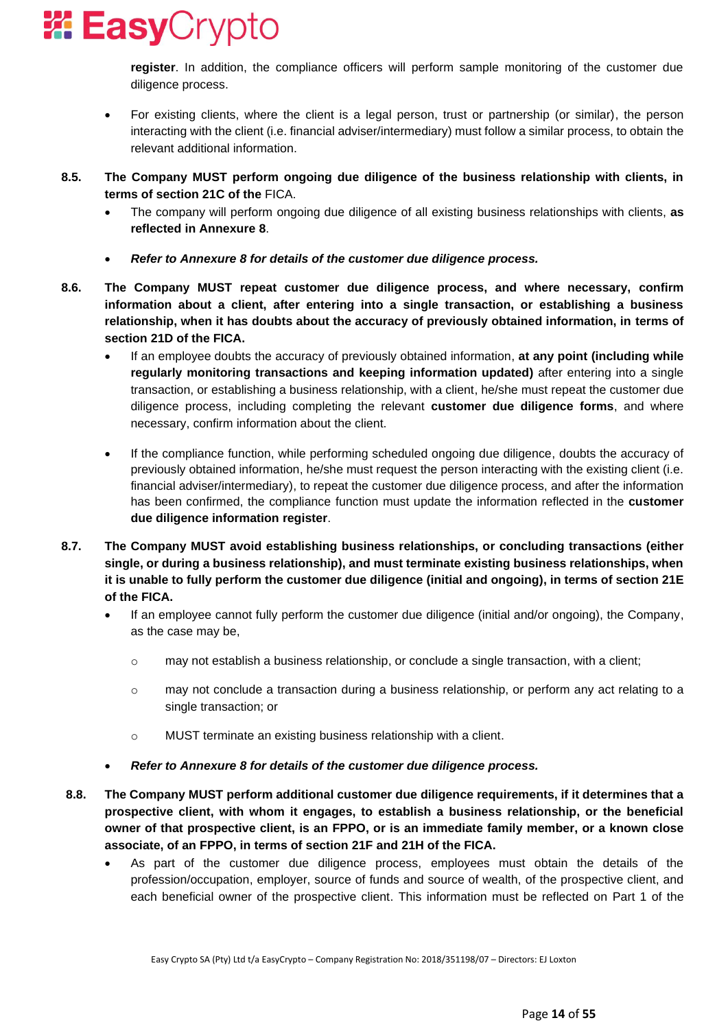**register**. In addition, the compliance officers will perform sample monitoring of the customer due diligence process.

- For existing clients, where the client is a legal person, trust or partnership (or similar), the person interacting with the client (i.e. financial adviser/intermediary) must follow a similar process, to obtain the relevant additional information.

**8.5. The Company MUST perform ongoing due diligence of the business relationship with clients, in terms of section 21C of the** FICA.

- The company will perform ongoing due diligence of all existing business relationships with clients, **as reflected in Annexure 8**.
- ***Refer to Annexure 8 for details of the customer due diligence process.***

**8.6. The Company MUST repeat customer due diligence process, and where necessary, confirm information about a client, after entering into a single transaction, or establishing a business relationship, when it has doubts about the accuracy of previously obtained information, in terms of section 21D of the FICA.**

- If an employee doubts the accuracy of previously obtained information, **at any point (including while regularly monitoring transactions and keeping information updated)** after entering into a single transaction, or establishing a business relationship, with a client, he/she must repeat the customer due diligence process, including completing the relevant **customer due diligence forms**, and where necessary, confirm information about the client.
- If the compliance function, while performing scheduled ongoing due diligence, doubts the accuracy of previously obtained information, he/she must request the person interacting with the existing client (i.e. financial adviser/intermediary), to repeat the customer due diligence process, and after the information has been confirmed, the compliance function must update the information reflected in the **customer due diligence information register**.

**8.7. The Company MUST avoid establishing business relationships, or concluding transactions (either single, or during a business relationship), and must terminate existing business relationships, when it is unable to fully perform the customer due diligence (initial and ongoing), in terms of section 21E of the FICA.**

- If an employee cannot fully perform the customer due diligence (initial and/or ongoing), the Company, as the case may be,
  - may not establish a business relationship, or conclude a single transaction, with a client;
  - may not conclude a transaction during a business relationship, or perform any act relating to a single transaction; or
  - MUST terminate an existing business relationship with a client.
- ***Refer to Annexure 8 for details of the customer due diligence process.***

**8.8. The Company MUST perform additional customer due diligence requirements, if it determines that a prospective client, with whom it engages, to establish a business relationship, or the beneficial owner of that prospective client, is an FPPO, or is an immediate family member, or a known close associate, of an FPPO, in terms of section 21F and 21H of the FICA.**

- As part of the customer due diligence process, employees must obtain the details of the profession/occupation, employer, source of funds and source of wealth, of the prospective client, and each beneficial owner of the prospective client. This information must be reflected on Part 1 of the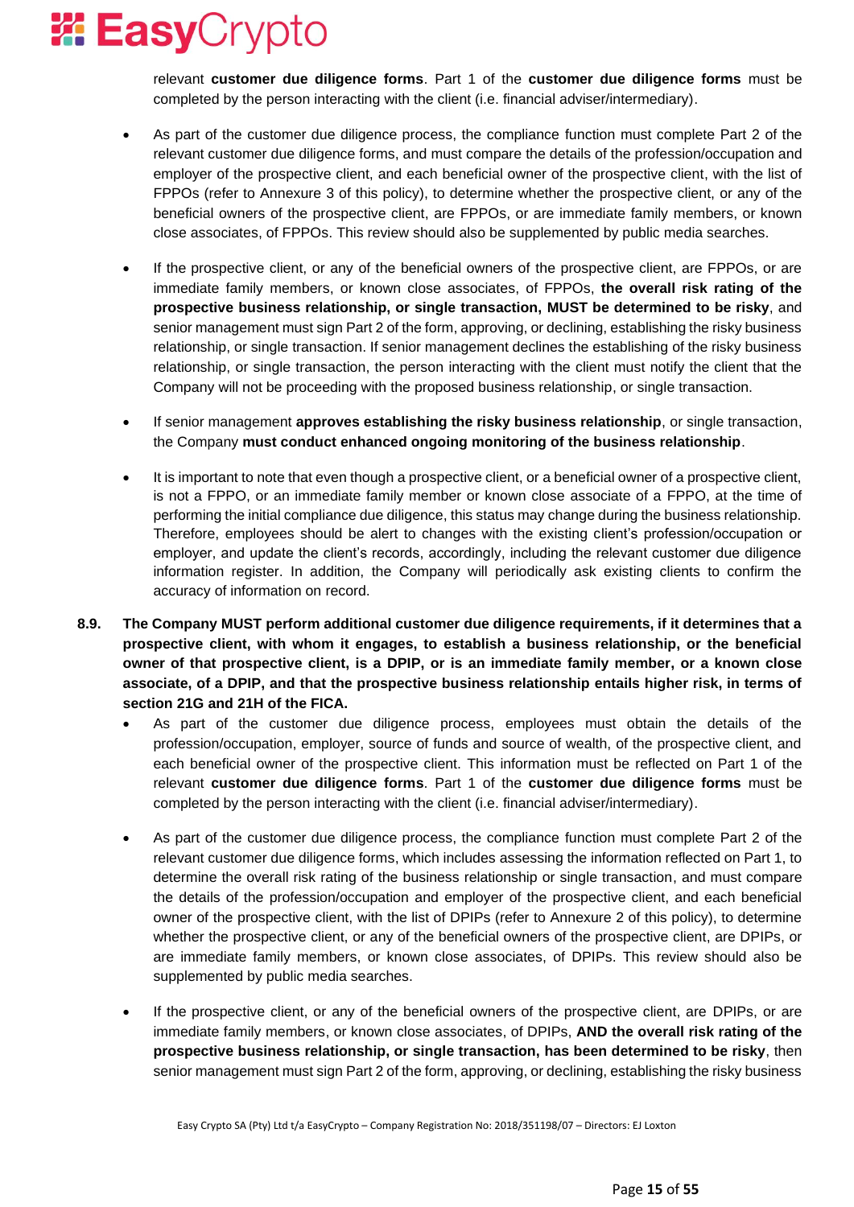relevant **customer due diligence forms**. Part 1 of the **customer due diligence forms** must be completed by the person interacting with the client (i.e. financial adviser/intermediary).

- As part of the customer due diligence process, the compliance function must complete Part 2 of the relevant customer due diligence forms, and must compare the details of the profession/occupation and employer of the prospective client, and each beneficial owner of the prospective client, with the list of FPPOs (refer to Annexure 3 of this policy), to determine whether the prospective client, or any of the beneficial owners of the prospective client, are FPPOs, or are immediate family members, or known close associates, of FPPOs. This review should also be supplemented by public media searches.

- If the prospective client, or any of the beneficial owners of the prospective client, are FPPOs, or are immediate family members, or known close associates, of FPPOs, **the overall risk rating of the prospective business relationship, or single transaction, MUST be determined to be risky**, and senior management must sign Part 2 of the form, approving, or declining, establishing the risky business relationship, or single transaction. If senior management declines the establishing of the risky business relationship, or single transaction, the person interacting with the client must notify the client that the Company will not be proceeding with the proposed business relationship, or single transaction.

- If senior management **approves establishing the risky business relationship**, or single transaction, the Company **must conduct enhanced ongoing monitoring of the business relationship**.

- It is important to note that even though a prospective client, or a beneficial owner of a prospective client, is not a FPPO, or an immediate family member or known close associate of a FPPO, at the time of performing the initial compliance due diligence, this status may change during the business relationship. Therefore, employees should be alert to changes with the existing client's profession/occupation or employer, and update the client's records, accordingly, including the relevant customer due diligence information register. In addition, the Company will periodically ask existing clients to confirm the accuracy of information on record.

**8.9. The Company MUST perform additional customer due diligence requirements, if it determines that a prospective client, with whom it engages, to establish a business relationship, or the beneficial owner of that prospective client, is a DPIP, or is an immediate family member, or a known close associate, of a DPIP, and that the prospective business relationship entails higher risk, in terms of section 21G and 21H of the FICA.**

- As part of the customer due diligence process, employees must obtain the details of the profession/occupation, employer, source of funds and source of wealth, of the prospective client, and each beneficial owner of the prospective client. This information must be reflected on Part 1 of the relevant **customer due diligence forms**. Part 1 of the **customer due diligence forms** must be completed by the person interacting with the client (i.e. financial adviser/intermediary).

- As part of the customer due diligence process, the compliance function must complete Part 2 of the relevant customer due diligence forms, which includes assessing the information reflected on Part 1, to determine the overall risk rating of the business relationship or single transaction, and must compare the details of the profession/occupation and employer of the prospective client, and each beneficial owner of the prospective client, with the list of DPIPs (refer to Annexure 2 of this policy), to determine whether the prospective client, or any of the beneficial owners of the prospective client, are DPIPs, or are immediate family members, or known close associates, of DPIPs. This review should also be supplemented by public media searches.

- If the prospective client, or any of the beneficial owners of the prospective client, are DPIPs, or are immediate family members, or known close associates, of DPIPs, **AND the overall risk rating of the prospective business relationship, or single transaction, has been determined to be risky**, then senior management must sign Part 2 of the form, approving, or declining, establishing the risky business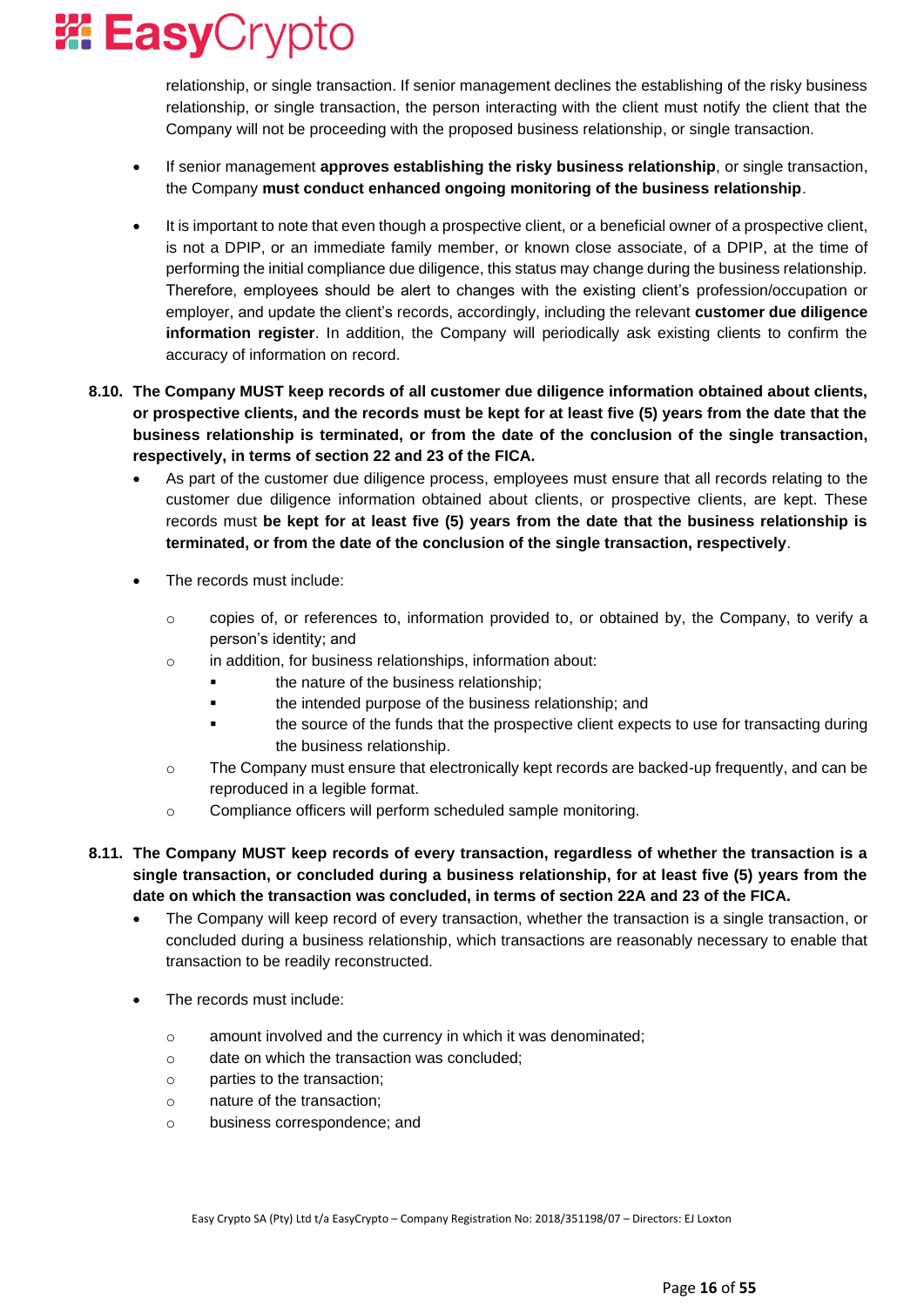relationship, or single transaction. If senior management declines the establishing of the risky business relationship, or single transaction, the person interacting with the client must notify the client that the Company will not be proceeding with the proposed business relationship, or single transaction.

- If senior management **approves establishing the risky business relationship**, or single transaction, the Company **must conduct enhanced ongoing monitoring of the business relationship**.

- It is important to note that even though a prospective client, or a beneficial owner of a prospective client, is not a DPIP, or an immediate family member, or known close associate, of a DPIP, at the time of performing the initial compliance due diligence, this status may change during the business relationship. Therefore, employees should be alert to changes with the existing client's profession/occupation or employer, and update the client's records, accordingly, including the relevant **customer due diligence information register**. In addition, the Company will periodically ask existing clients to confirm the accuracy of information on record.

**8.10. The Company MUST keep records of all customer due diligence information obtained about clients, or prospective clients, and the records must be kept for at least five (5) years from the date that the business relationship is terminated, or from the date of the conclusion of the single transaction, respectively, in terms of section 22 and 23 of the FICA.**

- As part of the customer due diligence process, employees must ensure that all records relating to the customer due diligence information obtained about clients, or prospective clients, are kept. These records must **be kept for at least five (5) years from the date that the business relationship is terminated, or from the date of the conclusion of the single transaction, respectively**.

- The records must include:
  - copies of, or references to, information provided to, or obtained by, the Company, to verify a person's identity; and
  - in addition, for business relationships, information about:
    - the nature of the business relationship;
    - the intended purpose of the business relationship; and
    - the source of the funds that the prospective client expects to use for transacting during the business relationship.
  - The Company must ensure that electronically kept records are backed-up frequently, and can be reproduced in a legible format.
  - Compliance officers will perform scheduled sample monitoring.

**8.11. The Company MUST keep records of every transaction, regardless of whether the transaction is a single transaction, or concluded during a business relationship, for at least five (5) years from the date on which the transaction was concluded, in terms of section 22A and 23 of the FICA.**

- The Company will keep record of every transaction, whether the transaction is a single transaction, or concluded during a business relationship, which transactions are reasonably necessary to enable that transaction to be readily reconstructed.

- The records must include:
  - amount involved and the currency in which it was denominated;
  - date on which the transaction was concluded;
  - parties to the transaction;
  - nature of the transaction;
  - business correspondence; and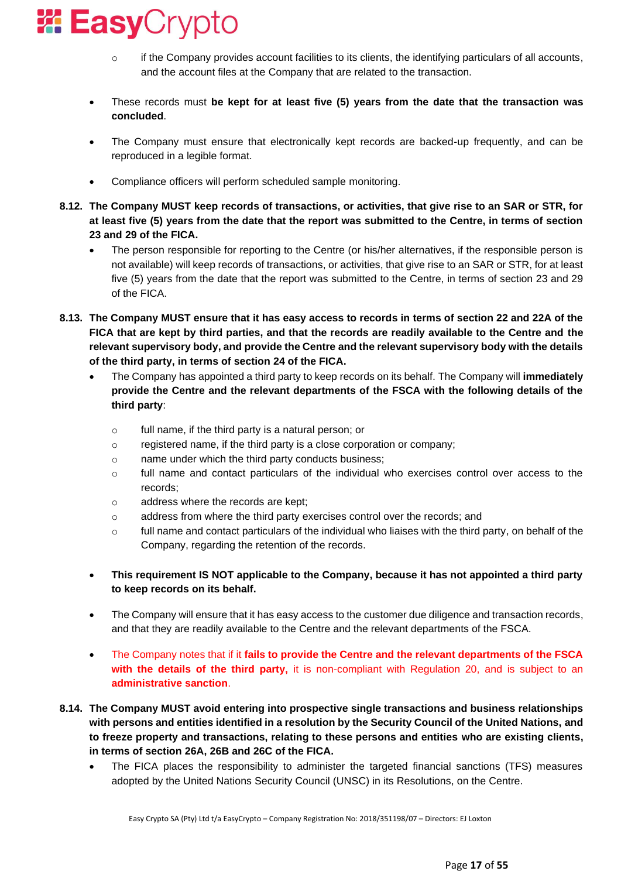- if the Company provides account facilities to its clients, the identifying particulars of all accounts, and the account files at the Company that are related to the transaction.

- These records must **be kept for at least five (5) years from the date that the transaction was concluded**.

- The Company must ensure that electronically kept records are backed-up frequently, and can be reproduced in a legible format.

- Compliance officers will perform scheduled sample monitoring.

**8.12. The Company MUST keep records of transactions, or activities, that give rise to an SAR or STR, for at least five (5) years from the date that the report was submitted to the Centre, in terms of section 23 and 29 of the FICA.**

- The person responsible for reporting to the Centre (or his/her alternatives, if the responsible person is not available) will keep records of transactions, or activities, that give rise to an SAR or STR, for at least five (5) years from the date that the report was submitted to the Centre, in terms of section 23 and 29 of the FICA.

**8.13. The Company MUST ensure that it has easy access to records in terms of section 22 and 22A of the FICA that are kept by third parties, and that the records are readily available to the Centre and the relevant supervisory body, and provide the Centre and the relevant supervisory body with the details of the third party, in terms of section 24 of the FICA.**

- The Company has appointed a third party to keep records on its behalf. The Company will **immediately provide the Centre and the relevant departments of the FSCA with the following details of the third party**:

  - full name, if the third party is a natural person; or
  - registered name, if the third party is a close corporation or company;
  - name under which the third party conducts business;
  - full name and contact particulars of the individual who exercises control over access to the records;
  - address where the records are kept;
  - address from where the third party exercises control over the records; and
  - full name and contact particulars of the individual who liaises with the third party, on behalf of the Company, regarding the retention of the records.

- **This requirement IS NOT applicable to the Company, because it has not appointed a third party to keep records on its behalf.**

- The Company will ensure that it has easy access to the customer due diligence and transaction records, and that they are readily available to the Centre and the relevant departments of the FSCA.

- The Company notes that if it **fails to provide the Centre and the relevant departments of the FSCA with the details of the third party,** it is non-compliant with Regulation 20, and is subject to an **administrative sanction**.

**8.14. The Company MUST avoid entering into prospective single transactions and business relationships with persons and entities identified in a resolution by the Security Council of the United Nations, and to freeze property and transactions, relating to these persons and entities who are existing clients, in terms of section 26A, 26B and 26C of the FICA.**

- The FICA places the responsibility to administer the targeted financial sanctions (TFS) measures adopted by the United Nations Security Council (UNSC) in its Resolutions, on the Centre.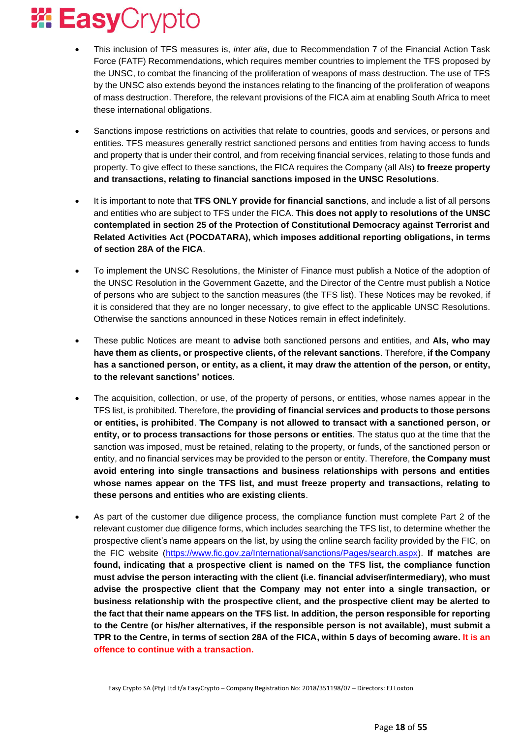- This inclusion of TFS measures is, *inter alia*, due to Recommendation 7 of the Financial Action Task Force (FATF) Recommendations, which requires member countries to implement the TFS proposed by the UNSC, to combat the financing of the proliferation of weapons of mass destruction. The use of TFS by the UNSC also extends beyond the instances relating to the financing of the proliferation of weapons of mass destruction. Therefore, the relevant provisions of the FICA aim at enabling South Africa to meet these international obligations.

- Sanctions impose restrictions on activities that relate to countries, goods and services, or persons and entities. TFS measures generally restrict sanctioned persons and entities from having access to funds and property that is under their control, and from receiving financial services, relating to those funds and property. To give effect to these sanctions, the FICA requires the Company (all AIs) **to freeze property and transactions, relating to financial sanctions imposed in the UNSC Resolutions**.

- It is important to note that **TFS ONLY provide for financial sanctions**, and include a list of all persons and entities who are subject to TFS under the FICA. **This does not apply to resolutions of the UNSC contemplated in section 25 of the Protection of Constitutional Democracy against Terrorist and Related Activities Act (POCDATARA), which imposes additional reporting obligations, in terms of section 28A of the FICA**.

- To implement the UNSC Resolutions, the Minister of Finance must publish a Notice of the adoption of the UNSC Resolution in the Government Gazette, and the Director of the Centre must publish a Notice of persons who are subject to the sanction measures (the TFS list). These Notices may be revoked, if it is considered that they are no longer necessary, to give effect to the applicable UNSC Resolutions. Otherwise the sanctions announced in these Notices remain in effect indefinitely.

- These public Notices are meant to **advise** both sanctioned persons and entities, and **AIs, who may have them as clients, or prospective clients, of the relevant sanctions**. Therefore, **if the Company has a sanctioned person, or entity, as a client, it may draw the attention of the person, or entity, to the relevant sanctions' notices**.

- The acquisition, collection, or use, of the property of persons, or entities, whose names appear in the TFS list, is prohibited. Therefore, the **providing of financial services and products to those persons or entities, is prohibited**. **The Company is not allowed to transact with a sanctioned person, or entity, or to process transactions for those persons or entities**. The status quo at the time that the sanction was imposed, must be retained, relating to the property, or funds, of the sanctioned person or entity, and no financial services may be provided to the person or entity. Therefore, **the Company must avoid entering into single transactions and business relationships with persons and entities whose names appear on the TFS list, and must freeze property and transactions, relating to these persons and entities who are existing clients**.

- As part of the customer due diligence process, the compliance function must complete Part 2 of the relevant customer due diligence forms, which includes searching the TFS list, to determine whether the prospective client's name appears on the list, by using the online search facility provided by the FIC, on the FIC website (https://www.fic.gov.za/International/sanctions/Pages/search.aspx). **If matches are found, indicating that a prospective client is named on the TFS list, the compliance function must advise the person interacting with the client (i.e. financial adviser/intermediary), who must advise the prospective client that the Company may not enter into a single transaction, or business relationship with the prospective client, and the prospective client may be alerted to the fact that their name appears on the TFS list. In addition, the person responsible for reporting to the Centre (or his/her alternatives, if the responsible person is not available), must submit a TPR to the Centre, in terms of section 28A of the FICA, within 5 days of becoming aware. It is an offence to continue with a transaction.**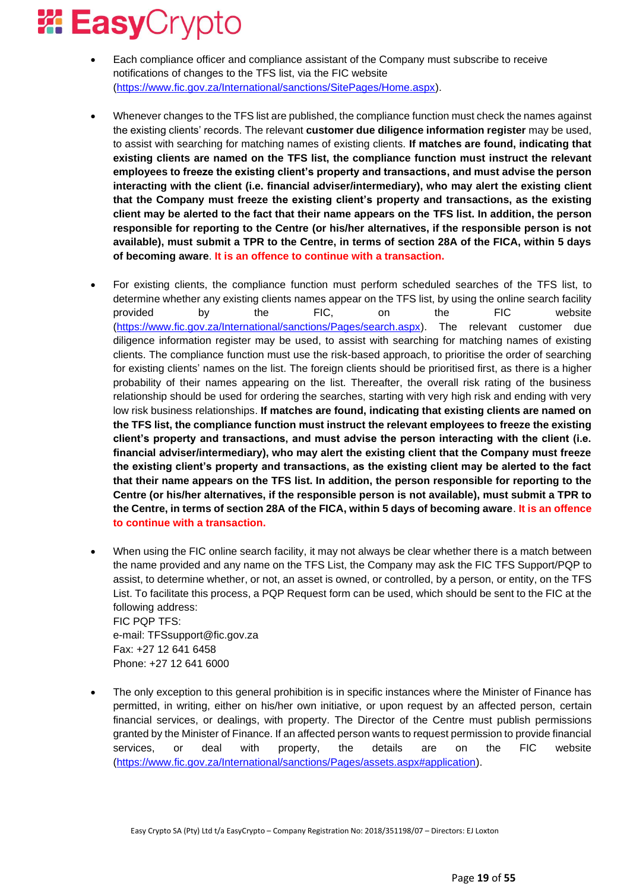- Each compliance officer and compliance assistant of the Company must subscribe to receive notifications of changes to the TFS list, via the FIC website (https://www.fic.gov.za/International/sanctions/SitePages/Home.aspx).

- Whenever changes to the TFS list are published, the compliance function must check the names against the existing clients' records. The relevant **customer due diligence information register** may be used, to assist with searching for matching names of existing clients. **If matches are found, indicating that existing clients are named on the TFS list, the compliance function must instruct the relevant employees to freeze the existing client's property and transactions, and must advise the person interacting with the client (i.e. financial adviser/intermediary), who may alert the existing client that the Company must freeze the existing client's property and transactions, as the existing client may be alerted to the fact that their name appears on the TFS list. In addition, the person responsible for reporting to the Centre (or his/her alternatives, if the responsible person is not available), must submit a TPR to the Centre, in terms of section 28A of the FICA, within 5 days of becoming aware**. **It is an offence to continue with a transaction.**

- For existing clients, the compliance function must perform scheduled searches of the TFS list, to determine whether any existing clients names appear on the TFS list, by using the online search facility provided by the FIC, on the FIC website (https://www.fic.gov.za/International/sanctions/Pages/search.aspx). The relevant customer due diligence information register may be used, to assist with searching for matching names of existing clients. The compliance function must use the risk-based approach, to prioritise the order of searching for existing clients' names on the list. The foreign clients should be prioritised first, as there is a higher probability of their names appearing on the list. Thereafter, the overall risk rating of the business relationship should be used for ordering the searches, starting with very high risk and ending with very low risk business relationships. **If matches are found, indicating that existing clients are named on the TFS list, the compliance function must instruct the relevant employees to freeze the existing client's property and transactions, and must advise the person interacting with the client (i.e. financial adviser/intermediary), who may alert the existing client that the Company must freeze the existing client's property and transactions, as the existing client may be alerted to the fact that their name appears on the TFS list. In addition, the person responsible for reporting to the Centre (or his/her alternatives, if the responsible person is not available), must submit a TPR to the Centre, in terms of section 28A of the FICA, within 5 days of becoming aware**. **It is an offence to continue with a transaction.**

- When using the FIC online search facility, it may not always be clear whether there is a match between the name provided and any name on the TFS List, the Company may ask the FIC TFS Support/PQP to assist, to determine whether, or not, an asset is owned, or controlled, by a person, or entity, on the TFS List. To facilitate this process, a PQP Request form can be used, which should be sent to the FIC at the following address:
  FIC PQP TFS:
  e-mail: TFSsupport@fic.gov.za
  Fax: +27 12 641 6458
  Phone: +27 12 641 6000

- The only exception to this general prohibition is in specific instances where the Minister of Finance has permitted, in writing, either on his/her own initiative, or upon request by an affected person, certain financial services, or dealings, with property. The Director of the Centre must publish permissions granted by the Minister of Finance. If an affected person wants to request permission to provide financial services, or deal with property, the details are on the FIC website (https://www.fic.gov.za/International/sanctions/Pages/assets.aspx#application).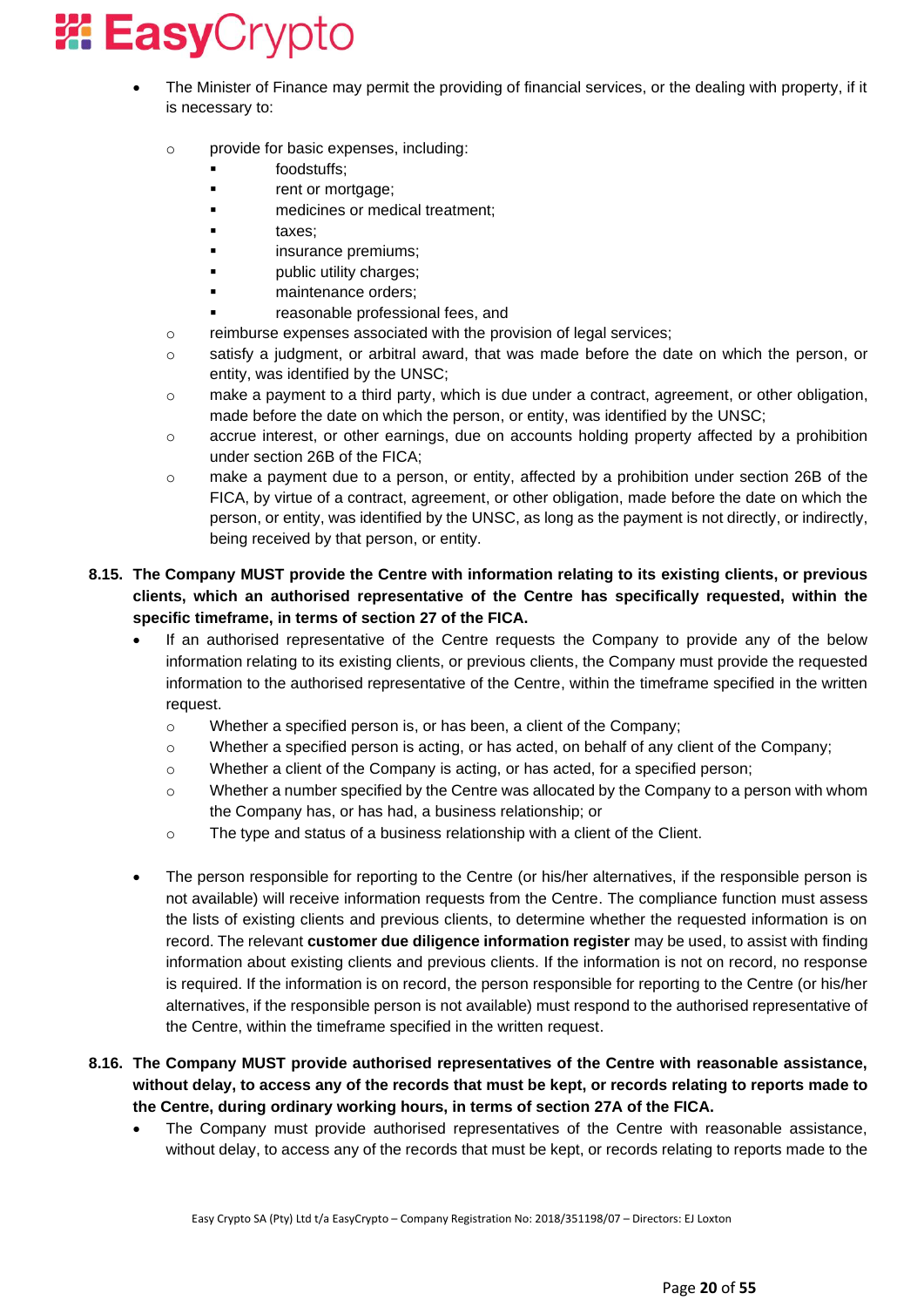- The Minister of Finance may permit the providing of financial services, or the dealing with property, if it is necessary to:
  - provide for basic expenses, including:
    - foodstuffs;
    - rent or mortgage;
    - medicines or medical treatment;
    - taxes;
    - insurance premiums;
    - public utility charges;
    - maintenance orders;
    - reasonable professional fees, and
  - reimburse expenses associated with the provision of legal services;
  - satisfy a judgment, or arbitral award, that was made before the date on which the person, or entity, was identified by the UNSC;
  - make a payment to a third party, which is due under a contract, agreement, or other obligation, made before the date on which the person, or entity, was identified by the UNSC;
  - accrue interest, or other earnings, due on accounts holding property affected by a prohibition under section 26B of the FICA;
  - make a payment due to a person, or entity, affected by a prohibition under section 26B of the FICA, by virtue of a contract, agreement, or other obligation, made before the date on which the person, or entity, was identified by the UNSC, as long as the payment is not directly, or indirectly, being received by that person, or entity.

**8.15. The Company MUST provide the Centre with information relating to its existing clients, or previous clients, which an authorised representative of the Centre has specifically requested, within the specific timeframe, in terms of section 27 of the FICA.**

- If an authorised representative of the Centre requests the Company to provide any of the below information relating to its existing clients, or previous clients, the Company must provide the requested information to the authorised representative of the Centre, within the timeframe specified in the written request.
  - Whether a specified person is, or has been, a client of the Company;
  - Whether a specified person is acting, or has acted, on behalf of any client of the Company;
  - Whether a client of the Company is acting, or has acted, for a specified person;
  - Whether a number specified by the Centre was allocated by the Company to a person with whom the Company has, or has had, a business relationship; or
  - The type and status of a business relationship with a client of the Client.

- The person responsible for reporting to the Centre (or his/her alternatives, if the responsible person is not available) will receive information requests from the Centre. The compliance function must assess the lists of existing clients and previous clients, to determine whether the requested information is on record. The relevant **customer due diligence information register** may be used, to assist with finding information about existing clients and previous clients. If the information is not on record, no response is required. If the information is on record, the person responsible for reporting to the Centre (or his/her alternatives, if the responsible person is not available) must respond to the authorised representative of the Centre, within the timeframe specified in the written request.

**8.16. The Company MUST provide authorised representatives of the Centre with reasonable assistance, without delay, to access any of the records that must be kept, or records relating to reports made to the Centre, during ordinary working hours, in terms of section 27A of the FICA.**

- The Company must provide authorised representatives of the Centre with reasonable assistance, without delay, to access any of the records that must be kept, or records relating to reports made to the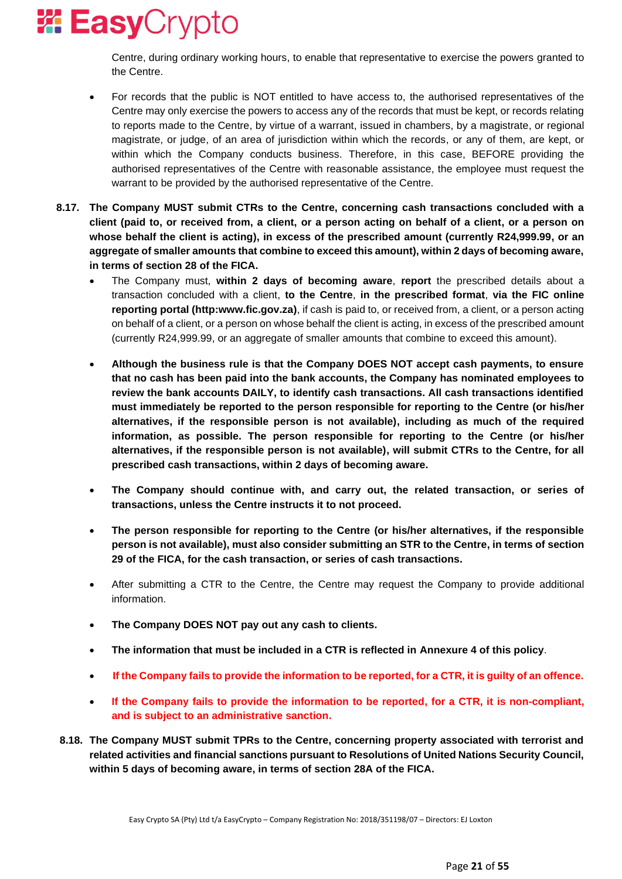Centre, during ordinary working hours, to enable that representative to exercise the powers granted to the Centre.

- For records that the public is NOT entitled to have access to, the authorised representatives of the Centre may only exercise the powers to access any of the records that must be kept, or records relating to reports made to the Centre, by virtue of a warrant, issued in chambers, by a magistrate, or regional magistrate, or judge, of an area of jurisdiction within which the records, or any of them, are kept, or within which the Company conducts business. Therefore, in this case, BEFORE providing the authorised representatives of the Centre with reasonable assistance, the employee must request the warrant to be provided by the authorised representative of the Centre.

**8.17. The Company MUST submit CTRs to the Centre, concerning cash transactions concluded with a client (paid to, or received from, a client, or a person acting on behalf of a client, or a person on whose behalf the client is acting), in excess of the prescribed amount (currently R24,999.99, or an aggregate of smaller amounts that combine to exceed this amount), within 2 days of becoming aware, in terms of section 28 of the FICA.**

- The Company must, **within 2 days of becoming aware**, **report** the prescribed details about a transaction concluded with a client, **to the Centre**, **in the prescribed format**, **via the FIC online reporting portal (http:www.fic.gov.za)**, if cash is paid to, or received from, a client, or a person acting on behalf of a client, or a person on whose behalf the client is acting, in excess of the prescribed amount (currently R24,999.99, or an aggregate of smaller amounts that combine to exceed this amount).

- **Although the business rule is that the Company DOES NOT accept cash payments, to ensure that no cash has been paid into the bank accounts, the Company has nominated employees to review the bank accounts DAILY, to identify cash transactions. All cash transactions identified must immediately be reported to the person responsible for reporting to the Centre (or his/her alternatives, if the responsible person is not available), including as much of the required information, as possible. The person responsible for reporting to the Centre (or his/her alternatives, if the responsible person is not available), will submit CTRs to the Centre, for all prescribed cash transactions, within 2 days of becoming aware.**

- **The Company should continue with, and carry out, the related transaction, or series of transactions, unless the Centre instructs it to not proceed.**

- **The person responsible for reporting to the Centre (or his/her alternatives, if the responsible person is not available), must also consider submitting an STR to the Centre, in terms of section 29 of the FICA, for the cash transaction, or series of cash transactions.**

- After submitting a CTR to the Centre, the Centre may request the Company to provide additional information.

- **The Company DOES NOT pay out any cash to clients.**

- **The information that must be included in a CTR is reflected in Annexure 4 of this policy**.

- **If the Company fails to provide the information to be reported, for a CTR, it is guilty of an offence.**

- **If the Company fails to provide the information to be reported, for a CTR, it is non-compliant, and is subject to an administrative sanction.**

**8.18. The Company MUST submit TPRs to the Centre, concerning property associated with terrorist and related activities and financial sanctions pursuant to Resolutions of United Nations Security Council, within 5 days of becoming aware, in terms of section 28A of the FICA.**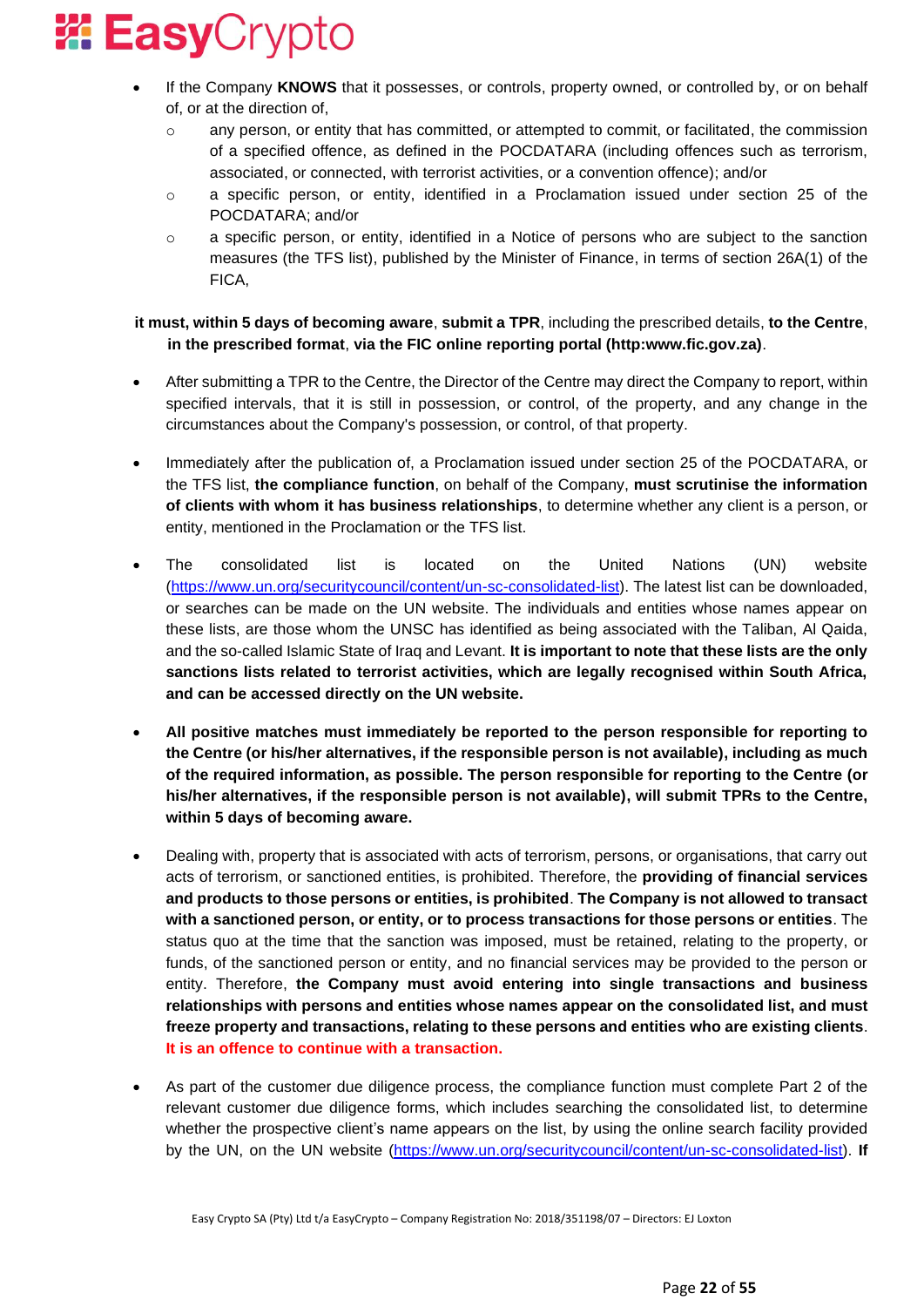- If the Company **KNOWS** that it possesses, or controls, property owned, or controlled by, or on behalf of, or at the direction of,
  - any person, or entity that has committed, or attempted to commit, or facilitated, the commission of a specified offence, as defined in the POCDATARA (including offences such as terrorism, associated, or connected, with terrorist activities, or a convention offence); and/or
  - a specific person, or entity, identified in a Proclamation issued under section 25 of the POCDATARA; and/or
  - a specific person, or entity, identified in a Notice of persons who are subject to the sanction measures (the TFS list), published by the Minister of Finance, in terms of section 26A(1) of the FICA,

**it must, within 5 days of becoming aware**, **submit a TPR**, including the prescribed details, **to the Centre**, **in the prescribed format**, **via the FIC online reporting portal (http:www.fic.gov.za)**.

- After submitting a TPR to the Centre, the Director of the Centre may direct the Company to report, within specified intervals, that it is still in possession, or control, of the property, and any change in the circumstances about the Company's possession, or control, of that property.

- Immediately after the publication of, a Proclamation issued under section 25 of the POCDATARA, or the TFS list, **the compliance function**, on behalf of the Company, **must scrutinise the information of clients with whom it has business relationships**, to determine whether any client is a person, or entity, mentioned in the Proclamation or the TFS list.

- The consolidated list is located on the United Nations (UN) website (https://www.un.org/securitycouncil/content/un-sc-consolidated-list). The latest list can be downloaded, or searches can be made on the UN website. The individuals and entities whose names appear on these lists, are those whom the UNSC has identified as being associated with the Taliban, Al Qaida, and the so-called Islamic State of Iraq and Levant. **It is important to note that these lists are the only sanctions lists related to terrorist activities, which are legally recognised within South Africa, and can be accessed directly on the UN website.**

- **All positive matches must immediately be reported to the person responsible for reporting to the Centre (or his/her alternatives, if the responsible person is not available), including as much of the required information, as possible. The person responsible for reporting to the Centre (or his/her alternatives, if the responsible person is not available), will submit TPRs to the Centre, within 5 days of becoming aware.**

- Dealing with, property that is associated with acts of terrorism, persons, or organisations, that carry out acts of terrorism, or sanctioned entities, is prohibited. Therefore, the **providing of financial services and products to those persons or entities, is prohibited**. **The Company is not allowed to transact with a sanctioned person, or entity, or to process transactions for those persons or entities**. The status quo at the time that the sanction was imposed, must be retained, relating to the property, or funds, of the sanctioned person or entity, and no financial services may be provided to the person or entity. Therefore, **the Company must avoid entering into single transactions and business relationships with persons and entities whose names appear on the consolidated list, and must freeze property and transactions, relating to these persons and entities who are existing clients**. **It is an offence to continue with a transaction.**

- As part of the customer due diligence process, the compliance function must complete Part 2 of the relevant customer due diligence forms, which includes searching the consolidated list, to determine whether the prospective client's name appears on the list, by using the online search facility provided by the UN, on the UN website (https://www.un.org/securitycouncil/content/un-sc-consolidated-list). **If**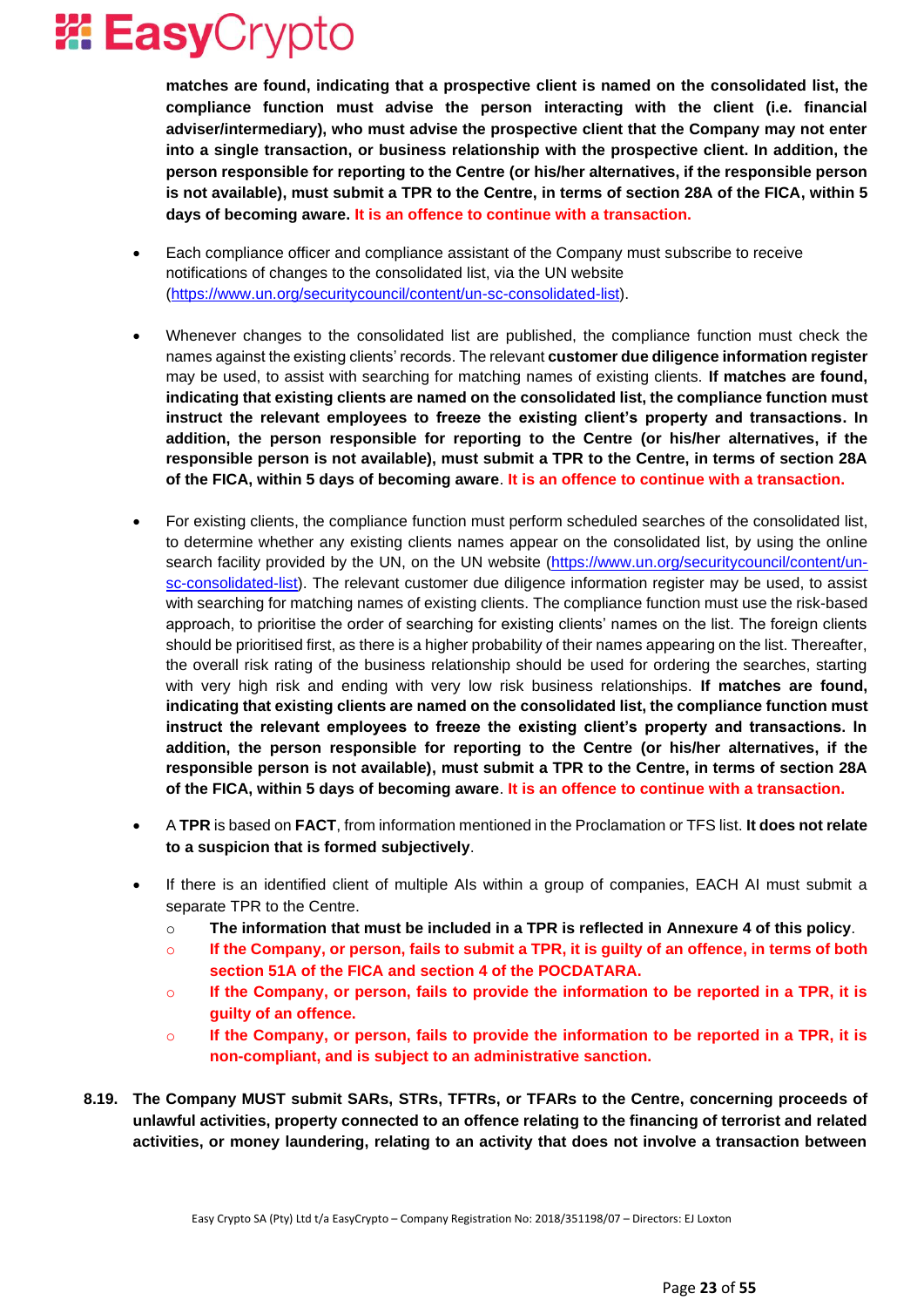**matches are found, indicating that a prospective client is named on the consolidated list, the compliance function must advise the person interacting with the client (i.e. financial adviser/intermediary), who must advise the prospective client that the Company may not enter into a single transaction, or business relationship with the prospective client. In addition, the person responsible for reporting to the Centre (or his/her alternatives, if the responsible person is not available), must submit a TPR to the Centre, in terms of section 28A of the FICA, within 5 days of becoming aware. It is an offence to continue with a transaction.**

- Each compliance officer and compliance assistant of the Company must subscribe to receive notifications of changes to the consolidated list, via the UN website (https://www.un.org/securitycouncil/content/un-sc-consolidated-list).

- Whenever changes to the consolidated list are published, the compliance function must check the names against the existing clients' records. The relevant **customer due diligence information register** may be used, to assist with searching for matching names of existing clients. **If matches are found, indicating that existing clients are named on the consolidated list, the compliance function must instruct the relevant employees to freeze the existing client's property and transactions. In addition, the person responsible for reporting to the Centre (or his/her alternatives, if the responsible person is not available), must submit a TPR to the Centre, in terms of section 28A of the FICA, within 5 days of becoming aware**. **It is an offence to continue with a transaction.**

- For existing clients, the compliance function must perform scheduled searches of the consolidated list, to determine whether any existing clients names appear on the consolidated list, by using the online search facility provided by the UN, on the UN website (https://www.un.org/securitycouncil/content/un-sc-consolidated-list). The relevant customer due diligence information register may be used, to assist with searching for matching names of existing clients. The compliance function must use the risk-based approach, to prioritise the order of searching for existing clients' names on the list. The foreign clients should be prioritised first, as there is a higher probability of their names appearing on the list. Thereafter, the overall risk rating of the business relationship should be used for ordering the searches, starting with very high risk and ending with very low risk business relationships. **If matches are found, indicating that existing clients are named on the consolidated list, the compliance function must instruct the relevant employees to freeze the existing client's property and transactions. In addition, the person responsible for reporting to the Centre (or his/her alternatives, if the responsible person is not available), must submit a TPR to the Centre, in terms of section 28A of the FICA, within 5 days of becoming aware**. **It is an offence to continue with a transaction.**

- A **TPR** is based on **FACT**, from information mentioned in the Proclamation or TFS list. **It does not relate to a suspicion that is formed subjectively**.

- If there is an identified client of multiple AIs within a group of companies, EACH AI must submit a separate TPR to the Centre.
  - **The information that must be included in a TPR is reflected in Annexure 4 of this policy**.
  - **If the Company, or person, fails to submit a TPR, it is guilty of an offence, in terms of both section 51A of the FICA and section 4 of the POCDATARA.**
  - **If the Company, or person, fails to provide the information to be reported in a TPR, it is guilty of an offence.**
  - **If the Company, or person, fails to provide the information to be reported in a TPR, it is non-compliant, and is subject to an administrative sanction.**

**8.19. The Company MUST submit SARs, STRs, TFTRs, or TFARs to the Centre, concerning proceeds of unlawful activities, property connected to an offence relating to the financing of terrorist and related activities, or money laundering, relating to an activity that does not involve a transaction between**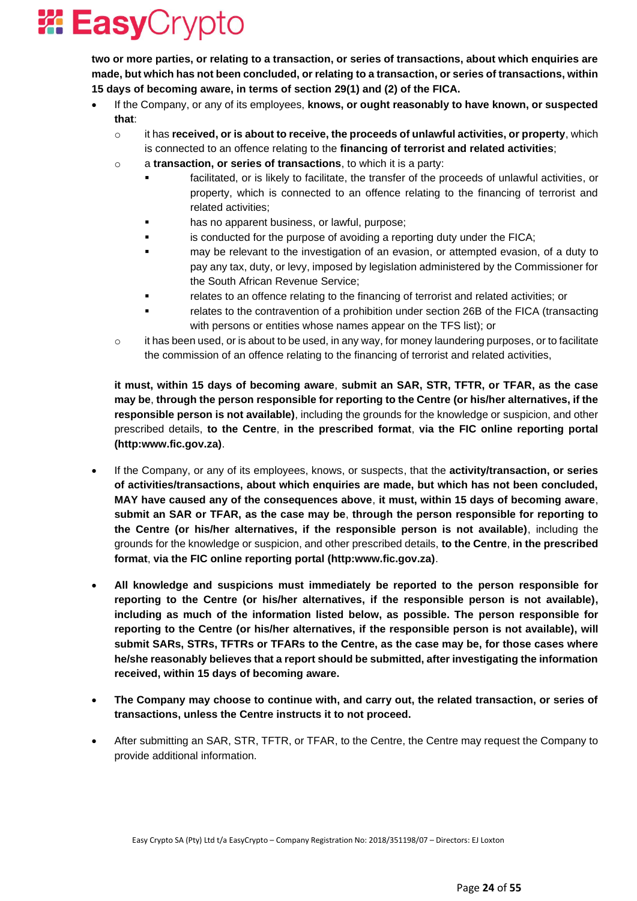**two or more parties, or relating to a transaction, or series of transactions, about which enquiries are made, but which has not been concluded, or relating to a transaction, or series of transactions, within 15 days of becoming aware, in terms of section 29(1) and (2) of the FICA.**

- If the Company, or any of its employees, **knows, or ought reasonably to have known, or suspected that**:
  - it has **received, or is about to receive, the proceeds of unlawful activities, or property**, which is connected to an offence relating to the **financing of terrorist and related activities**;
  - a **transaction, or series of transactions**, to which it is a party:
    - facilitated, or is likely to facilitate, the transfer of the proceeds of unlawful activities, or property, which is connected to an offence relating to the financing of terrorist and related activities;
    - has no apparent business, or lawful, purpose;
    - is conducted for the purpose of avoiding a reporting duty under the FICA;
    - may be relevant to the investigation of an evasion, or attempted evasion, of a duty to pay any tax, duty, or levy, imposed by legislation administered by the Commissioner for the South African Revenue Service;
    - relates to an offence relating to the financing of terrorist and related activities; or
    - relates to the contravention of a prohibition under section 26B of the FICA (transacting with persons or entities whose names appear on the TFS list); or
  - it has been used, or is about to be used, in any way, for money laundering purposes, or to facilitate the commission of an offence relating to the financing of terrorist and related activities,

  **it must, within 15 days of becoming aware**, **submit an SAR, STR, TFTR, or TFAR, as the case may be**, **through the person responsible for reporting to the Centre (or his/her alternatives, if the responsible person is not available)**, including the grounds for the knowledge or suspicion, and other prescribed details, **to the Centre**, **in the prescribed format**, **via the FIC online reporting portal (http:www.fic.gov.za)**.

- If the Company, or any of its employees, knows, or suspects, that the **activity/transaction, or series of activities/transactions, about which enquiries are made, but which has not been concluded, MAY have caused any of the consequences above**, **it must, within 15 days of becoming aware**, **submit an SAR or TFAR, as the case may be**, **through the person responsible for reporting to the Centre (or his/her alternatives, if the responsible person is not available)**, including the grounds for the knowledge or suspicion, and other prescribed details, **to the Centre**, **in the prescribed format**, **via the FIC online reporting portal (http:www.fic.gov.za)**.

- **All knowledge and suspicions must immediately be reported to the person responsible for reporting to the Centre (or his/her alternatives, if the responsible person is not available), including as much of the information listed below, as possible. The person responsible for reporting to the Centre (or his/her alternatives, if the responsible person is not available), will submit SARs, STRs, TFTRs or TFARs to the Centre, as the case may be, for those cases where he/she reasonably believes that a report should be submitted, after investigating the information received, within 15 days of becoming aware.**

- **The Company may choose to continue with, and carry out, the related transaction, or series of transactions, unless the Centre instructs it to not proceed.**

- After submitting an SAR, STR, TFTR, or TFAR, to the Centre, the Centre may request the Company to provide additional information.

Easy Crypto SA (Pty) Ltd t/a EasyCrypto – Company Registration No: 2018/351198/07 – Directors: EJ Loxton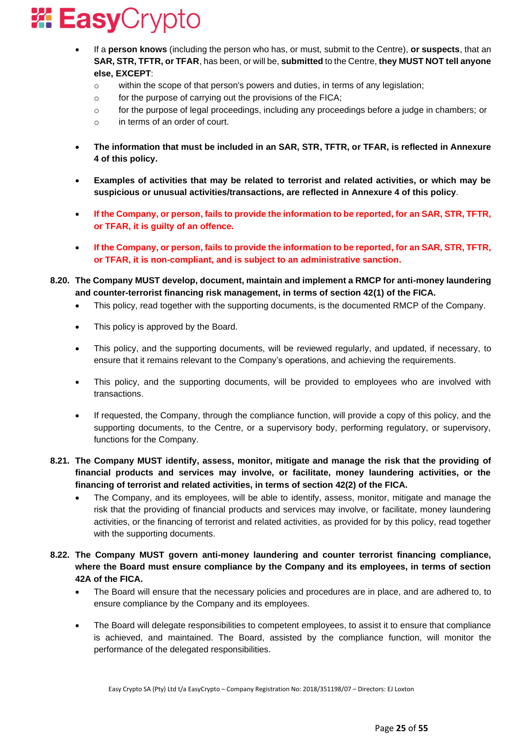- If a **person knows** (including the person who has, or must, submit to the Centre), **or suspects**, that an **SAR, STR, TFTR, or TFAR**, has been, or will be, **submitted** to the Centre, **they MUST NOT tell anyone else, EXCEPT**:
  - within the scope of that person's powers and duties, in terms of any legislation;
  - for the purpose of carrying out the provisions of the FICA;
  - for the purpose of legal proceedings, including any proceedings before a judge in chambers; or
  - in terms of an order of court.

- **The information that must be included in an SAR, STR, TFTR, or TFAR, is reflected in Annexure 4 of this policy.**

- **Examples of activities that may be related to terrorist and related activities, or which may be suspicious or unusual activities/transactions, are reflected in Annexure 4 of this policy**.

- **If the Company, or person, fails to provide the information to be reported, for an SAR, STR, TFTR, or TFAR, it is guilty of an offence.**

- **If the Company, or person, fails to provide the information to be reported, for an SAR, STR, TFTR, or TFAR, it is non-compliant, and is subject to an administrative sanction.**

**8.20. The Company MUST develop, document, maintain and implement a RMCP for anti-money laundering and counter-terrorist financing risk management, in terms of section 42(1) of the FICA.**

- This policy, read together with the supporting documents, is the documented RMCP of the Company.

- This policy is approved by the Board.

- This policy, and the supporting documents, will be reviewed regularly, and updated, if necessary, to ensure that it remains relevant to the Company's operations, and achieving the requirements.

- This policy, and the supporting documents, will be provided to employees who are involved with transactions.

- If requested, the Company, through the compliance function, will provide a copy of this policy, and the supporting documents, to the Centre, or a supervisory body, performing regulatory, or supervisory, functions for the Company.

**8.21. The Company MUST identify, assess, monitor, mitigate and manage the risk that the providing of financial products and services may involve, or facilitate, money laundering activities, or the financing of terrorist and related activities, in terms of section 42(2) of the FICA.**

- The Company, and its employees, will be able to identify, assess, monitor, mitigate and manage the risk that the providing of financial products and services may involve, or facilitate, money laundering activities, or the financing of terrorist and related activities, as provided for by this policy, read together with the supporting documents.

**8.22. The Company MUST govern anti-money laundering and counter terrorist financing compliance, where the Board must ensure compliance by the Company and its employees, in terms of section 42A of the FICA.**

- The Board will ensure that the necessary policies and procedures are in place, and are adhered to, to ensure compliance by the Company and its employees.

- The Board will delegate responsibilities to competent employees, to assist it to ensure that compliance is achieved, and maintained. The Board, assisted by the compliance function, will monitor the performance of the delegated responsibilities.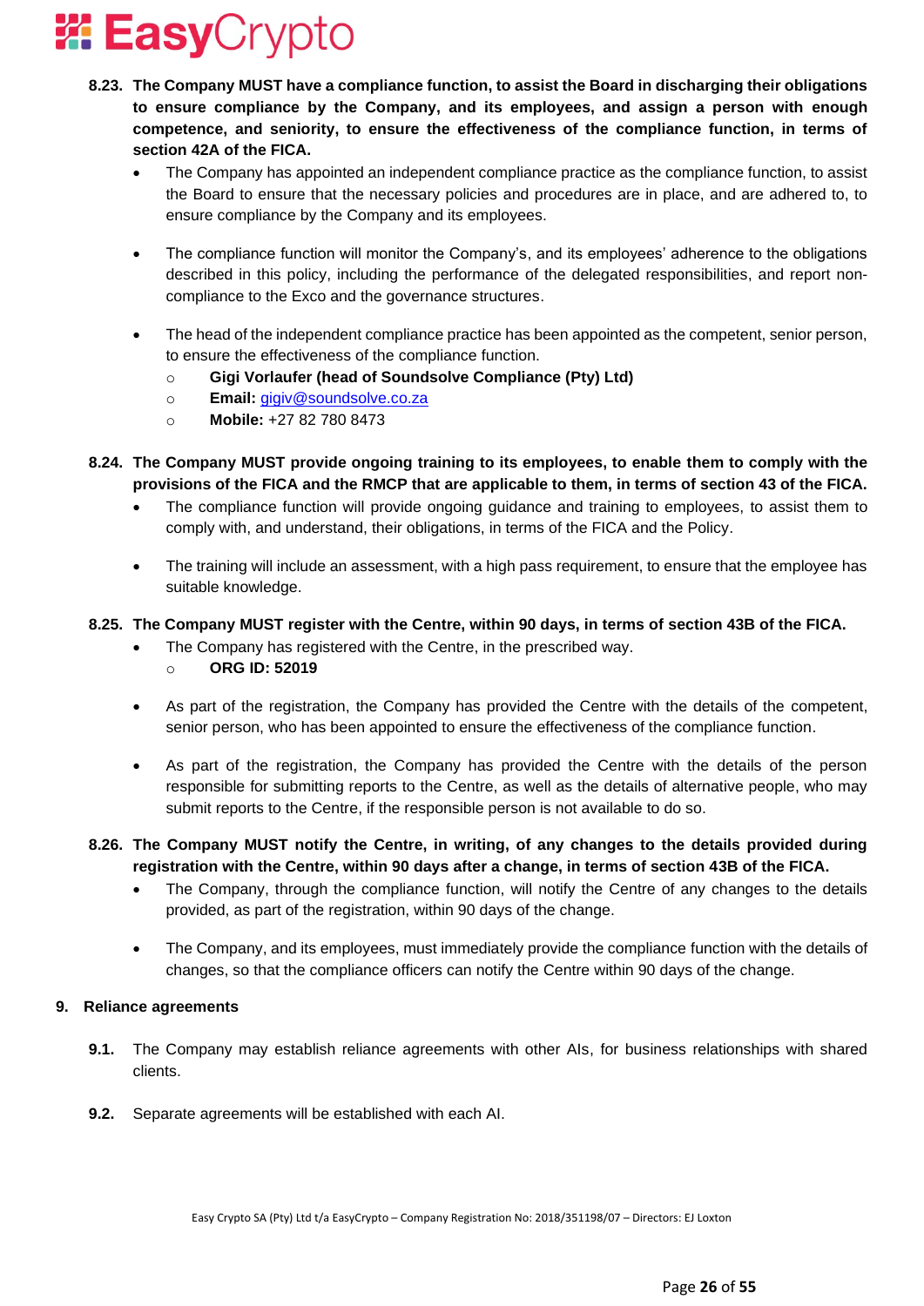**8.23. The Company MUST have a compliance function, to assist the Board in discharging their obligations to ensure compliance by the Company, and its employees, and assign a person with enough competence, and seniority, to ensure the effectiveness of the compliance function, in terms of section 42A of the FICA.**

- The Company has appointed an independent compliance practice as the compliance function, to assist the Board to ensure that the necessary policies and procedures are in place, and are adhered to, to ensure compliance by the Company and its employees.
- The compliance function will monitor the Company's, and its employees' adherence to the obligations described in this policy, including the performance of the delegated responsibilities, and report non-compliance to the Exco and the governance structures.
- The head of the independent compliance practice has been appointed as the competent, senior person, to ensure the effectiveness of the compliance function.
  - **Gigi Vorlaufer (head of Soundsolve Compliance (Pty) Ltd)**
  - **Email:** gigiv@soundsolve.co.za
  - **Mobile:** +27 82 780 8473

**8.24. The Company MUST provide ongoing training to its employees, to enable them to comply with the provisions of the FICA and the RMCP that are applicable to them, in terms of section 43 of the FICA.**

- The compliance function will provide ongoing guidance and training to employees, to assist them to comply with, and understand, their obligations, in terms of the FICA and the Policy.
- The training will include an assessment, with a high pass requirement, to ensure that the employee has suitable knowledge.

**8.25. The Company MUST register with the Centre, within 90 days, in terms of section 43B of the FICA.**

- The Company has registered with the Centre, in the prescribed way.
  - **ORG ID: 52019**
- As part of the registration, the Company has provided the Centre with the details of the competent, senior person, who has been appointed to ensure the effectiveness of the compliance function.
- As part of the registration, the Company has provided the Centre with the details of the person responsible for submitting reports to the Centre, as well as the details of alternative people, who may submit reports to the Centre, if the responsible person is not available to do so.

**8.26. The Company MUST notify the Centre, in writing, of any changes to the details provided during registration with the Centre, within 90 days after a change, in terms of section 43B of the FICA.**

- The Company, through the compliance function, will notify the Centre of any changes to the details provided, as part of the registration, within 90 days of the change.
- The Company, and its employees, must immediately provide the compliance function with the details of changes, so that the compliance officers can notify the Centre within 90 days of the change.

## 9. Reliance agreements

**9.1.** The Company may establish reliance agreements with other AIs, for business relationships with shared clients.

**9.2.** Separate agreements will be established with each AI.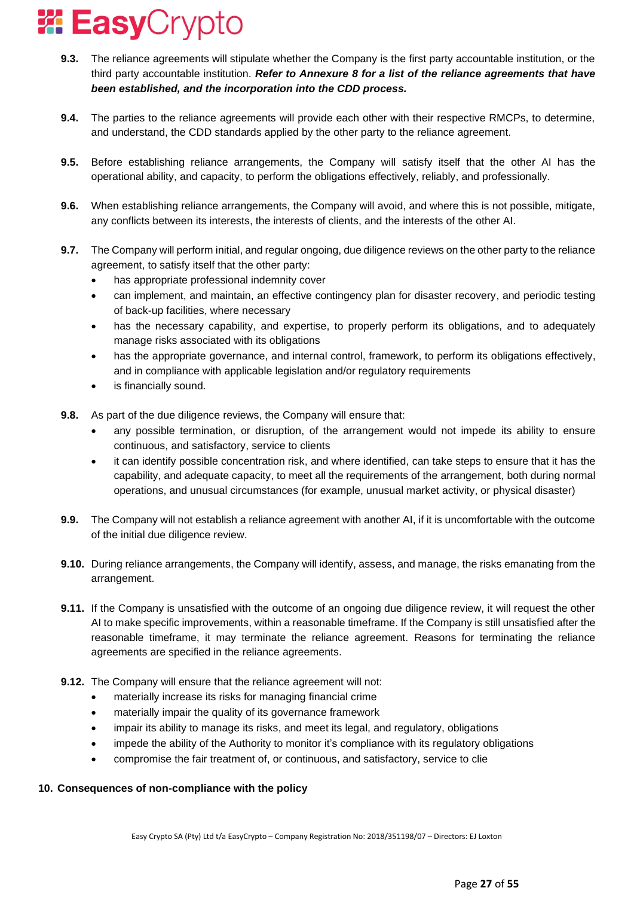**9.3.** The reliance agreements will stipulate whether the Company is the first party accountable institution, or the third party accountable institution. ***Refer to Annexure 8 for a list of the reliance agreements that have been established, and the incorporation into the CDD process.***

**9.4.** The parties to the reliance agreements will provide each other with their respective RMCPs, to determine, and understand, the CDD standards applied by the other party to the reliance agreement.

**9.5.** Before establishing reliance arrangements, the Company will satisfy itself that the other AI has the operational ability, and capacity, to perform the obligations effectively, reliably, and professionally.

**9.6.** When establishing reliance arrangements, the Company will avoid, and where this is not possible, mitigate, any conflicts between its interests, the interests of clients, and the interests of the other AI.

**9.7.** The Company will perform initial, and regular ongoing, due diligence reviews on the other party to the reliance agreement, to satisfy itself that the other party:

- has appropriate professional indemnity cover
- can implement, and maintain, an effective contingency plan for disaster recovery, and periodic testing of back-up facilities, where necessary
- has the necessary capability, and expertise, to properly perform its obligations, and to adequately manage risks associated with its obligations
- has the appropriate governance, and internal control, framework, to perform its obligations effectively, and in compliance with applicable legislation and/or regulatory requirements
- is financially sound.

**9.8.** As part of the due diligence reviews, the Company will ensure that:

- any possible termination, or disruption, of the arrangement would not impede its ability to ensure continuous, and satisfactory, service to clients
- it can identify possible concentration risk, and where identified, can take steps to ensure that it has the capability, and adequate capacity, to meet all the requirements of the arrangement, both during normal operations, and unusual circumstances (for example, unusual market activity, or physical disaster)

**9.9.** The Company will not establish a reliance agreement with another AI, if it is uncomfortable with the outcome of the initial due diligence review.

**9.10.** During reliance arrangements, the Company will identify, assess, and manage, the risks emanating from the arrangement.

**9.11.** If the Company is unsatisfied with the outcome of an ongoing due diligence review, it will request the other AI to make specific improvements, within a reasonable timeframe. If the Company is still unsatisfied after the reasonable timeframe, it may terminate the reliance agreement. Reasons for terminating the reliance agreements are specified in the reliance agreements.

**9.12.** The Company will ensure that the reliance agreement will not:

- materially increase its risks for managing financial crime
- materially impair the quality of its governance framework
- impair its ability to manage its risks, and meet its legal, and regulatory, obligations
- impede the ability of the Authority to monitor it's compliance with its regulatory obligations
- compromise the fair treatment of, or continuous, and satisfactory, service to clie

## 10. Consequences of non-compliance with the policy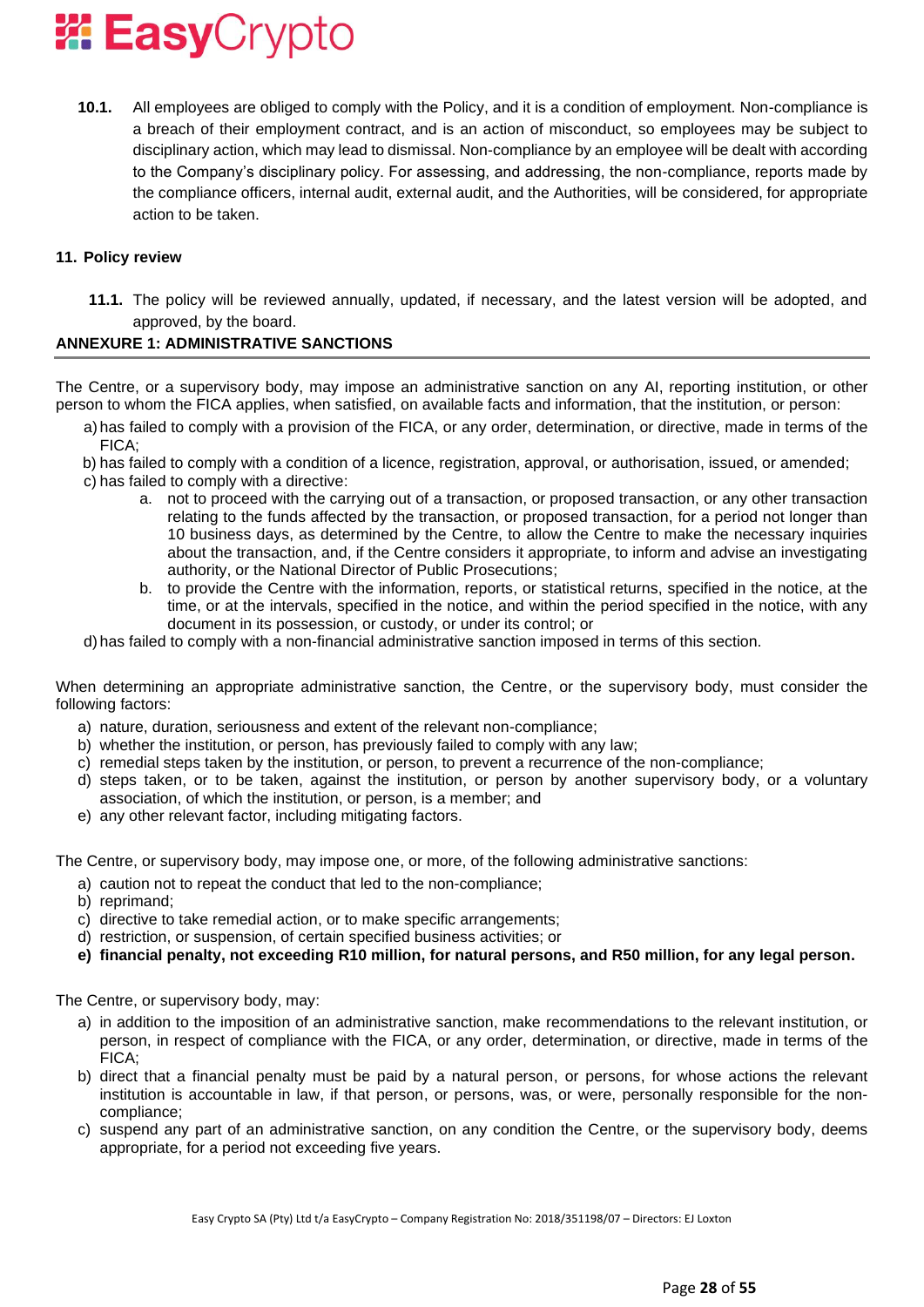**10.1.** All employees are obliged to comply with the Policy, and it is a condition of employment. Non-compliance is a breach of their employment contract, and is an action of misconduct, so employees may be subject to disciplinary action, which may lead to dismissal. Non-compliance by an employee will be dealt with according to the Company's disciplinary policy. For assessing, and addressing, the non-compliance, reports made by the compliance officers, internal audit, external audit, and the Authorities, will be considered, for appropriate action to be taken.

## 11. Policy review

**11.1.** The policy will be reviewed annually, updated, if necessary, and the latest version will be adopted, and approved, by the board.

## ANNEXURE 1: ADMINISTRATIVE SANCTIONS

The Centre, or a supervisory body, may impose an administrative sanction on any AI, reporting institution, or other person to whom the FICA applies, when satisfied, on available facts and information, that the institution, or person:

a) has failed to comply with a provision of the FICA, or any order, determination, or directive, made in terms of the FICA;
b) has failed to comply with a condition of a licence, registration, approval, or authorisation, issued, or amended;
c) has failed to comply with a directive:
   a. not to proceed with the carrying out of a transaction, or proposed transaction, or any other transaction relating to the funds affected by the transaction, or proposed transaction, for a period not longer than 10 business days, as determined by the Centre, to allow the Centre to make the necessary inquiries about the transaction, and, if the Centre considers it appropriate, to inform and advise an investigating authority, or the National Director of Public Prosecutions;
   b. to provide the Centre with the information, reports, or statistical returns, specified in the notice, at the time, or at the intervals, specified in the notice, and within the period specified in the notice, with any document in its possession, or custody, or under its control; or
d) has failed to comply with a non-financial administrative sanction imposed in terms of this section.

When determining an appropriate administrative sanction, the Centre, or the supervisory body, must consider the following factors:

a) nature, duration, seriousness and extent of the relevant non-compliance;
b) whether the institution, or person, has previously failed to comply with any law;
c) remedial steps taken by the institution, or person, to prevent a recurrence of the non-compliance;
d) steps taken, or to be taken, against the institution, or person by another supervisory body, or a voluntary association, of which the institution, or person, is a member; and
e) any other relevant factor, including mitigating factors.

The Centre, or supervisory body, may impose one, or more, of the following administrative sanctions:

a) caution not to repeat the conduct that led to the non-compliance;
b) reprimand;
c) directive to take remedial action, or to make specific arrangements;
d) restriction, or suspension, of certain specified business activities; or
e) **financial penalty, not exceeding R10 million, for natural persons, and R50 million, for any legal person.**

The Centre, or supervisory body, may:

a) in addition to the imposition of an administrative sanction, make recommendations to the relevant institution, or person, in respect of compliance with the FICA, or any order, determination, or directive, made in terms of the FICA;
b) direct that a financial penalty must be paid by a natural person, or persons, for whose actions the relevant institution is accountable in law, if that person, or persons, was, or were, personally responsible for the non-compliance;
c) suspend any part of an administrative sanction, on any condition the Centre, or the supervisory body, deems appropriate, for a period not exceeding five years.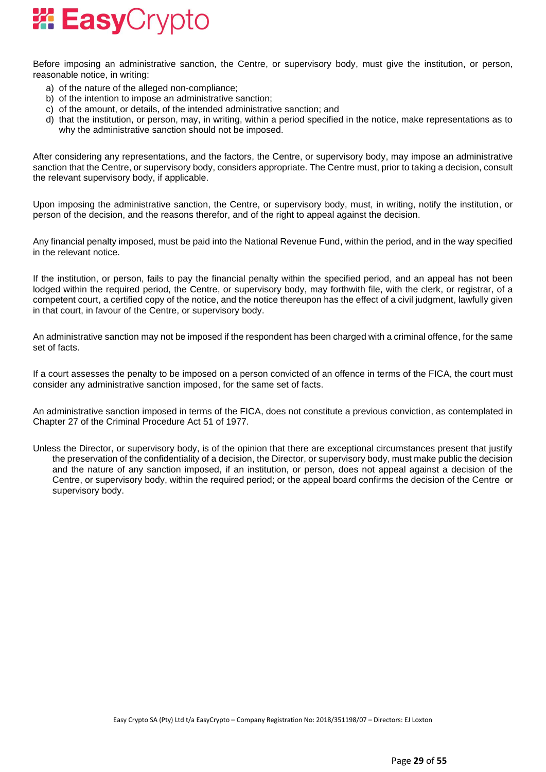Before imposing an administrative sanction, the Centre, or supervisory body, must give the institution, or person, reasonable notice, in writing:

a) of the nature of the alleged non-compliance;
b) of the intention to impose an administrative sanction;
c) of the amount, or details, of the intended administrative sanction; and
d) that the institution, or person, may, in writing, within a period specified in the notice, make representations as to why the administrative sanction should not be imposed.

After considering any representations, and the factors, the Centre, or supervisory body, may impose an administrative sanction that the Centre, or supervisory body, considers appropriate. The Centre must, prior to taking a decision, consult the relevant supervisory body, if applicable.

Upon imposing the administrative sanction, the Centre, or supervisory body, must, in writing, notify the institution, or person of the decision, and the reasons therefor, and of the right to appeal against the decision.

Any financial penalty imposed, must be paid into the National Revenue Fund, within the period, and in the way specified in the relevant notice.

If the institution, or person, fails to pay the financial penalty within the specified period, and an appeal has not been lodged within the required period, the Centre, or supervisory body, may forthwith file, with the clerk, or registrar, of a competent court, a certified copy of the notice, and the notice thereupon has the effect of a civil judgment, lawfully given in that court, in favour of the Centre, or supervisory body.

An administrative sanction may not be imposed if the respondent has been charged with a criminal offence, for the same set of facts.

If a court assesses the penalty to be imposed on a person convicted of an offence in terms of the FICA, the court must consider any administrative sanction imposed, for the same set of facts.

An administrative sanction imposed in terms of the FICA, does not constitute a previous conviction, as contemplated in Chapter 27 of the Criminal Procedure Act 51 of 1977.

Unless the Director, or supervisory body, is of the opinion that there are exceptional circumstances present that justify the preservation of the confidentiality of a decision, the Director, or supervisory body, must make public the decision and the nature of any sanction imposed, if an institution, or person, does not appeal against a decision of the Centre, or supervisory body, within the required period; or the appeal board confirms the decision of the Centre or supervisory body.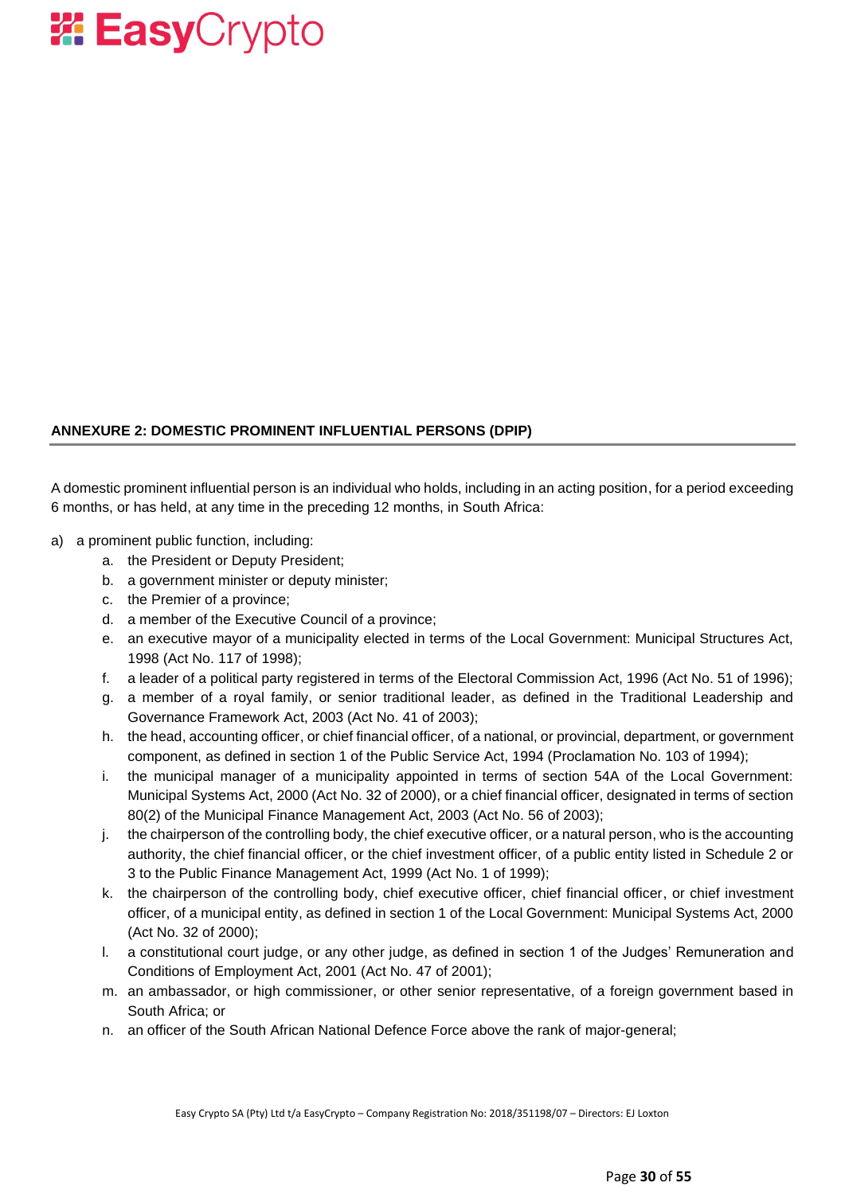**ANNEXURE 2: DOMESTIC PROMINENT INFLUENTIAL PERSONS (DPIP)**

A domestic prominent influential person is an individual who holds, including in an acting position, for a period exceeding 6 months, or has held, at any time in the preceding 12 months, in South Africa:

a) a prominent public function, including:
   a. the President or Deputy President;
   b. a government minister or deputy minister;
   c. the Premier of a province;
   d. a member of the Executive Council of a province;
   e. an executive mayor of a municipality elected in terms of the Local Government: Municipal Structures Act, 1998 (Act No. 117 of 1998);
   f. a leader of a political party registered in terms of the Electoral Commission Act, 1996 (Act No. 51 of 1996);
   g. a member of a royal family, or senior traditional leader, as defined in the Traditional Leadership and Governance Framework Act, 2003 (Act No. 41 of 2003);
   h. the head, accounting officer, or chief financial officer, of a national, or provincial, department, or government component, as defined in section 1 of the Public Service Act, 1994 (Proclamation No. 103 of 1994);
   i. the municipal manager of a municipality appointed in terms of section 54A of the Local Government: Municipal Systems Act, 2000 (Act No. 32 of 2000), or a chief financial officer, designated in terms of section 80(2) of the Municipal Finance Management Act, 2003 (Act No. 56 of 2003);
   j. the chairperson of the controlling body, the chief executive officer, or a natural person, who is the accounting authority, the chief financial officer, or the chief investment officer, of a public entity listed in Schedule 2 or 3 to the Public Finance Management Act, 1999 (Act No. 1 of 1999);
   k. the chairperson of the controlling body, chief executive officer, chief financial officer, or chief investment officer, of a municipal entity, as defined in section 1 of the Local Government: Municipal Systems Act, 2000 (Act No. 32 of 2000);
   l. a constitutional court judge, or any other judge, as defined in section 1 of the Judges' Remuneration and Conditions of Employment Act, 2001 (Act No. 47 of 2001);
   m. an ambassador, or high commissioner, or other senior representative, of a foreign government based in South Africa; or
   n. an officer of the South African National Defence Force above the rank of major-general;

Easy Crypto SA (Pty) Ltd t/a EasyCrypto – Company Registration No: 2018/351198/07 – Directors: EJ Loxton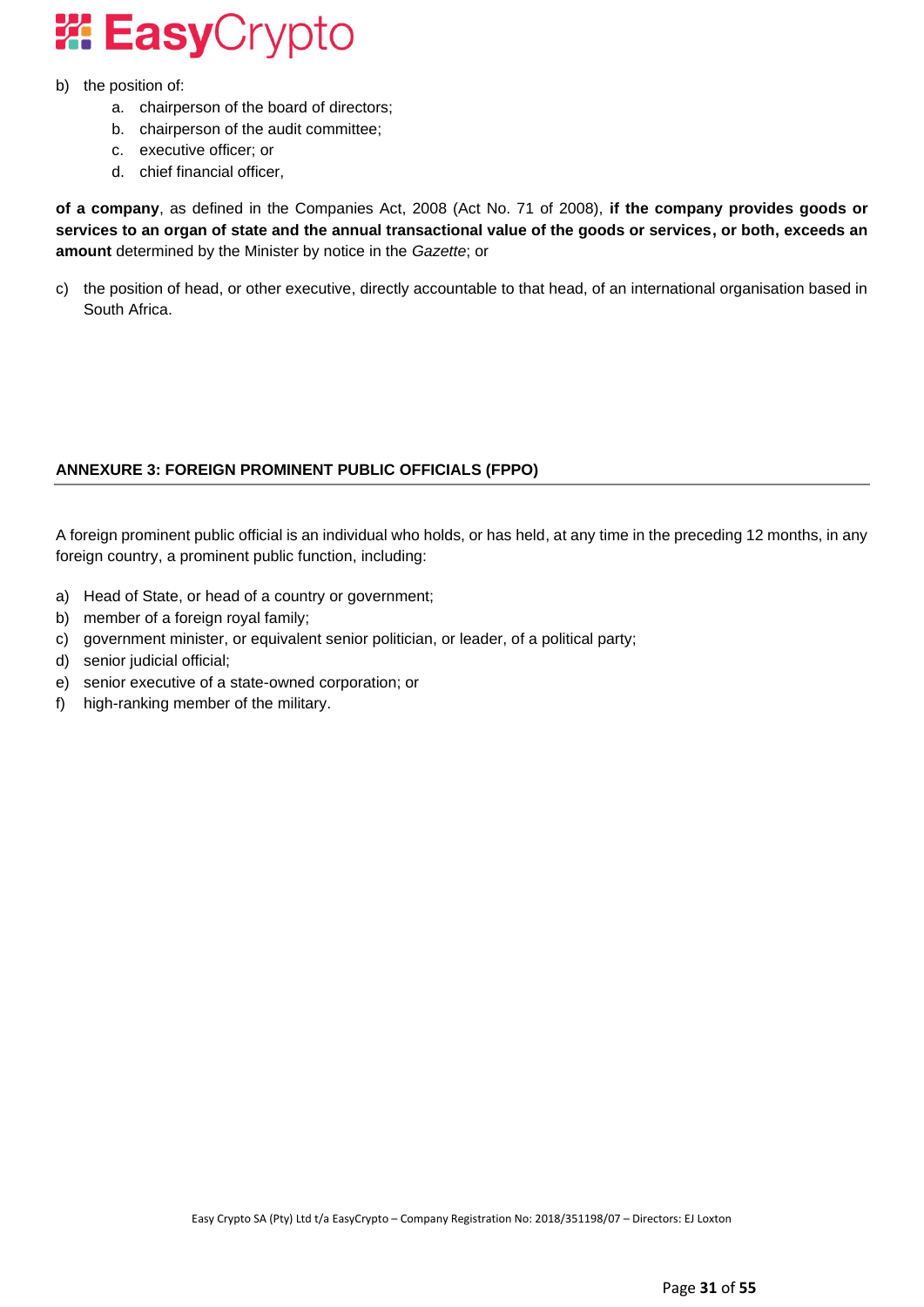b) the position of:
    a. chairperson of the board of directors;
    b. chairperson of the audit committee;
    c. executive officer; or
    d. chief financial officer,

**of a company**, as defined in the Companies Act, 2008 (Act No. 71 of 2008), **if the company provides goods or services to an organ of state and the annual transactional value of the goods or services, or both, exceeds an amount** determined by the Minister by notice in the *Gazette*; or

c) the position of head, or other executive, directly accountable to that head, of an international organisation based in South Africa.

## ANNEXURE 3: FOREIGN PROMINENT PUBLIC OFFICIALS (FPPO)

A foreign prominent public official is an individual who holds, or has held, at any time in the preceding 12 months, in any foreign country, a prominent public function, including:

a) Head of State, or head of a country or government;
b) member of a foreign royal family;
c) government minister, or equivalent senior politician, or leader, of a political party;
d) senior judicial official;
e) senior executive of a state-owned corporation; or
f) high-ranking member of the military.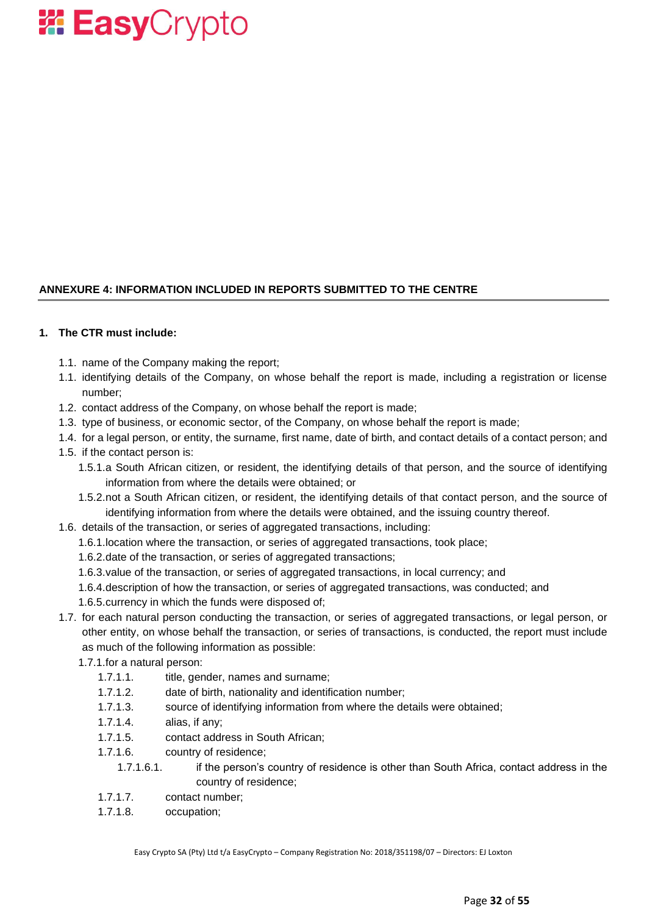## ANNEXURE 4: INFORMATION INCLUDED IN REPORTS SUBMITTED TO THE CENTRE

**1. The CTR must include:**

1.1. name of the Company making the report;

1.1. identifying details of the Company, on whose behalf the report is made, including a registration or license number;

1.2. contact address of the Company, on whose behalf the report is made;

1.3. type of business, or economic sector, of the Company, on whose behalf the report is made;

1.4. for a legal person, or entity, the surname, first name, date of birth, and contact details of a contact person; and

1.5. if the contact person is:

- 1.5.1. a South African citizen, or resident, the identifying details of that person, and the source of identifying information from where the details were obtained; or
- 1.5.2. not a South African citizen, or resident, the identifying details of that contact person, and the source of identifying information from where the details were obtained, and the issuing country thereof.

1.6. details of the transaction, or series of aggregated transactions, including:

- 1.6.1. location where the transaction, or series of aggregated transactions, took place;
- 1.6.2. date of the transaction, or series of aggregated transactions;
- 1.6.3. value of the transaction, or series of aggregated transactions, in local currency; and
- 1.6.4. description of how the transaction, or series of aggregated transactions, was conducted; and
- 1.6.5. currency in which the funds were disposed of;

1.7. for each natural person conducting the transaction, or series of aggregated transactions, or legal person, or other entity, on whose behalf the transaction, or series of transactions, is conducted, the report must include as much of the following information as possible:

- 1.7.1. for a natural person:
  - 1.7.1.1. title, gender, names and surname;
  - 1.7.1.2. date of birth, nationality and identification number;
  - 1.7.1.3. source of identifying information from where the details were obtained;
  - 1.7.1.4. alias, if any;
  - 1.7.1.5. contact address in South African;
  - 1.7.1.6. country of residence;
    - 1.7.1.6.1. if the person's country of residence is other than South Africa, contact address in the country of residence;
  - 1.7.1.7. contact number;
  - 1.7.1.8. occupation;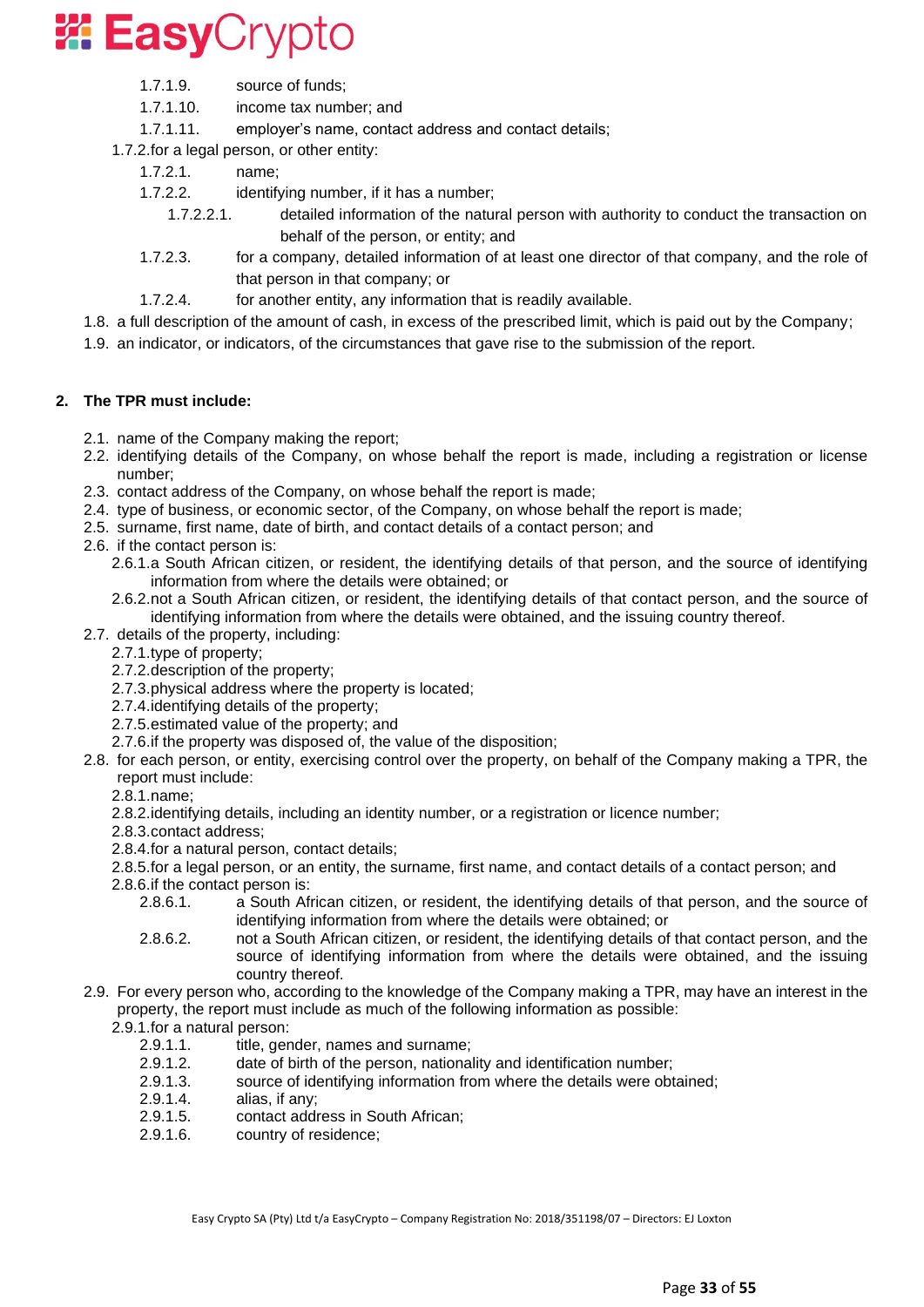- 1.7.1.9. source of funds;
- 1.7.1.10. income tax number; and
- 1.7.1.11. employer's name, contact address and contact details;

1.7.2. for a legal person, or other entity:

- 1.7.2.1. name;
- 1.7.2.2. identifying number, if it has a number;
  - 1.7.2.2.1. detailed information of the natural person with authority to conduct the transaction on behalf of the person, or entity; and
- 1.7.2.3. for a company, detailed information of at least one director of that company, and the role of that person in that company; or
- 1.7.2.4. for another entity, any information that is readily available.

1.8. a full description of the amount of cash, in excess of the prescribed limit, which is paid out by the Company;

1.9. an indicator, or indicators, of the circumstances that gave rise to the submission of the report.

**2. The TPR must include:**

2.1. name of the Company making the report;

2.2. identifying details of the Company, on whose behalf the report is made, including a registration or license number;

2.3. contact address of the Company, on whose behalf the report is made;

2.4. type of business, or economic sector, of the Company, on whose behalf the report is made;

2.5. surname, first name, date of birth, and contact details of a contact person; and

2.6. if the contact person is:

- 2.6.1. a South African citizen, or resident, the identifying details of that person, and the source of identifying information from where the details were obtained; or
- 2.6.2. not a South African citizen, or resident, the identifying details of that contact person, and the source of identifying information from where the details were obtained, and the issuing country thereof.

2.7. details of the property, including:

- 2.7.1. type of property;
- 2.7.2. description of the property;
- 2.7.3. physical address where the property is located;
- 2.7.4. identifying details of the property;
- 2.7.5. estimated value of the property; and
- 2.7.6. if the property was disposed of, the value of the disposition;

2.8. for each person, or entity, exercising control over the property, on behalf of the Company making a TPR, the report must include:

- 2.8.1. name;
- 2.8.2. identifying details, including an identity number, or a registration or licence number;
- 2.8.3. contact address;
- 2.8.4. for a natural person, contact details;
- 2.8.5. for a legal person, or an entity, the surname, first name, and contact details of a contact person; and
- 2.8.6. if the contact person is:
  - 2.8.6.1. a South African citizen, or resident, the identifying details of that person, and the source of identifying information from where the details were obtained; or
  - 2.8.6.2. not a South African citizen, or resident, the identifying details of that contact person, and the source of identifying information from where the details were obtained, and the issuing country thereof.

2.9. For every person who, according to the knowledge of the Company making a TPR, may have an interest in the property, the report must include as much of the following information as possible:

2.9.1. for a natural person:

- 2.9.1.1. title, gender, names and surname;
- 2.9.1.2. date of birth of the person, nationality and identification number;
- 2.9.1.3. source of identifying information from where the details were obtained;
- 2.9.1.4. alias, if any;
- 2.9.1.5. contact address in South African;
- 2.9.1.6. country of residence;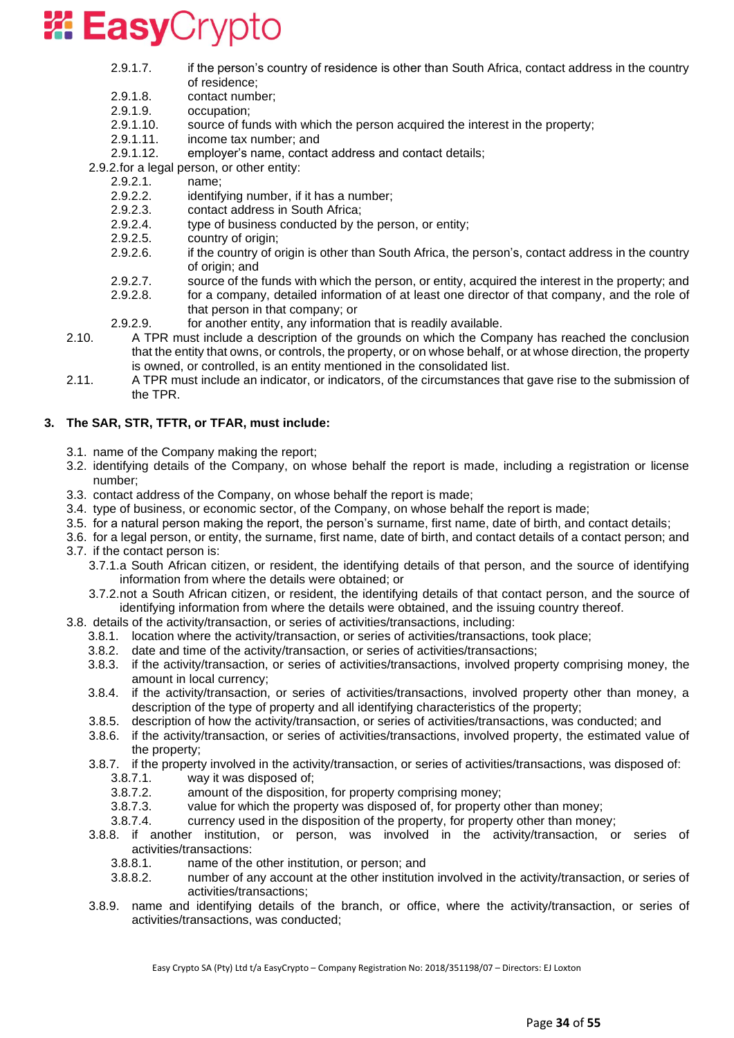- 2.9.1.7. if the person's country of residence is other than South Africa, contact address in the country of residence;
- 2.9.1.8. contact number;
- 2.9.1.9. occupation;
- 2.9.1.10. source of funds with which the person acquired the interest in the property;
- 2.9.1.11. income tax number; and
- 2.9.1.12. employer's name, contact address and contact details;

2.9.2. for a legal person, or other entity:

- 2.9.2.1. name;
- 2.9.2.2. identifying number, if it has a number;
- 2.9.2.3. contact address in South Africa;
- 2.9.2.4. type of business conducted by the person, or entity;
- 2.9.2.5. country of origin;
- 2.9.2.6. if the country of origin is other than South Africa, the person's, contact address in the country of origin; and
- 2.9.2.7. source of the funds with which the person, or entity, acquired the interest in the property; and
- 2.9.2.8. for a company, detailed information of at least one director of that company, and the role of that person in that company; or
- 2.9.2.9. for another entity, any information that is readily available.

2.10. A TPR must include a description of the grounds on which the Company has reached the conclusion that the entity that owns, or controls, the property, or on whose behalf, or at whose direction, the property is owned, or controlled, is an entity mentioned in the consolidated list.

2.11. A TPR must include an indicator, or indicators, of the circumstances that gave rise to the submission of the TPR.

## 3. The SAR, STR, TFTR, or TFAR, must include:

3.1. name of the Company making the report;

3.2. identifying details of the Company, on whose behalf the report is made, including a registration or license number;

3.3. contact address of the Company, on whose behalf the report is made;

3.4. type of business, or economic sector, of the Company, on whose behalf the report is made;

3.5. for a natural person making the report, the person's surname, first name, date of birth, and contact details;

3.6. for a legal person, or entity, the surname, first name, date of birth, and contact details of a contact person; and

3.7. if the contact person is:

- 3.7.1. a South African citizen, or resident, the identifying details of that person, and the source of identifying information from where the details were obtained; or
- 3.7.2. not a South African citizen, or resident, the identifying details of that contact person, and the source of identifying information from where the details were obtained, and the issuing country thereof.

3.8. details of the activity/transaction, or series of activities/transactions, including:

- 3.8.1. location where the activity/transaction, or series of activities/transactions, took place;
- 3.8.2. date and time of the activity/transaction, or series of activities/transactions;
- 3.8.3. if the activity/transaction, or series of activities/transactions, involved property comprising money, the amount in local currency;
- 3.8.4. if the activity/transaction, or series of activities/transactions, involved property other than money, a description of the type of property and all identifying characteristics of the property;
- 3.8.5. description of how the activity/transaction, or series of activities/transactions, was conducted; and
- 3.8.6. if the activity/transaction, or series of activities/transactions, involved property, the estimated value of the property;
- 3.8.7. if the property involved in the activity/transaction, or series of activities/transactions, was disposed of:
  - 3.8.7.1. way it was disposed of;
  - 3.8.7.2. amount of the disposition, for property comprising money;
  - 3.8.7.3. value for which the property was disposed of, for property other than money;
  - 3.8.7.4. currency used in the disposition of the property, for property other than money;
- 3.8.8. if another institution, or person, was involved in the activity/transaction, or series of activities/transactions:
  - 3.8.8.1. name of the other institution, or person; and
  - 3.8.8.2. number of any account at the other institution involved in the activity/transaction, or series of activities/transactions;
- 3.8.9. name and identifying details of the branch, or office, where the activity/transaction, or series of activities/transactions, was conducted;

Easy Crypto SA (Pty) Ltd t/a EasyCrypto – Company Registration No: 2018/351198/07 – Directors: EJ Loxton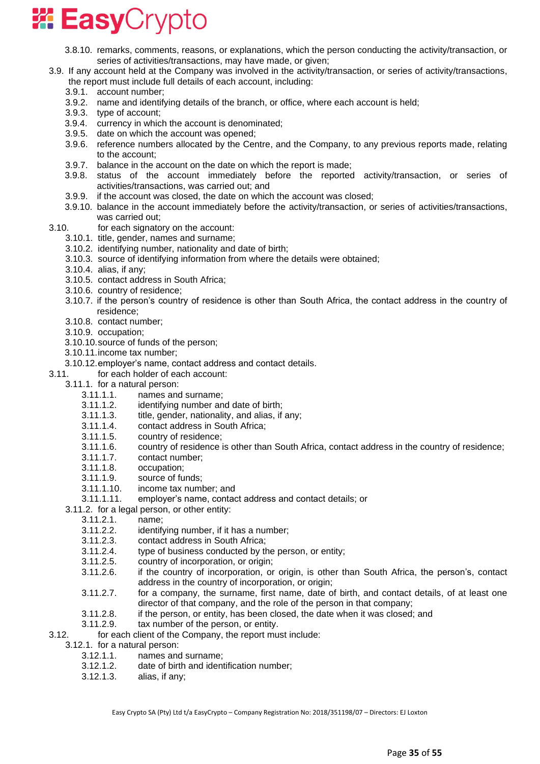3.8.10. remarks, comments, reasons, or explanations, which the person conducting the activity/transaction, or series of activities/transactions, may have made, or given;

3.9. If any account held at the Company was involved in the activity/transaction, or series of activity/transactions, the report must include full details of each account, including:

3.9.1. account number;

3.9.2. name and identifying details of the branch, or office, where each account is held;

3.9.3. type of account;

3.9.4. currency in which the account is denominated;

3.9.5. date on which the account was opened;

3.9.6. reference numbers allocated by the Centre, and the Company, to any previous reports made, relating to the account;

3.9.7. balance in the account on the date on which the report is made;

3.9.8. status of the account immediately before the reported activity/transaction, or series of activities/transactions, was carried out; and

3.9.9. if the account was closed, the date on which the account was closed;

3.9.10. balance in the account immediately before the activity/transaction, or series of activities/transactions, was carried out;

3.10. for each signatory on the account:

3.10.1. title, gender, names and surname;

3.10.2. identifying number, nationality and date of birth;

3.10.3. source of identifying information from where the details were obtained;

3.10.4. alias, if any;

3.10.5. contact address in South Africa;

3.10.6. country of residence;

3.10.7. if the person's country of residence is other than South Africa, the contact address in the country of residence;

3.10.8. contact number;

3.10.9. occupation;

3.10.10. source of funds of the person;

3.10.11. income tax number;

3.10.12. employer's name, contact address and contact details.

3.11. for each holder of each account:

3.11.1. for a natural person:

3.11.1.1. names and surname;

3.11.1.2. identifying number and date of birth;

3.11.1.3. title, gender, nationality, and alias, if any;

3.11.1.4. contact address in South Africa;

3.11.1.5. country of residence;

3.11.1.6. country of residence is other than South Africa, contact address in the country of residence;

3.11.1.7. contact number;

3.11.1.8. occupation;

3.11.1.9. source of funds;

3.11.1.10. income tax number; and

3.11.1.11. employer's name, contact address and contact details; or

3.11.2. for a legal person, or other entity:

3.11.2.1. name;

3.11.2.2. identifying number, if it has a number;

3.11.2.3. contact address in South Africa;

3.11.2.4. type of business conducted by the person, or entity;

3.11.2.5. country of incorporation, or origin;

3.11.2.6. if the country of incorporation, or origin, is other than South Africa, the person's, contact address in the country of incorporation, or origin;

3.11.2.7. for a company, the surname, first name, date of birth, and contact details, of at least one director of that company, and the role of the person in that company;

3.11.2.8. if the person, or entity, has been closed, the date when it was closed; and

3.11.2.9. tax number of the person, or entity.

3.12. for each client of the Company, the report must include:

3.12.1. for a natural person:

3.12.1.1. names and surname;

3.12.1.2. date of birth and identification number;

3.12.1.3. alias, if any;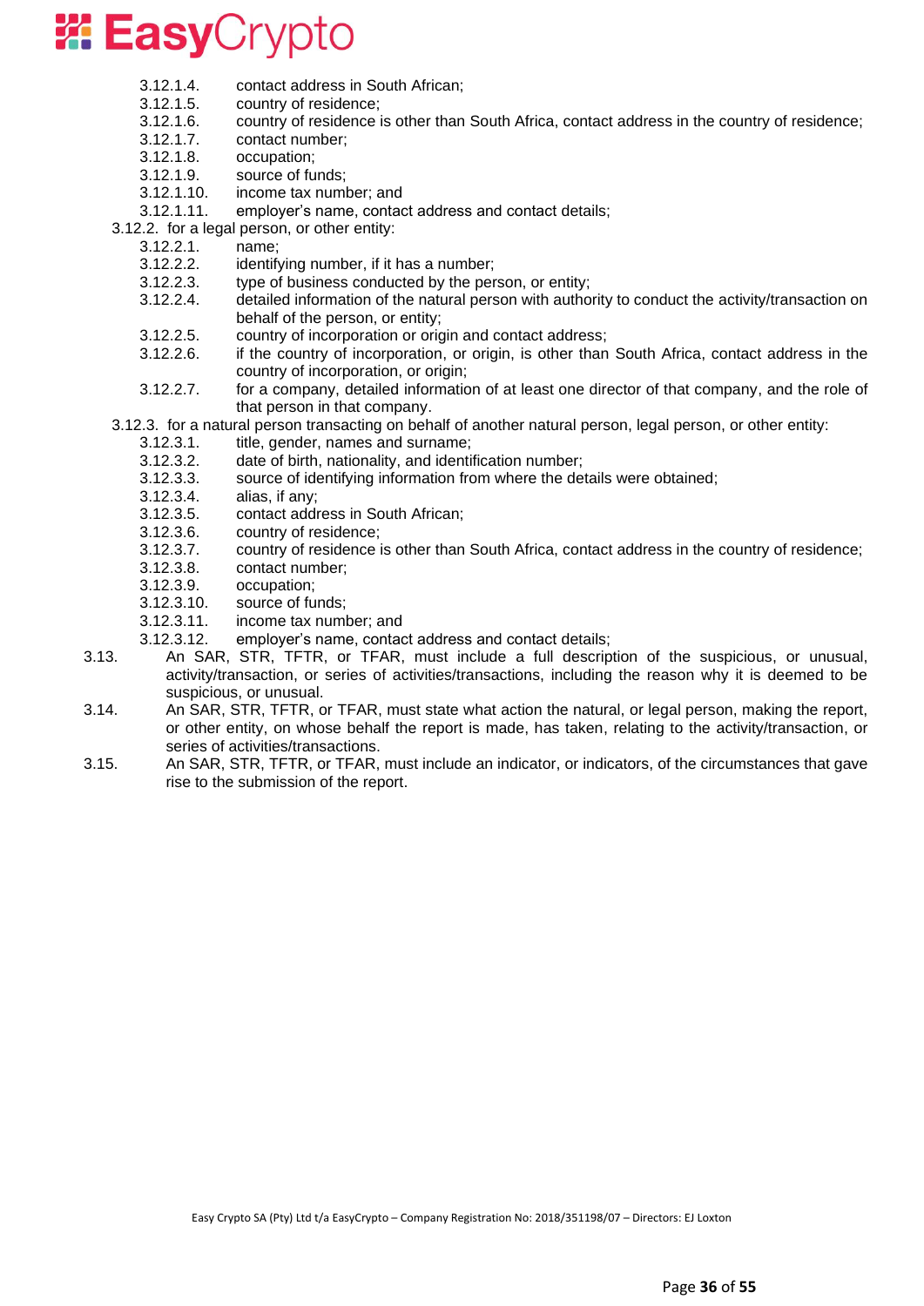- 3.12.1.4. contact address in South African;
- 3.12.1.5. country of residence;
- 3.12.1.6. country of residence is other than South Africa, contact address in the country of residence;
- 3.12.1.7. contact number;
- 3.12.1.8. occupation;
- 3.12.1.9. source of funds;
- 3.12.1.10. income tax number; and
- 3.12.1.11. employer's name, contact address and contact details;

3.12.2. for a legal person, or other entity:

- 3.12.2.1. name;
- 3.12.2.2. identifying number, if it has a number;
- 3.12.2.3. type of business conducted by the person, or entity;
- 3.12.2.4. detailed information of the natural person with authority to conduct the activity/transaction on behalf of the person, or entity;
- 3.12.2.5. country of incorporation or origin and contact address;
- 3.12.2.6. if the country of incorporation, or origin, is other than South Africa, contact address in the country of incorporation, or origin;
- 3.12.2.7. for a company, detailed information of at least one director of that company, and the role of that person in that company.

3.12.3. for a natural person transacting on behalf of another natural person, legal person, or other entity:

- 3.12.3.1. title, gender, names and surname;
- 3.12.3.2. date of birth, nationality, and identification number;
- 3.12.3.3. source of identifying information from where the details were obtained;
- 3.12.3.4. alias, if any;
- 3.12.3.5. contact address in South African;
- 3.12.3.6. country of residence;
- 3.12.3.7. country of residence is other than South Africa, contact address in the country of residence;
- 3.12.3.8. contact number;
- 3.12.3.9. occupation;
- 3.12.3.10. source of funds;
- 3.12.3.11. income tax number; and
- 3.12.3.12. employer's name, contact address and contact details;

3.13. An SAR, STR, TFTR, or TFAR, must include a full description of the suspicious, or unusual, activity/transaction, or series of activities/transactions, including the reason why it is deemed to be suspicious, or unusual.

3.14. An SAR, STR, TFTR, or TFAR, must state what action the natural, or legal person, making the report, or other entity, on whose behalf the report is made, has taken, relating to the activity/transaction, or series of activities/transactions.

3.15. An SAR, STR, TFTR, or TFAR, must include an indicator, or indicators, of the circumstances that gave rise to the submission of the report.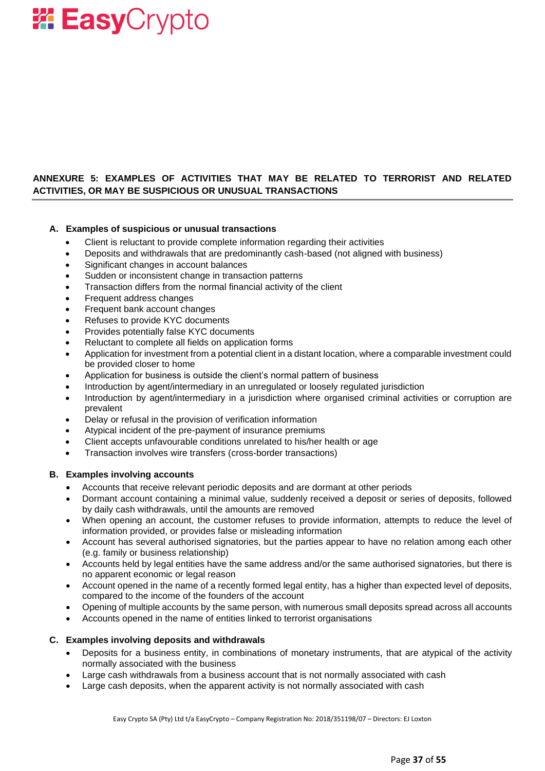## ANNEXURE 5: EXAMPLES OF ACTIVITIES THAT MAY BE RELATED TO TERRORIST AND RELATED ACTIVITIES, OR MAY BE SUSPICIOUS OR UNUSUAL TRANSACTIONS

### A. Examples of suspicious or unusual transactions

- Client is reluctant to provide complete information regarding their activities
- Deposits and withdrawals that are predominantly cash-based (not aligned with business)
- Significant changes in account balances
- Sudden or inconsistent change in transaction patterns
- Transaction differs from the normal financial activity of the client
- Frequent address changes
- Frequent bank account changes
- Refuses to provide KYC documents
- Provides potentially false KYC documents
- Reluctant to complete all fields on application forms
- Application for investment from a potential client in a distant location, where a comparable investment could be provided closer to home
- Application for business is outside the client's normal pattern of business
- Introduction by agent/intermediary in an unregulated or loosely regulated jurisdiction
- Introduction by agent/intermediary in a jurisdiction where organised criminal activities or corruption are prevalent
- Delay or refusal in the provision of verification information
- Atypical incident of the pre-payment of insurance premiums
- Client accepts unfavourable conditions unrelated to his/her health or age
- Transaction involves wire transfers (cross-border transactions)

### B. Examples involving accounts

- Accounts that receive relevant periodic deposits and are dormant at other periods
- Dormant account containing a minimal value, suddenly received a deposit or series of deposits, followed by daily cash withdrawals, until the amounts are removed
- When opening an account, the customer refuses to provide information, attempts to reduce the level of information provided, or provides false or misleading information
- Account has several authorised signatories, but the parties appear to have no relation among each other (e.g. family or business relationship)
- Accounts held by legal entities have the same address and/or the same authorised signatories, but there is no apparent economic or legal reason
- Account opened in the name of a recently formed legal entity, has a higher than expected level of deposits, compared to the income of the founders of the account
- Opening of multiple accounts by the same person, with numerous small deposits spread across all accounts
- Accounts opened in the name of entities linked to terrorist organisations

### C. Examples involving deposits and withdrawals

- Deposits for a business entity, in combinations of monetary instruments, that are atypical of the activity normally associated with the business
- Large cash withdrawals from a business account that is not normally associated with cash
- Large cash deposits, when the apparent activity is not normally associated with cash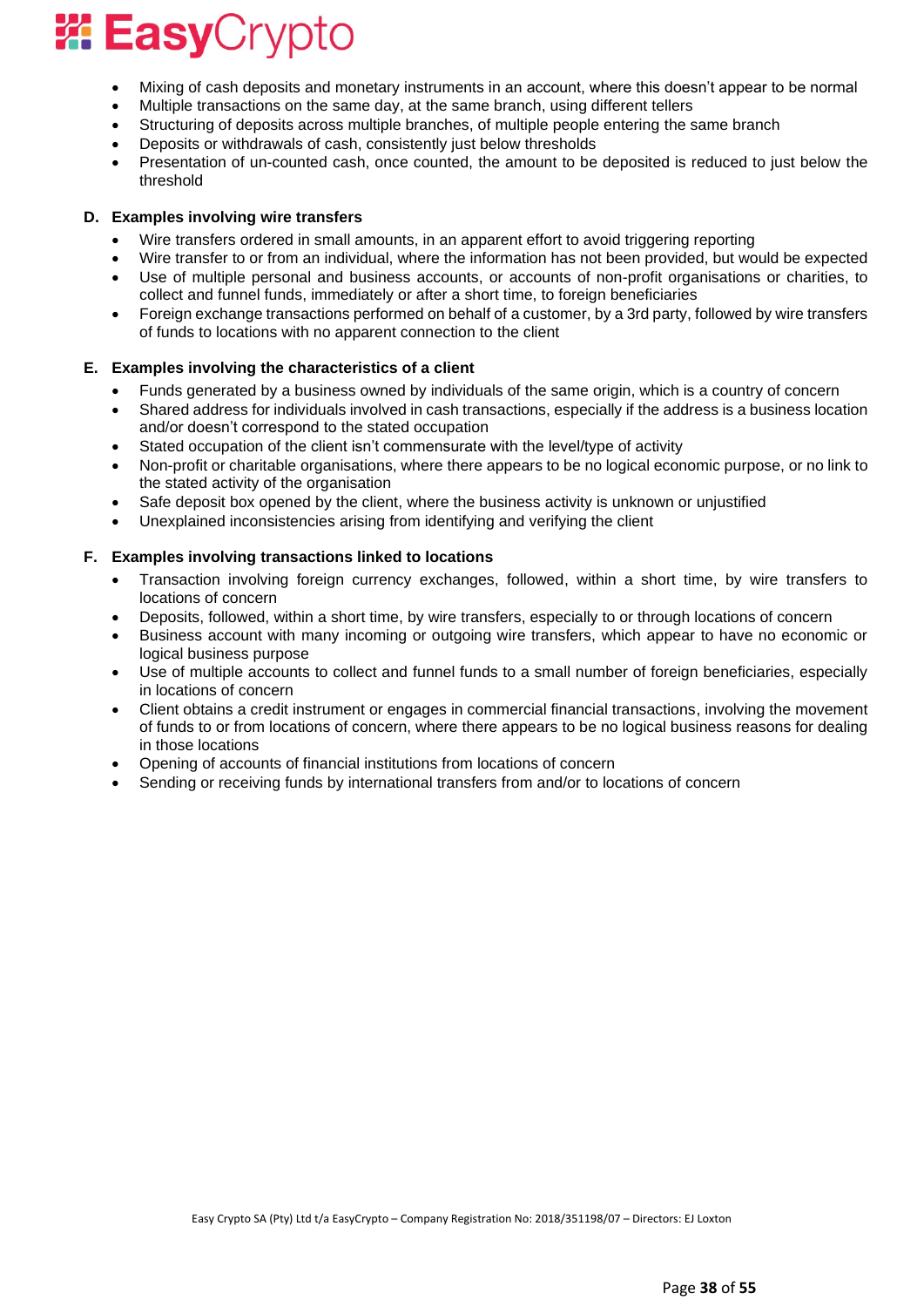- Mixing of cash deposits and monetary instruments in an account, where this doesn't appear to be normal
- Multiple transactions on the same day, at the same branch, using different tellers
- Structuring of deposits across multiple branches, of multiple people entering the same branch
- Deposits or withdrawals of cash, consistently just below thresholds
- Presentation of un-counted cash, once counted, the amount to be deposited is reduced to just below the threshold

### D. Examples involving wire transfers

- Wire transfers ordered in small amounts, in an apparent effort to avoid triggering reporting
- Wire transfer to or from an individual, where the information has not been provided, but would be expected
- Use of multiple personal and business accounts, or accounts of non-profit organisations or charities, to collect and funnel funds, immediately or after a short time, to foreign beneficiaries
- Foreign exchange transactions performed on behalf of a customer, by a 3rd party, followed by wire transfers of funds to locations with no apparent connection to the client

### E. Examples involving the characteristics of a client

- Funds generated by a business owned by individuals of the same origin, which is a country of concern
- Shared address for individuals involved in cash transactions, especially if the address is a business location and/or doesn't correspond to the stated occupation
- Stated occupation of the client isn't commensurate with the level/type of activity
- Non-profit or charitable organisations, where there appears to be no logical economic purpose, or no link to the stated activity of the organisation
- Safe deposit box opened by the client, where the business activity is unknown or unjustified
- Unexplained inconsistencies arising from identifying and verifying the client

### F. Examples involving transactions linked to locations

- Transaction involving foreign currency exchanges, followed, within a short time, by wire transfers to locations of concern
- Deposits, followed, within a short time, by wire transfers, especially to or through locations of concern
- Business account with many incoming or outgoing wire transfers, which appear to have no economic or logical business purpose
- Use of multiple accounts to collect and funnel funds to a small number of foreign beneficiaries, especially in locations of concern
- Client obtains a credit instrument or engages in commercial financial transactions, involving the movement of funds to or from locations of concern, where there appears to be no logical business reasons for dealing in those locations
- Opening of accounts of financial institutions from locations of concern
- Sending or receiving funds by international transfers from and/or to locations of concern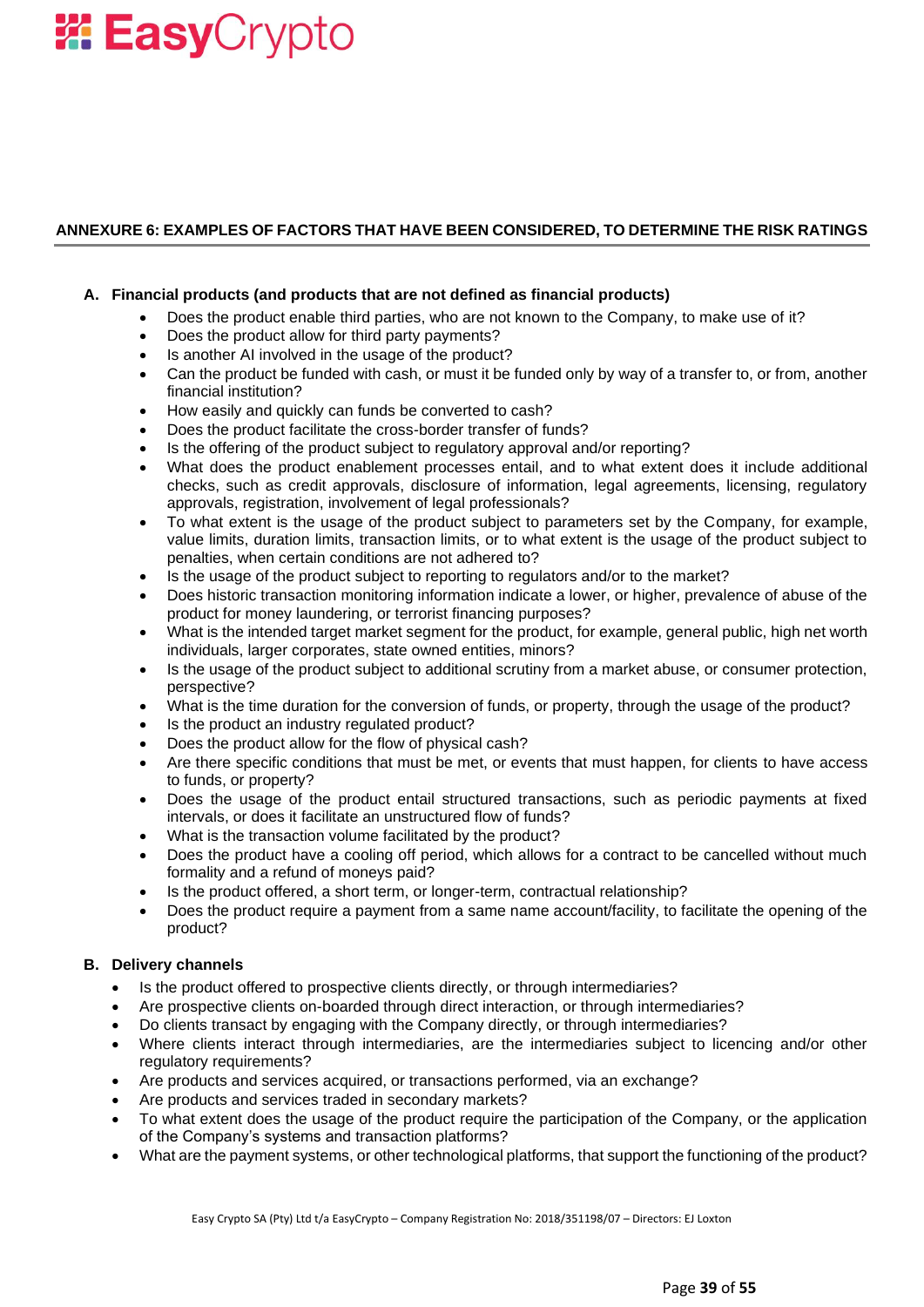## ANNEXURE 6: EXAMPLES OF FACTORS THAT HAVE BEEN CONSIDERED, TO DETERMINE THE RISK RATINGS

### A. Financial products (and products that are not defined as financial products)

- Does the product enable third parties, who are not known to the Company, to make use of it?
- Does the product allow for third party payments?
- Is another AI involved in the usage of the product?
- Can the product be funded with cash, or must it be funded only by way of a transfer to, or from, another financial institution?
- How easily and quickly can funds be converted to cash?
- Does the product facilitate the cross-border transfer of funds?
- Is the offering of the product subject to regulatory approval and/or reporting?
- What does the product enablement processes entail, and to what extent does it include additional checks, such as credit approvals, disclosure of information, legal agreements, licensing, regulatory approvals, registration, involvement of legal professionals?
- To what extent is the usage of the product subject to parameters set by the Company, for example, value limits, duration limits, transaction limits, or to what extent is the usage of the product subject to penalties, when certain conditions are not adhered to?
- Is the usage of the product subject to reporting to regulators and/or to the market?
- Does historic transaction monitoring information indicate a lower, or higher, prevalence of abuse of the product for money laundering, or terrorist financing purposes?
- What is the intended target market segment for the product, for example, general public, high net worth individuals, larger corporates, state owned entities, minors?
- Is the usage of the product subject to additional scrutiny from a market abuse, or consumer protection, perspective?
- What is the time duration for the conversion of funds, or property, through the usage of the product?
- Is the product an industry regulated product?
- Does the product allow for the flow of physical cash?
- Are there specific conditions that must be met, or events that must happen, for clients to have access to funds, or property?
- Does the usage of the product entail structured transactions, such as periodic payments at fixed intervals, or does it facilitate an unstructured flow of funds?
- What is the transaction volume facilitated by the product?
- Does the product have a cooling off period, which allows for a contract to be cancelled without much formality and a refund of moneys paid?
- Is the product offered, a short term, or longer-term, contractual relationship?
- Does the product require a payment from a same name account/facility, to facilitate the opening of the product?

### B. Delivery channels

- Is the product offered to prospective clients directly, or through intermediaries?
- Are prospective clients on-boarded through direct interaction, or through intermediaries?
- Do clients transact by engaging with the Company directly, or through intermediaries?
- Where clients interact through intermediaries, are the intermediaries subject to licencing and/or other regulatory requirements?
- Are products and services acquired, or transactions performed, via an exchange?
- Are products and services traded in secondary markets?
- To what extent does the usage of the product require the participation of the Company, or the application of the Company's systems and transaction platforms?
- What are the payment systems, or other technological platforms, that support the functioning of the product?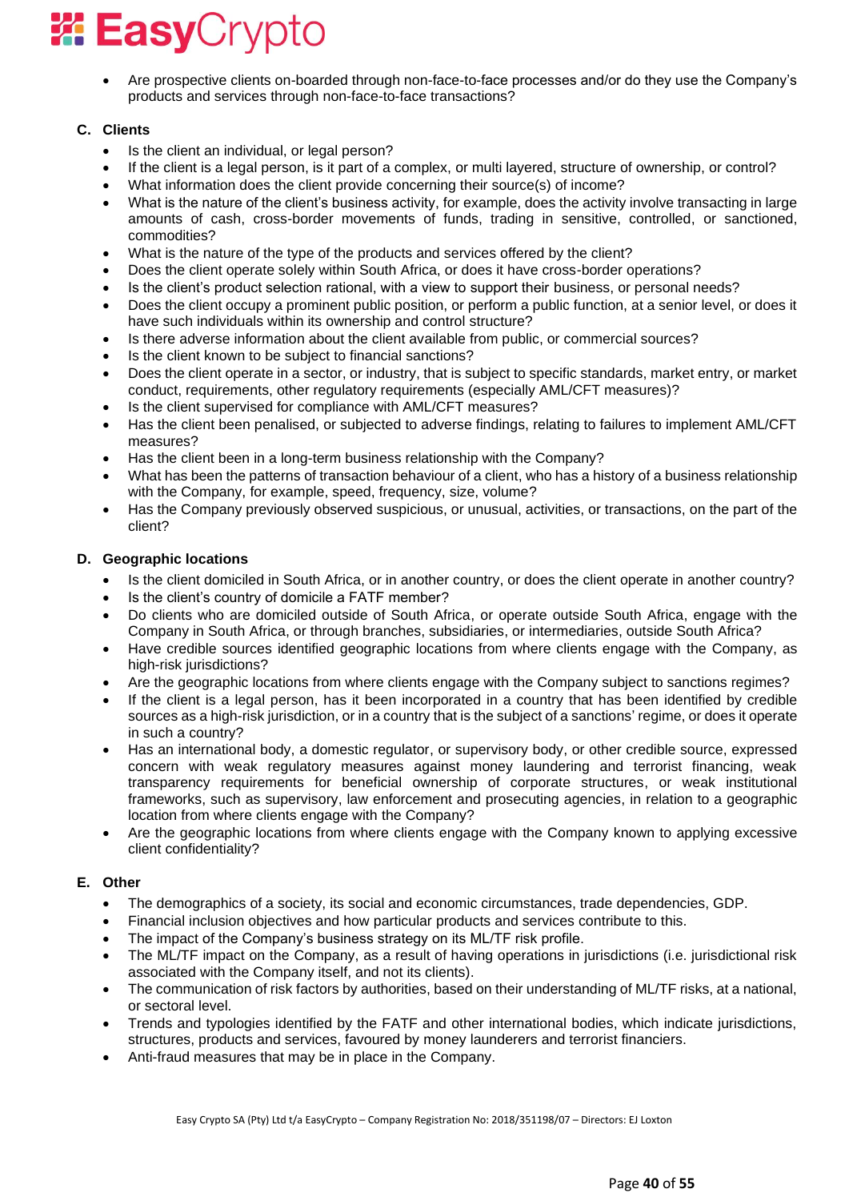- Are prospective clients on-boarded through non-face-to-face processes and/or do they use the Company's products and services through non-face-to-face transactions?

### C. Clients

- Is the client an individual, or legal person?
- If the client is a legal person, is it part of a complex, or multi layered, structure of ownership, or control?
- What information does the client provide concerning their source(s) of income?
- What is the nature of the client's business activity, for example, does the activity involve transacting in large amounts of cash, cross-border movements of funds, trading in sensitive, controlled, or sanctioned, commodities?
- What is the nature of the type of the products and services offered by the client?
- Does the client operate solely within South Africa, or does it have cross-border operations?
- Is the client's product selection rational, with a view to support their business, or personal needs?
- Does the client occupy a prominent public position, or perform a public function, at a senior level, or does it have such individuals within its ownership and control structure?
- Is there adverse information about the client available from public, or commercial sources?
- Is the client known to be subject to financial sanctions?
- Does the client operate in a sector, or industry, that is subject to specific standards, market entry, or market conduct, requirements, other regulatory requirements (especially AML/CFT measures)?
- Is the client supervised for compliance with AML/CFT measures?
- Has the client been penalised, or subjected to adverse findings, relating to failures to implement AML/CFT measures?
- Has the client been in a long-term business relationship with the Company?
- What has been the patterns of transaction behaviour of a client, who has a history of a business relationship with the Company, for example, speed, frequency, size, volume?
- Has the Company previously observed suspicious, or unusual, activities, or transactions, on the part of the client?

### D. Geographic locations

- Is the client domiciled in South Africa, or in another country, or does the client operate in another country?
- Is the client's country of domicile a FATF member?
- Do clients who are domiciled outside of South Africa, or operate outside South Africa, engage with the Company in South Africa, or through branches, subsidiaries, or intermediaries, outside South Africa?
- Have credible sources identified geographic locations from where clients engage with the Company, as high-risk jurisdictions?
- Are the geographic locations from where clients engage with the Company subject to sanctions regimes?
- If the client is a legal person, has it been incorporated in a country that has been identified by credible sources as a high-risk jurisdiction, or in a country that is the subject of a sanctions' regime, or does it operate in such a country?
- Has an international body, a domestic regulator, or supervisory body, or other credible source, expressed concern with weak regulatory measures against money laundering and terrorist financing, weak transparency requirements for beneficial ownership of corporate structures, or weak institutional frameworks, such as supervisory, law enforcement and prosecuting agencies, in relation to a geographic location from where clients engage with the Company?
- Are the geographic locations from where clients engage with the Company known to applying excessive client confidentiality?

### E. Other

- The demographics of a society, its social and economic circumstances, trade dependencies, GDP.
- Financial inclusion objectives and how particular products and services contribute to this.
- The impact of the Company's business strategy on its ML/TF risk profile.
- The ML/TF impact on the Company, as a result of having operations in jurisdictions (i.e. jurisdictional risk associated with the Company itself, and not its clients).
- The communication of risk factors by authorities, based on their understanding of ML/TF risks, at a national, or sectoral level.
- Trends and typologies identified by the FATF and other international bodies, which indicate jurisdictions, structures, products and services, favoured by money launderers and terrorist financiers.
- Anti-fraud measures that may be in place in the Company.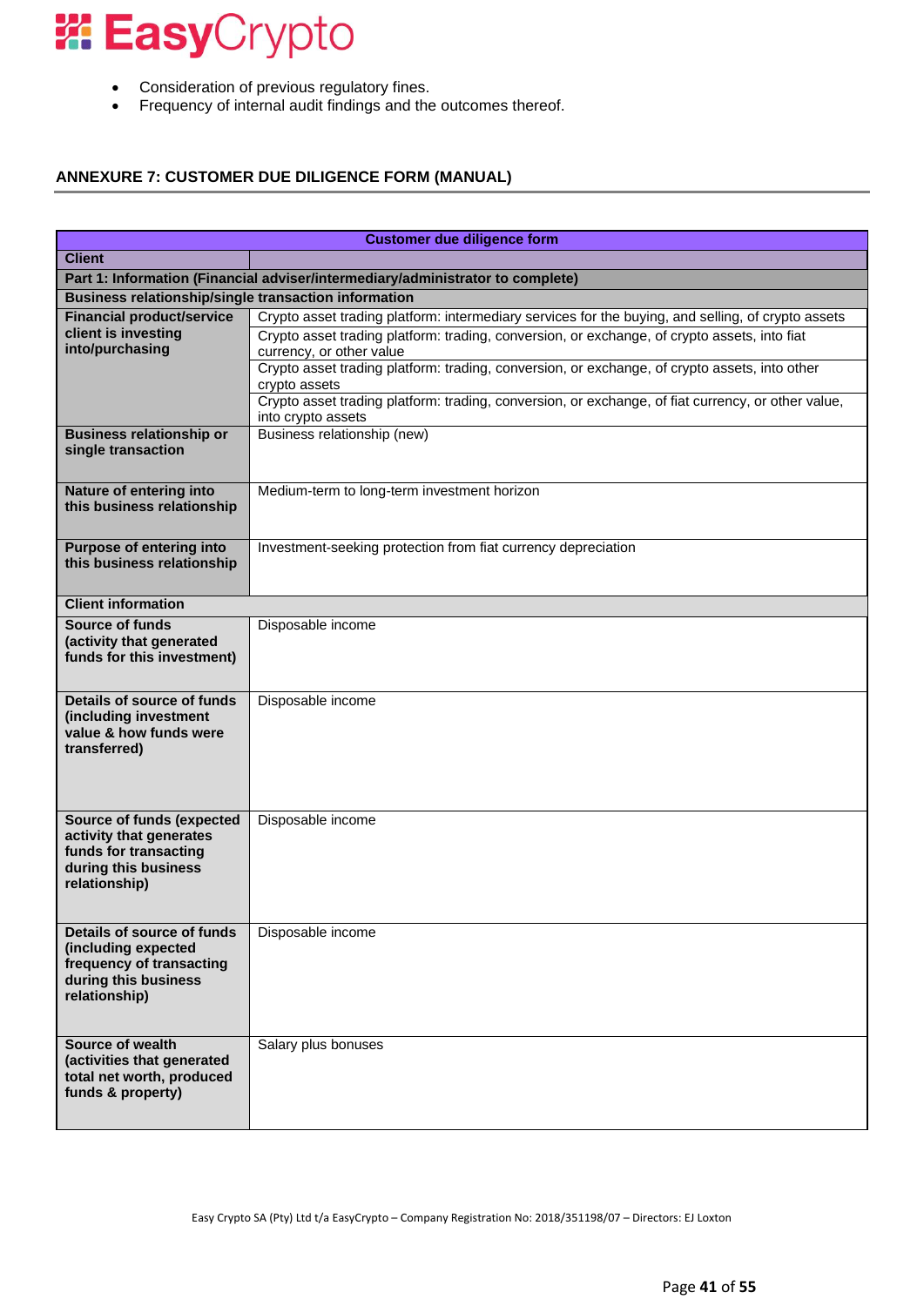- Consideration of previous regulatory fines.
- Frequency of internal audit findings and the outcomes thereof.

### ANNEXURE 7: CUSTOMER DUE DILIGENCE FORM (MANUAL)

| Customer due diligence form | |
|---|---|
| **Client** | |
| **Part 1: Information (Financial adviser/intermediary/administrator to complete)** | |
| **Business relationship/single transaction information** | |
| **Financial product/service client is investing into/purchasing** | Crypto asset trading platform: intermediary services for the buying, and selling, of crypto assets |
| | Crypto asset trading platform: trading, conversion, or exchange, of crypto assets, into fiat currency, or other value |
| | Crypto asset trading platform: trading, conversion, or exchange, of crypto assets, into other crypto assets |
| | Crypto asset trading platform: trading, conversion, or exchange, of fiat currency, or other value, into crypto assets |
| **Business relationship or single transaction** | Business relationship (new) |
| **Nature of entering into this business relationship** | Medium-term to long-term investment horizon |
| **Purpose of entering into this business relationship** | Investment-seeking protection from fiat currency depreciation |
| **Client information** | |
| **Source of funds (activity that generated funds for this investment)** | Disposable income |
| **Details of source of funds (including investment value & how funds were transferred)** | Disposable income |
| **Source of funds (expected activity that generates funds for transacting during this business relationship)** | Disposable income |
| **Details of source of funds (including expected frequency of transacting during this business relationship)** | Disposable income |
| **Source of wealth (activities that generated total net worth, produced funds & property)** | Salary plus bonuses |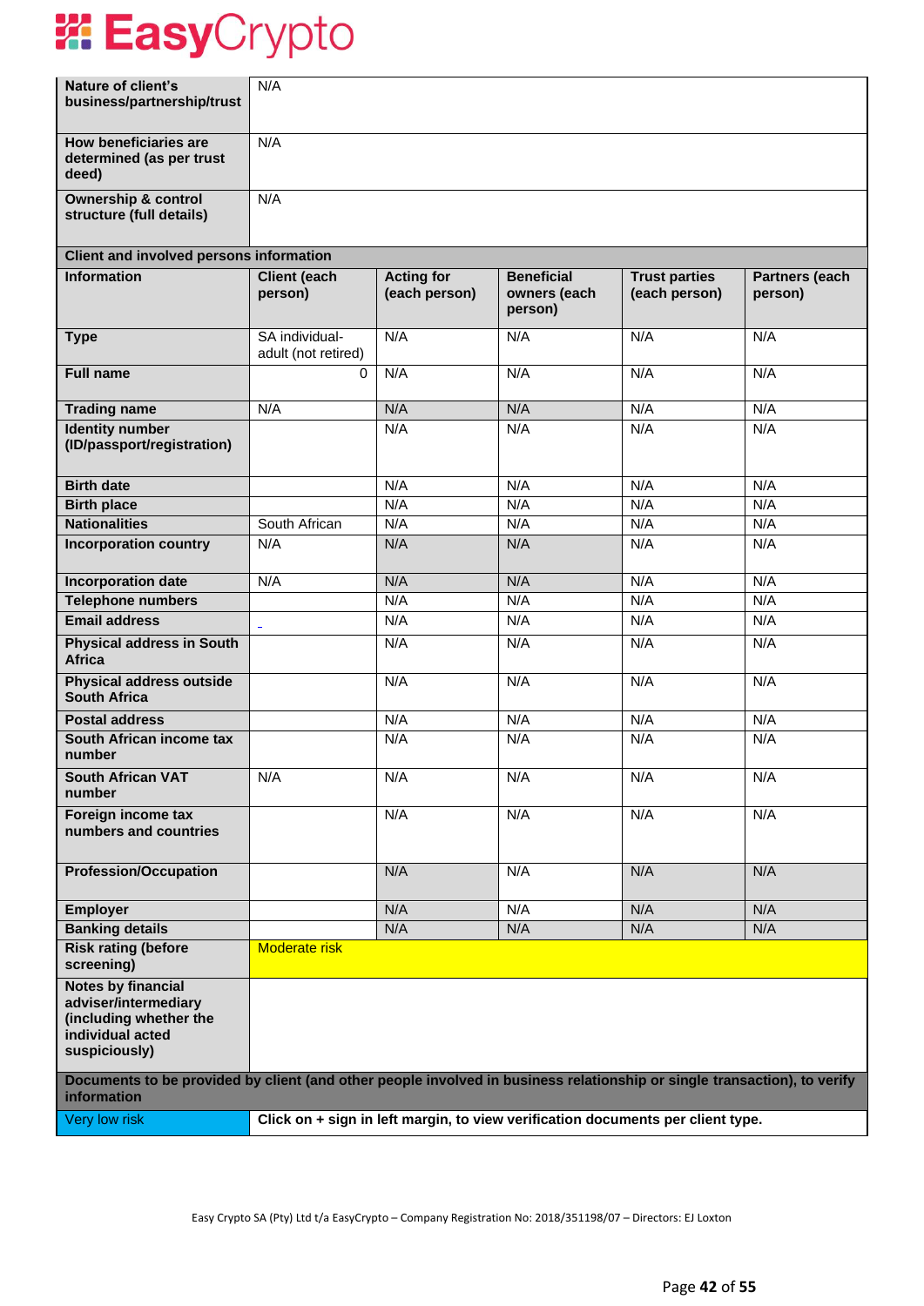| | | | | | |
|---|---|---|---|---|---|
| **Nature of client's business/partnership/trust** | N/A | | | | |
| **How beneficiaries are determined (as per trust deed)** | N/A | | | | |
| **Ownership & control structure (full details)** | N/A | | | | |
| **Client and involved persons information** | | | | | |
| **Information** | **Client (each person)** | **Acting for (each person)** | **Beneficial owners (each person)** | **Trust parties (each person)** | **Partners (each person)** |
| **Type** | SA individual-adult (not retired) | N/A | N/A | N/A | N/A |
| **Full name** | 0 | N/A | N/A | N/A | N/A |
| **Trading name** | N/A | N/A | N/A | N/A | N/A |
| **Identity number (ID/passport/registration)** | | N/A | N/A | N/A | N/A |
| **Birth date** | | N/A | N/A | N/A | N/A |
| **Birth place** | | N/A | N/A | N/A | N/A |
| **Nationalities** | South African | N/A | N/A | N/A | N/A |
| **Incorporation country** | N/A | N/A | N/A | N/A | N/A |
| **Incorporation date** | N/A | N/A | N/A | N/A | N/A |
| **Telephone numbers** | | N/A | N/A | N/A | N/A |
| **Email address** | | N/A | N/A | N/A | N/A |
| **Physical address in South Africa** | | N/A | N/A | N/A | N/A |
| **Physical address outside South Africa** | | N/A | N/A | N/A | N/A |
| **Postal address** | | N/A | N/A | N/A | N/A |
| **South African income tax number** | | N/A | N/A | N/A | N/A |
| **South African VAT number** | N/A | N/A | N/A | N/A | N/A |
| **Foreign income tax numbers and countries** | | N/A | N/A | N/A | N/A |
| **Profession/Occupation** | | N/A | N/A | N/A | N/A |
| **Employer** | | N/A | N/A | N/A | N/A |
| **Banking details** | | N/A | N/A | N/A | N/A |
| **Risk rating (before screening)** | Moderate risk | | | | |
| **Notes by financial adviser/intermediary (including whether the individual acted suspiciously)** | | | | | |
| **Documents to be provided by client (and other people involved in business relationship or single transaction), to verify information** | | | | | |
| Very low risk | **Click on + sign in left margin, to view verification documents per client type.** | | | | |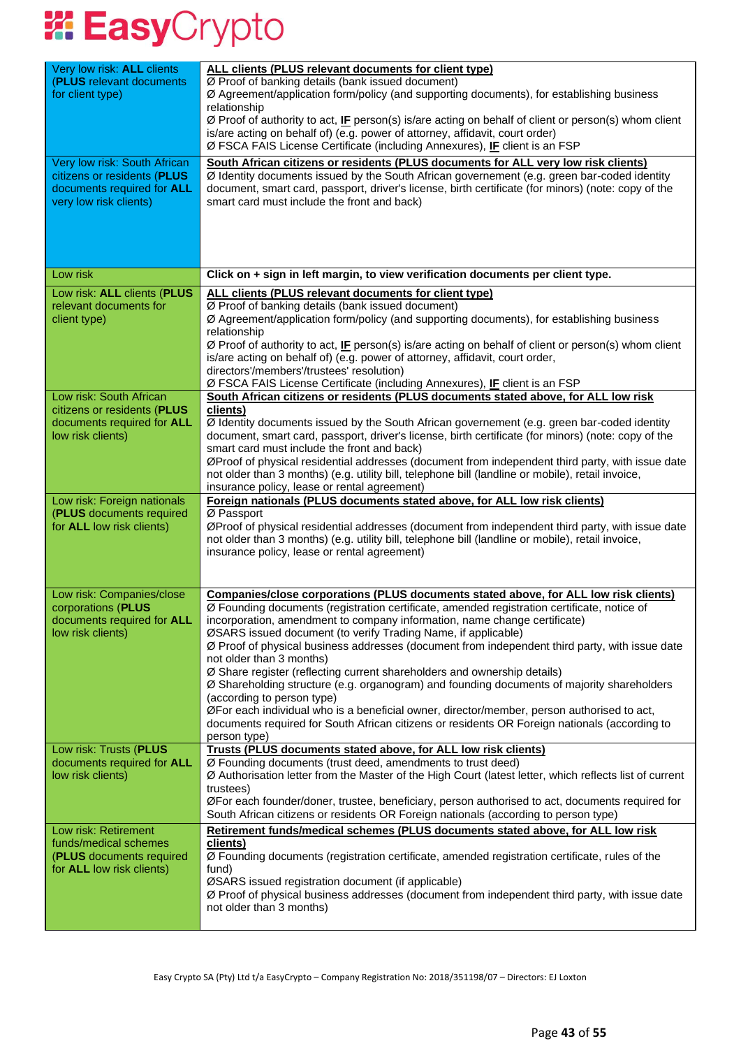| | |
|---|---|
| Very low risk: **ALL** clients (**PLUS** relevant documents for client type) | **ALL clients (PLUS relevant documents for client type)**<br>Ø Proof of banking details (bank issued document)<br>Ø Agreement/application form/policy (and supporting documents), for establishing business relationship<br>Ø Proof of authority to act, **IF** person(s) is/are acting on behalf of client or person(s) whom client is/are acting on behalf of) (e.g. power of attorney, affidavit, court order)<br>Ø FSCA FAIS License Certificate (including Annexures), **IF** client is an FSP |
| Very low risk: South African citizens or residents (**PLUS** documents required for **ALL** very low risk clients) | **South African citizens or residents (PLUS documents for ALL very low risk clients)**<br>Ø Identity documents issued by the South African governement (e.g. green bar-coded identity document, smart card, passport, driver's license, birth certificate (for minors) (note: copy of the smart card must include the front and back) |
| Low risk | **Click on + sign in left margin, to view verification documents per client type.** |
| Low risk: **ALL** clients (**PLUS** relevant documents for client type) | **ALL clients (PLUS relevant documents for client type)**<br>Ø Proof of banking details (bank issued document)<br>Ø Agreement/application form/policy (and supporting documents), for establishing business relationship<br>Ø Proof of authority to act, **IF** person(s) is/are acting on behalf of client or person(s) whom client is/are acting on behalf of) (e.g. power of attorney, affidavit, court order, directors'/members'/trustees' resolution)<br>Ø FSCA FAIS License Certificate (including Annexures), **IF** client is an FSP |
| Low risk: South African citizens or residents (**PLUS** documents required for **ALL** low risk clients) | **South African citizens or residents (PLUS documents stated above, for ALL low risk clients)**<br>Ø Identity documents issued by the South African governement (e.g. green bar-coded identity document, smart card, passport, driver's license, birth certificate (for minors) (note: copy of the smart card must include the front and back)<br>ØProof of physical residential addresses (document from independent third party, with issue date not older than 3 months) (e.g. utility bill, telephone bill (landline or mobile), retail invoice, insurance policy, lease or rental agreement) |
| Low risk: Foreign nationals (**PLUS** documents required for **ALL** low risk clients) | **Foreign nationals (PLUS documents stated above, for ALL low risk clients)**<br>Ø Passport<br>ØProof of physical residential addresses (document from independent third party, with issue date not older than 3 months) (e.g. utility bill, telephone bill (landline or mobile), retail invoice, insurance policy, lease or rental agreement) |
| Low risk: Companies/close corporations (**PLUS** documents required for **ALL** low risk clients) | **Companies/close corporations (PLUS documents stated above, for ALL low risk clients)**<br>Ø Founding documents (registration certificate, amended registration certificate, notice of incorporation, amendment to company information, name change certificate)<br>ØSARS issued document (to verify Trading Name, if applicable)<br>Ø Proof of physical business addresses (document from independent third party, with issue date not older than 3 months)<br>Ø Share register (reflecting current shareholders and ownership details)<br>Ø Shareholding structure (e.g. organogram) and founding documents of majority shareholders (according to person type)<br>ØFor each individual who is a beneficial owner, director/member, person authorised to act, documents required for South African citizens or residents OR Foreign nationals (according to person type) |
| Low risk: Trusts (**PLUS** documents required for **ALL** low risk clients) | **Trusts (PLUS documents stated above, for ALL low risk clients)**<br>Ø Founding documents (trust deed, amendments to trust deed)<br>Ø Authorisation letter from the Master of the High Court (latest letter, which reflects list of current trustees)<br>ØFor each founder/doner, trustee, beneficiary, person authorised to act, documents required for South African citizens or residents OR Foreign nationals (according to person type) |
| Low risk: Retirement funds/medical schemes (**PLUS** documents required for **ALL** low risk clients) | **Retirement funds/medical schemes (PLUS documents stated above, for ALL low risk clients)**<br>Ø Founding documents (registration certificate, amended registration certificate, rules of the fund)<br>ØSARS issued registration document (if applicable)<br>Ø Proof of physical business addresses (document from independent third party, with issue date not older than 3 months) |

Easy Crypto SA (Pty) Ltd t/a EasyCrypto – Company Registration No: 2018/351198/07 – Directors: EJ Loxton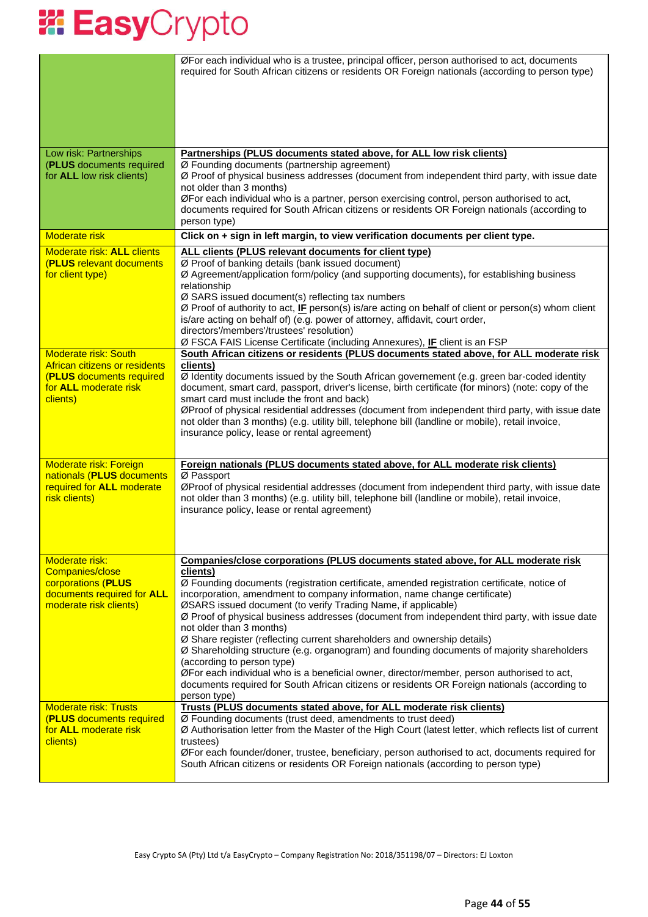| | |
|---|---|
| | ØFor each individual who is a trustee, principal officer, person authorised to act, documents required for South African citizens or residents OR Foreign nationals (according to person type) |
| Low risk: Partnerships (**PLUS** documents required for **ALL** low risk clients) | **Partnerships (PLUS documents stated above, for ALL low risk clients)**<br>Ø Founding documents (partnership agreement)<br>Ø Proof of physical business addresses (document from independent third party, with issue date not older than 3 months)<br>ØFor each individual who is a partner, person exercising control, person authorised to act, documents required for South African citizens or residents OR Foreign nationals (according to person type) |
| Moderate risk | **Click on + sign in left margin, to view verification documents per client type.** |
| Moderate risk: **ALL** clients (**PLUS** relevant documents for client type) | **ALL clients (PLUS relevant documents for client type)**<br>Ø Proof of banking details (bank issued document)<br>Ø Agreement/application form/policy (and supporting documents), for establishing business relationship<br>Ø SARS issued document(s) reflecting tax numbers<br>Ø Proof of authority to act, **IF** person(s) is/are acting on behalf of client or person(s) whom client is/are acting on behalf of) (e.g. power of attorney, affidavit, court order, directors'/members'/trustees' resolution)<br>Ø FSCA FAIS License Certificate (including Annexures), **IF** client is an FSP |
| Moderate risk: South African citizens or residents (**PLUS** documents required for **ALL** moderate risk clients) | **South African citizens or residents (PLUS documents stated above, for ALL moderate risk clients)**<br>Ø Identity documents issued by the South African governement (e.g. green bar-coded identity document, smart card, passport, driver's license, birth certificate (for minors) (note: copy of the smart card must include the front and back)<br>ØProof of physical residential addresses (document from independent third party, with issue date not older than 3 months) (e.g. utility bill, telephone bill (landline or mobile), retail invoice, insurance policy, lease or rental agreement) |
| Moderate risk: Foreign nationals (**PLUS** documents required for **ALL** moderate risk clients) | **Foreign nationals (PLUS documents stated above, for ALL moderate risk clients)**<br>Ø Passport<br>ØProof of physical residential addresses (document from independent third party, with issue date not older than 3 months) (e.g. utility bill, telephone bill (landline or mobile), retail invoice, insurance policy, lease or rental agreement) |
| Moderate risk: Companies/close corporations (**PLUS** documents required for **ALL** moderate risk clients) | **Companies/close corporations (PLUS documents stated above, for ALL moderate risk clients)**<br>Ø Founding documents (registration certificate, amended registration certificate, notice of incorporation, amendment to company information, name change certificate)<br>ØSARS issued document (to verify Trading Name, if applicable)<br>Ø Proof of physical business addresses (document from independent third party, with issue date not older than 3 months)<br>Ø Share register (reflecting current shareholders and ownership details)<br>Ø Shareholding structure (e.g. organogram) and founding documents of majority shareholders (according to person type)<br>ØFor each individual who is a beneficial owner, director/member, person authorised to act, documents required for South African citizens or residents OR Foreign nationals (according to person type) |
| Moderate risk: Trusts (**PLUS** documents required for **ALL** moderate risk clients) | **Trusts (PLUS documents stated above, for ALL moderate risk clients)**<br>Ø Founding documents (trust deed, amendments to trust deed)<br>Ø Authorisation letter from the Master of the High Court (latest letter, which reflects list of current trustees)<br>ØFor each founder/doner, trustee, beneficiary, person authorised to act, documents required for South African citizens or residents OR Foreign nationals (according to person type) |

Easy Crypto SA (Pty) Ltd t/a EasyCrypto – Company Registration No: 2018/351198/07 – Directors: EJ Loxton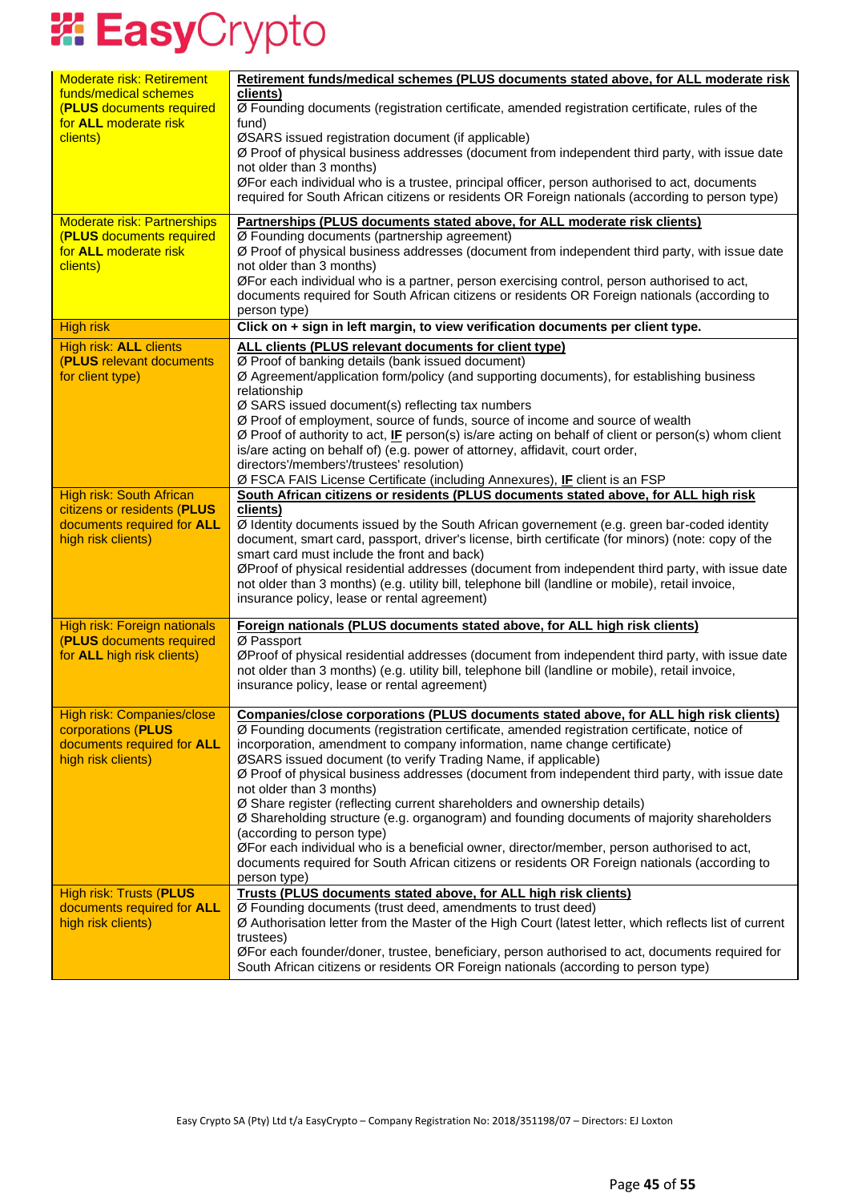| Moderate risk: Retirement funds/medical schemes (**PLUS** documents required for **ALL** moderate risk clients) | <u>**Retirement funds/medical schemes (PLUS documents stated above, for ALL moderate risk clients)**</u><br>Ø Founding documents (registration certificate, amended registration certificate, rules of the fund)<br>ØSARS issued registration document (if applicable)<br>Ø Proof of physical business addresses (document from independent third party, with issue date not older than 3 months)<br>ØFor each individual who is a trustee, principal officer, person authorised to act, documents required for South African citizens or residents OR Foreign nationals (according to person type) |
|---|---|
| Moderate risk: Partnerships (**PLUS** documents required for **ALL** moderate risk clients) | <u>**Partnerships (PLUS documents stated above, for ALL moderate risk clients)**</u><br>Ø Founding documents (partnership agreement)<br>Ø Proof of physical business addresses (document from independent third party, with issue date not older than 3 months)<br>ØFor each individual who is a partner, person exercising control, person authorised to act, documents required for South African citizens or residents OR Foreign nationals (according to person type) |
| High risk | **Click on + sign in left margin, to view verification documents per client type.** |
| High risk: **ALL** clients (**PLUS** relevant documents for client type) | <u>**ALL clients (PLUS relevant documents for client type)**</u><br>Ø Proof of banking details (bank issued document)<br>Ø Agreement/application form/policy (and supporting documents), for establishing business relationship<br>Ø SARS issued document(s) reflecting tax numbers<br>Ø Proof of employment, source of funds, source of income and source of wealth<br>Ø Proof of authority to act, <u>**IF**</u> person(s) is/are acting on behalf of client or person(s) whom client is/are acting on behalf of) (e.g. power of attorney, affidavit, court order, directors'/members'/trustees' resolution)<br>Ø FSCA FAIS License Certificate (including Annexures), <u>**IF**</u> client is an FSP |
| High risk: South African citizens or residents (**PLUS** documents required for **ALL** high risk clients) | <u>**South African citizens or residents (PLUS documents stated above, for ALL high risk clients)**</u><br>Ø Identity documents issued by the South African governement (e.g. green bar-coded identity document, smart card, passport, driver's license, birth certificate (for minors) (note: copy of the smart card must include the front and back)<br>ØProof of physical residential addresses (document from independent third party, with issue date not older than 3 months) (e.g. utility bill, telephone bill (landline or mobile), retail invoice, insurance policy, lease or rental agreement) |
| High risk: Foreign nationals (**PLUS** documents required for **ALL** high risk clients) | <u>**Foreign nationals (PLUS documents stated above, for ALL high risk clients)**</u><br>Ø Passport<br>ØProof of physical residential addresses (document from independent third party, with issue date not older than 3 months) (e.g. utility bill, telephone bill (landline or mobile), retail invoice, insurance policy, lease or rental agreement) |
| High risk: Companies/close corporations (**PLUS** documents required for **ALL** high risk clients) | <u>**Companies/close corporations (PLUS documents stated above, for ALL high risk clients)**</u><br>Ø Founding documents (registration certificate, amended registration certificate, notice of incorporation, amendment to company information, name change certificate)<br>ØSARS issued document (to verify Trading Name, if applicable)<br>Ø Proof of physical business addresses (document from independent third party, with issue date not older than 3 months)<br>Ø Share register (reflecting current shareholders and ownership details)<br>Ø Shareholding structure (e.g. organogram) and founding documents of majority shareholders (according to person type)<br>ØFor each individual who is a beneficial owner, director/member, person authorised to act, documents required for South African citizens or residents OR Foreign nationals (according to person type) |
| High risk: Trusts (**PLUS** documents required for **ALL** high risk clients) | <u>**Trusts (PLUS documents stated above, for ALL high risk clients)**</u><br>Ø Founding documents (trust deed, amendments to trust deed)<br>Ø Authorisation letter from the Master of the High Court (latest letter, which reflects list of current trustees)<br>ØFor each founder/doner, trustee, beneficiary, person authorised to act, documents required for South African citizens or residents OR Foreign nationals (according to person type) |

Easy Crypto SA (Pty) Ltd t/a EasyCrypto – Company Registration No: 2018/351198/07 – Directors: EJ Loxton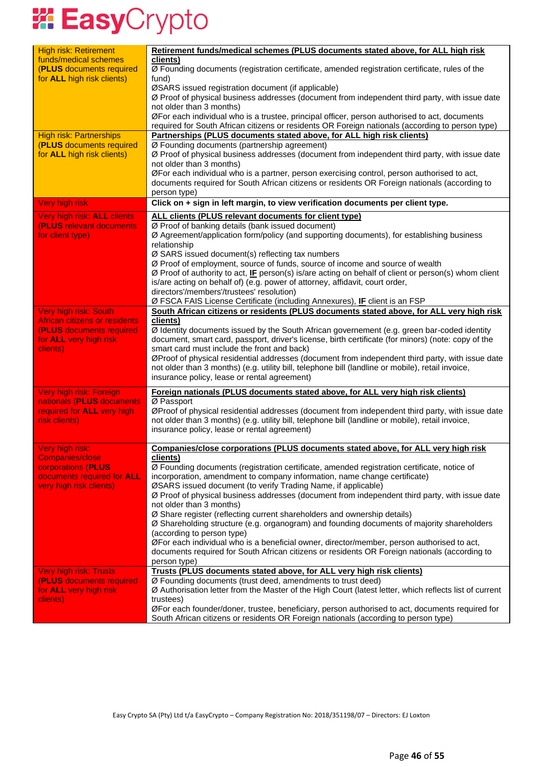| | |
|---|---|
| High risk: Retirement funds/medical schemes (**PLUS** documents required for **ALL** high risk clients) | **Retirement funds/medical schemes (PLUS documents stated above, for ALL high risk clients)**<br>Ø Founding documents (registration certificate, amended registration certificate, rules of the fund)<br>ØSARS issued registration document (if applicable)<br>Ø Proof of physical business addresses (document from independent third party, with issue date not older than 3 months)<br>ØFor each individual who is a trustee, principal officer, person authorised to act, documents required for South African citizens or residents OR Foreign nationals (according to person type) |
| High risk: Partnerships (**PLUS** documents required for **ALL** high risk clients) | **Partnerships (PLUS documents stated above, for ALL high risk clients)**<br>Ø Founding documents (partnership agreement)<br>Ø Proof of physical business addresses (document from independent third party, with issue date not older than 3 months)<br>ØFor each individual who is a partner, person exercising control, person authorised to act, documents required for South African citizens or residents OR Foreign nationals (according to person type) |
| Very high risk | **Click on + sign in left margin, to view verification documents per client type.** |
| Very high risk: **ALL** clients (**PLUS** relevant documents for client type) | **ALL clients (PLUS relevant documents for client type)**<br>Ø Proof of banking details (bank issued document)<br>Ø Agreement/application form/policy (and supporting documents), for establishing business relationship<br>Ø SARS issued document(s) reflecting tax numbers<br>Ø Proof of employment, source of funds, source of income and source of wealth<br>Ø Proof of authority to act, **IF** person(s) is/are acting on behalf of client or person(s) whom client is/are acting on behalf of) (e.g. power of attorney, affidavit, court order, directors'/members'/trustees' resolution)<br>Ø FSCA FAIS License Certificate (including Annexures), **IF** client is an FSP |
| Very high risk: South African citizens or residents (**PLUS** documents required for **ALL** very high risk clients) | **South African citizens or residents (PLUS documents stated above, for ALL very high risk clients)**<br>Ø Identity documents issued by the South African governement (e.g. green bar-coded identity document, smart card, passport, driver's license, birth certificate (for minors) (note: copy of the smart card must include the front and back)<br>ØProof of physical residential addresses (document from independent third party, with issue date not older than 3 months) (e.g. utility bill, telephone bill (landline or mobile), retail invoice, insurance policy, lease or rental agreement) |
| Very high risk: Foreign nationals (**PLUS** documents required for **ALL** very high risk clients) | **Foreign nationals (PLUS documents stated above, for ALL very high risk clients)**<br>Ø Passport<br>ØProof of physical residential addresses (document from independent third party, with issue date not older than 3 months) (e.g. utility bill, telephone bill (landline or mobile), retail invoice, insurance policy, lease or rental agreement) |
| Very high risk: Companies/close corporations (**PLUS** documents required for **ALL** very high risk clients) | **Companies/close corporations (PLUS documents stated above, for ALL very high risk clients)**<br>Ø Founding documents (registration certificate, amended registration certificate, notice of incorporation, amendment to company information, name change certificate)<br>ØSARS issued document (to verify Trading Name, if applicable)<br>Ø Proof of physical business addresses (document from independent third party, with issue date not older than 3 months)<br>Ø Share register (reflecting current shareholders and ownership details)<br>Ø Shareholding structure (e.g. organogram) and founding documents of majority shareholders (according to person type)<br>ØFor each individual who is a beneficial owner, director/member, person authorised to act, documents required for South African citizens or residents OR Foreign nationals (according to person type) |
| Very high risk: Trusts (**PLUS** documents required for **ALL** very high risk clients) | **Trusts (PLUS documents stated above, for ALL very high risk clients)**<br>Ø Founding documents (trust deed, amendments to trust deed)<br>Ø Authorisation letter from the Master of the High Court (latest letter, which reflects list of current trustees)<br>ØFor each founder/doner, trustee, beneficiary, person authorised to act, documents required for South African citizens or residents OR Foreign nationals (according to person type) |

Easy Crypto SA (Pty) Ltd t/a EasyCrypto – Company Registration No: 2018/351198/07 – Directors: EJ Loxton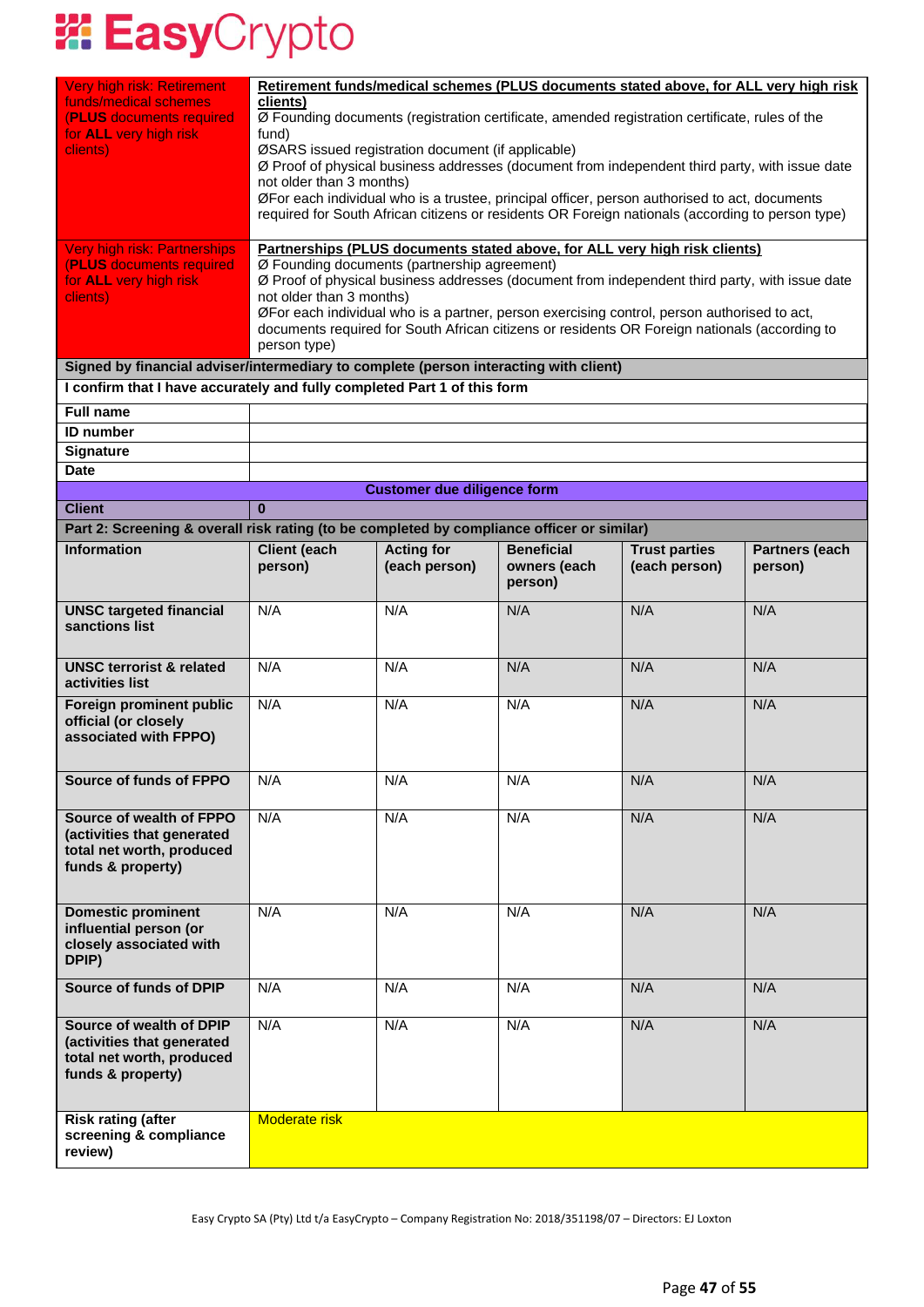| | |
|---|---|
| Very high risk: Retirement funds/medical schemes (**PLUS** documents required for **ALL** very high risk clients) | **Retirement funds/medical schemes (PLUS documents stated above, for ALL very high risk clients)**<br>Ø Founding documents (registration certificate, amended registration certificate, rules of the fund)<br>ØSARS issued registration document (if applicable)<br>Ø Proof of physical business addresses (document from independent third party, with issue date not older than 3 months)<br>ØFor each individual who is a trustee, principal officer, person authorised to act, documents required for South African citizens or residents OR Foreign nationals (according to person type) |
| Very high risk: Partnerships (**PLUS** documents required for **ALL** very high risk clients) | **Partnerships (PLUS documents stated above, for ALL very high risk clients)**<br>Ø Founding documents (partnership agreement)<br>Ø Proof of physical business addresses (document from independent third party, with issue date not older than 3 months)<br>ØFor each individual who is a partner, person exercising control, person authorised to act, documents required for South African citizens or residents OR Foreign nationals (according to person type) |
| **Signed by financial adviser/intermediary to complete (person interacting with client)** | |
| **I confirm that I have accurately and fully completed Part 1 of this form** | |
| **Full name** | |
| **ID number** | |
| **Signature** | |
| **Date** | |

**Customer due diligence form**

| **Client** | **0** | | | | |
|---|---|---|---|---|---|
| **Part 2: Screening & overall risk rating (to be completed by compliance officer or similar)** | | | | | |
| **Information** | **Client (each person)** | **Acting for (each person)** | **Beneficial owners (each person)** | **Trust parties (each person)** | **Partners (each person)** |
| **UNSC targeted financial sanctions list** | N/A | N/A | N/A | N/A | N/A |
| **UNSC terrorist & related activities list** | N/A | N/A | N/A | N/A | N/A |
| **Foreign prominent public official (or closely associated with FPPO)** | N/A | N/A | N/A | N/A | N/A |
| **Source of funds of FPPO** | N/A | N/A | N/A | N/A | N/A |
| **Source of wealth of FPPO (activities that generated total net worth, produced funds & property)** | N/A | N/A | N/A | N/A | N/A |
| **Domestic prominent influential person (or closely associated with DPIP)** | N/A | N/A | N/A | N/A | N/A |
| **Source of funds of DPIP** | N/A | N/A | N/A | N/A | N/A |
| **Source of wealth of DPIP (activities that generated total net worth, produced funds & property)** | N/A | N/A | N/A | N/A | N/A |
| **Risk rating (after screening & compliance review)** | Moderate risk | | | | |

Easy Crypto SA (Pty) Ltd t/a EasyCrypto – Company Registration No: 2018/351198/07 – Directors: EJ Loxton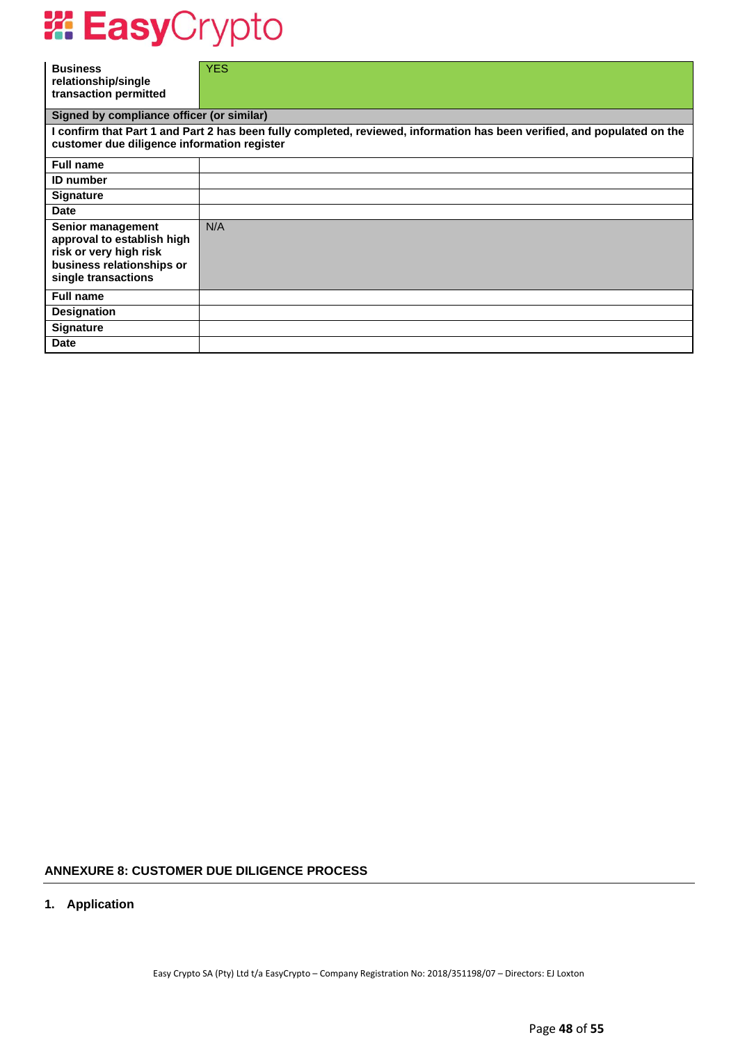| | |
|---|---|
| **Business relationship/single transaction permitted** | YES |
| **Signed by compliance officer (or similar)** | |
| **I confirm that Part 1 and Part 2 has been fully completed, reviewed, information has been verified, and populated on the customer due diligence information register** | |
| **Full name** | |
| **ID number** | |
| **Signature** | |
| **Date** | |
| **Senior management approval to establish high risk or very high risk business relationships or single transactions** | N/A |
| **Full name** | |
| **Designation** | |
| **Signature** | |
| **Date** | |

## ANNEXURE 8: CUSTOMER DUE DILIGENCE PROCESS

### 1. Application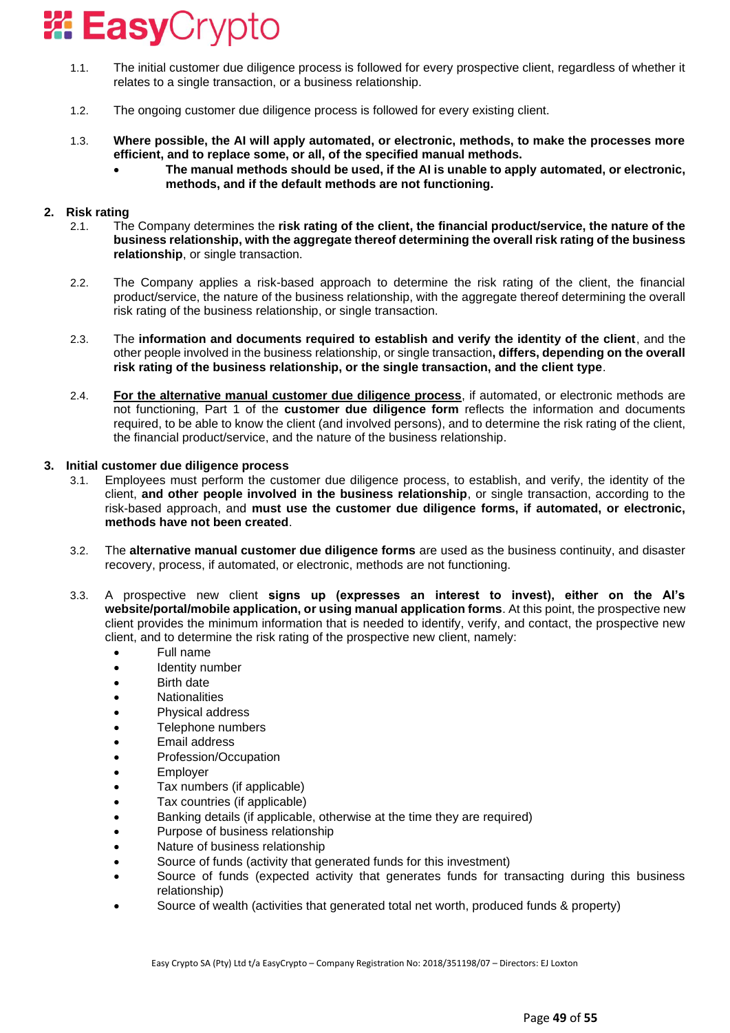1.1. The initial customer due diligence process is followed for every prospective client, regardless of whether it relates to a single transaction, or a business relationship.

1.2. The ongoing customer due diligence process is followed for every existing client.

1.3. **Where possible, the AI will apply automated, or electronic, methods, to make the processes more efficient, and to replace some, or all, of the specified manual methods.**
- **The manual methods should be used, if the AI is unable to apply automated, or electronic, methods, and if the default methods are not functioning.**

## 2. Risk rating

2.1. The Company determines the **risk rating of the client, the financial product/service, the nature of the business relationship, with the aggregate thereof determining the overall risk rating of the business relationship**, or single transaction.

2.2. The Company applies a risk-based approach to determine the risk rating of the client, the financial product/service, the nature of the business relationship, with the aggregate thereof determining the overall risk rating of the business relationship, or single transaction.

2.3. The **information and documents required to establish and verify the identity of the client**, and the other people involved in the business relationship, or single transaction**, differs, depending on the overall risk rating of the business relationship, or the single transaction, and the client type**.

2.4. **For the alternative manual customer due diligence process**, if automated, or electronic methods are not functioning, Part 1 of the **customer due diligence form** reflects the information and documents required, to be able to know the client (and involved persons), and to determine the risk rating of the client, the financial product/service, and the nature of the business relationship.

## 3. Initial customer due diligence process

3.1. Employees must perform the customer due diligence process, to establish, and verify, the identity of the client, **and other people involved in the business relationship**, or single transaction, according to the risk-based approach, and **must use the customer due diligence forms, if automated, or electronic, methods have not been created**.

3.2. The **alternative manual customer due diligence forms** are used as the business continuity, and disaster recovery, process, if automated, or electronic, methods are not functioning.

3.3. A prospective new client **signs up (expresses an interest to invest), either on the AI's website/portal/mobile application, or using manual application forms**. At this point, the prospective new client provides the minimum information that is needed to identify, verify, and contact, the prospective new client, and to determine the risk rating of the prospective new client, namely:
- Full name
- Identity number
- Birth date
- Nationalities
- Physical address
- Telephone numbers
- Email address
- Profession/Occupation
- Employer
- Tax numbers (if applicable)
- Tax countries (if applicable)
- Banking details (if applicable, otherwise at the time they are required)
- Purpose of business relationship
- Nature of business relationship
- Source of funds (activity that generated funds for this investment)
- Source of funds (expected activity that generates funds for transacting during this business relationship)
- Source of wealth (activities that generated total net worth, produced funds & property)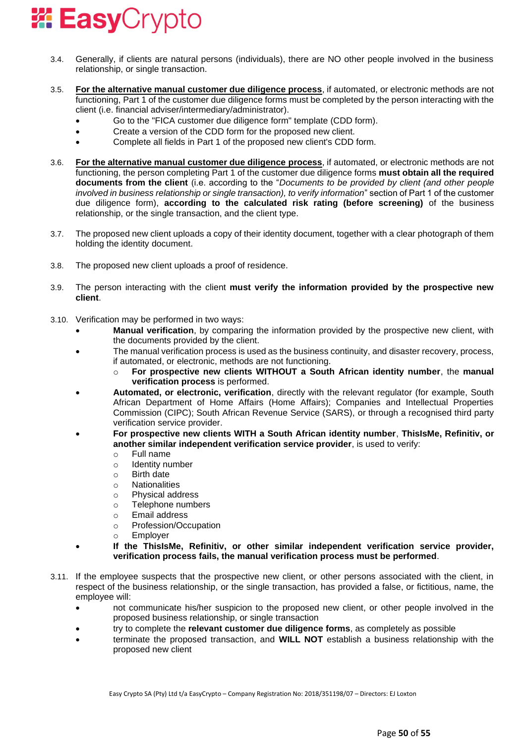3.4. Generally, if clients are natural persons (individuals), there are NO other people involved in the business relationship, or single transaction.

3.5. **<u>For the alternative manual customer due diligence process</u>**, if automated, or electronic methods are not functioning, Part 1 of the customer due diligence forms must be completed by the person interacting with the client (i.e. financial adviser/intermediary/administrator).

- Go to the "FICA customer due diligence form" template (CDD form).
- Create a version of the CDD form for the proposed new client.
- Complete all fields in Part 1 of the proposed new client's CDD form.

3.6. **<u>For the alternative manual customer due diligence process</u>**, if automated, or electronic methods are not functioning, the person completing Part 1 of the customer due diligence forms **must obtain all the required documents from the client** (i.e. according to the "*Documents to be provided by client (and other people involved in business relationship or single transaction), to verify information*" section of Part 1 of the customer due diligence form), **according to the calculated risk rating (before screening)** of the business relationship, or the single transaction, and the client type.

3.7. The proposed new client uploads a copy of their identity document, together with a clear photograph of them holding the identity document.

3.8. The proposed new client uploads a proof of residence.

3.9. The person interacting with the client **must verify the information provided by the prospective new client**.

3.10. Verification may be performed in two ways:

- **Manual verification**, by comparing the information provided by the prospective new client, with the documents provided by the client.
- The manual verification process is used as the business continuity, and disaster recovery, process, if automated, or electronic, methods are not functioning.
    - **For prospective new clients WITHOUT a South African identity number**, the **manual verification process** is performed.
- **Automated, or electronic, verification**, directly with the relevant regulator (for example, South African Department of Home Affairs (Home Affairs); Companies and Intellectual Properties Commission (CIPC); South African Revenue Service (SARS), or through a recognised third party verification service provider.
- **For prospective new clients WITH a South African identity number**, **ThisIsMe, Refinitiv, or another similar independent verification service provider**, is used to verify:
    - Full name
    - Identity number
    - Birth date
    - Nationalities
    - Physical address
    - Telephone numbers
    - Email address
    - Profession/Occupation
    - Employer
- **If the ThisIsMe, Refinitiv, or other similar independent verification service provider, verification process fails, the manual verification process must be performed**.

3.11. If the employee suspects that the prospective new client, or other persons associated with the client, in respect of the business relationship, or the single transaction, has provided a false, or fictitious, name, the employee will:

- not communicate his/her suspicion to the proposed new client, or other people involved in the proposed business relationship, or single transaction
- try to complete the **relevant customer due diligence forms**, as completely as possible
- terminate the proposed transaction, and **WILL NOT** establish a business relationship with the proposed new client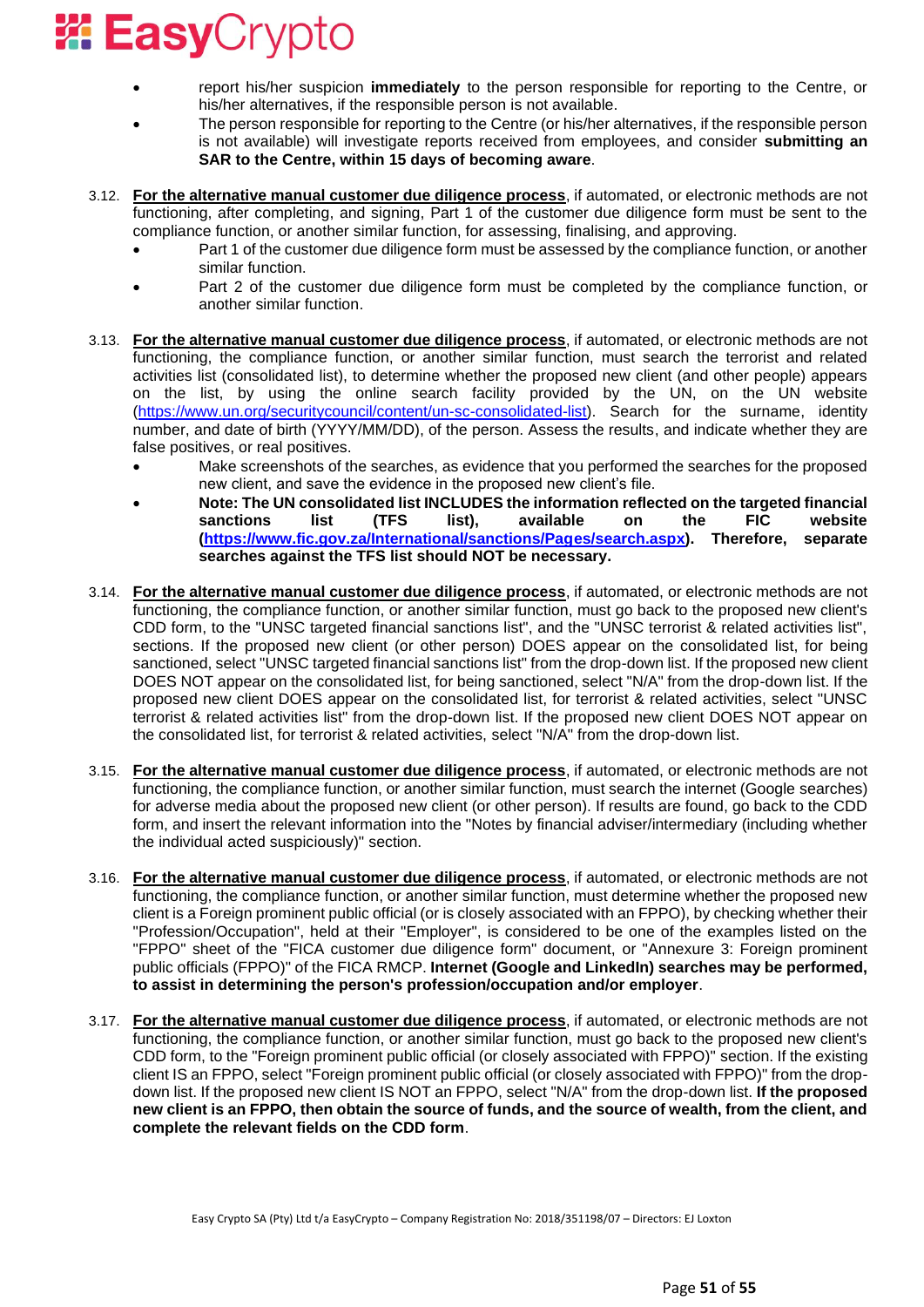- report his/her suspicion **immediately** to the person responsible for reporting to the Centre, or his/her alternatives, if the responsible person is not available.
- The person responsible for reporting to the Centre (or his/her alternatives, if the responsible person is not available) will investigate reports received from employees, and consider **submitting an SAR to the Centre, within 15 days of becoming aware**.

3.12. **For the alternative manual customer due diligence process**, if automated, or electronic methods are not functioning, after completing, and signing, Part 1 of the customer due diligence form must be sent to the compliance function, or another similar function, for assessing, finalising, and approving.

- Part 1 of the customer due diligence form must be assessed by the compliance function, or another similar function.
- Part 2 of the customer due diligence form must be completed by the compliance function, or another similar function.

3.13. **For the alternative manual customer due diligence process**, if automated, or electronic methods are not functioning, the compliance function, or another similar function, must search the terrorist and related activities list (consolidated list), to determine whether the proposed new client (and other people) appears on the list, by using the online search facility provided by the UN, on the UN website (https://www.un.org/securitycouncil/content/un-sc-consolidated-list). Search for the surname, identity number, and date of birth (YYYY/MM/DD), of the person. Assess the results, and indicate whether they are false positives, or real positives.

- Make screenshots of the searches, as evidence that you performed the searches for the proposed new client, and save the evidence in the proposed new client's file.
- **Note: The UN consolidated list INCLUDES the information reflected on the targeted financial sanctions list (TFS list), available on the FIC website (https://www.fic.gov.za/International/sanctions/Pages/search.aspx). Therefore, separate searches against the TFS list should NOT be necessary.**

3.14. **For the alternative manual customer due diligence process**, if automated, or electronic methods are not functioning, the compliance function, or another similar function, must go back to the proposed new client's CDD form, to the "UNSC targeted financial sanctions list", and the "UNSC terrorist & related activities list", sections. If the proposed new client (or other person) DOES appear on the consolidated list, for being sanctioned, select "UNSC targeted financial sanctions list" from the drop-down list. If the proposed new client DOES NOT appear on the consolidated list, for being sanctioned, select "N/A" from the drop-down list. If the proposed new client DOES appear on the consolidated list, for terrorist & related activities, select "UNSC terrorist & related activities list" from the drop-down list. If the proposed new client DOES NOT appear on the consolidated list, for terrorist & related activities, select "N/A" from the drop-down list.

3.15. **For the alternative manual customer due diligence process**, if automated, or electronic methods are not functioning, the compliance function, or another similar function, must search the internet (Google searches) for adverse media about the proposed new client (or other person). If results are found, go back to the CDD form, and insert the relevant information into the "Notes by financial adviser/intermediary (including whether the individual acted suspiciously)" section.

3.16. **For the alternative manual customer due diligence process**, if automated, or electronic methods are not functioning, the compliance function, or another similar function, must determine whether the proposed new client is a Foreign prominent public official (or is closely associated with an FPPO), by checking whether their "Profession/Occupation", held at their "Employer", is considered to be one of the examples listed on the "FPPO" sheet of the "FICA customer due diligence form" document, or "Annexure 3: Foreign prominent public officials (FPPO)" of the FICA RMCP. **Internet (Google and LinkedIn) searches may be performed, to assist in determining the person's profession/occupation and/or employer**.

3.17. **For the alternative manual customer due diligence process**, if automated, or electronic methods are not functioning, the compliance function, or another similar function, must go back to the proposed new client's CDD form, to the "Foreign prominent public official (or closely associated with FPPO)" section. If the existing client IS an FPPO, select "Foreign prominent public official (or closely associated with FPPO)" from the drop-down list. If the proposed new client IS NOT an FPPO, select "N/A" from the drop-down list. **If the proposed new client is an FPPO, then obtain the source of funds, and the source of wealth, from the client, and complete the relevant fields on the CDD form**.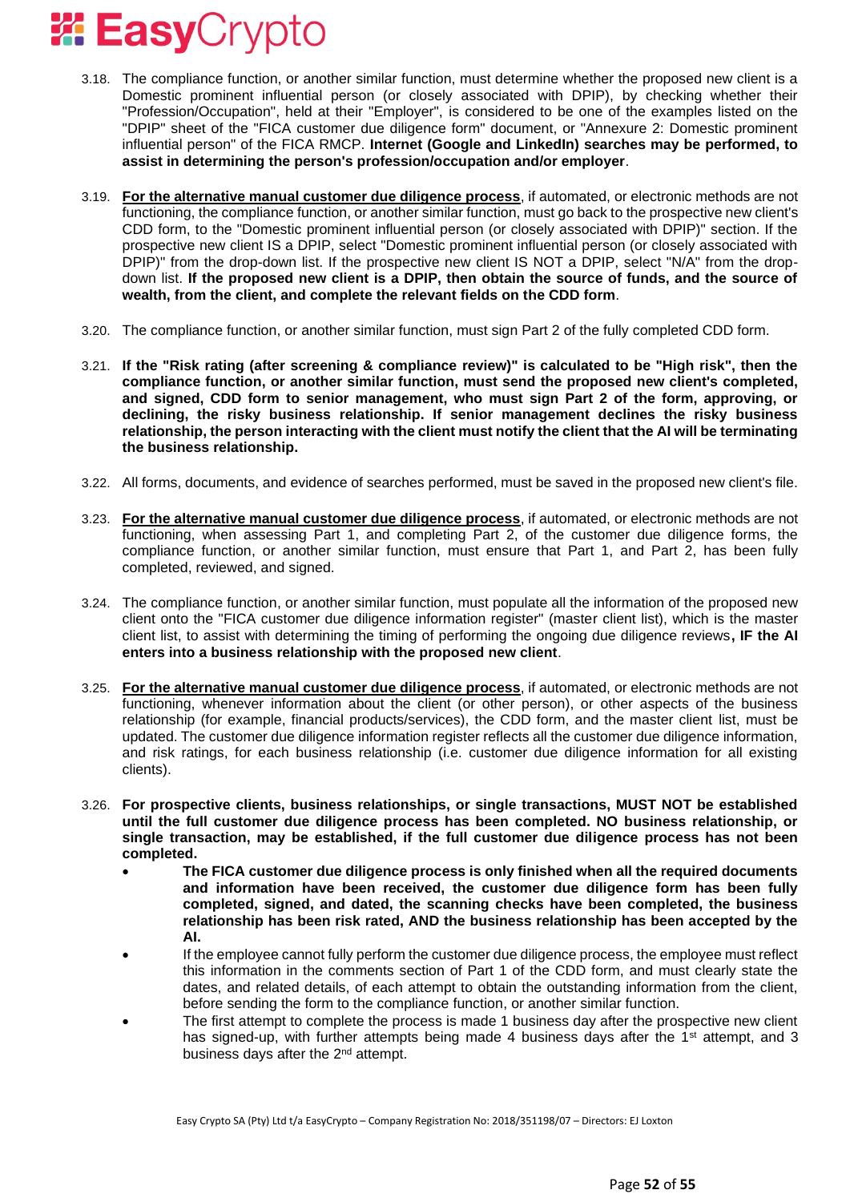3.18. The compliance function, or another similar function, must determine whether the proposed new client is a Domestic prominent influential person (or closely associated with DPIP), by checking whether their "Profession/Occupation", held at their "Employer", is considered to be one of the examples listed on the "DPIP" sheet of the "FICA customer due diligence form" document, or "Annexure 2: Domestic prominent influential person" of the FICA RMCP. **Internet (Google and LinkedIn) searches may be performed, to assist in determining the person's profession/occupation and/or employer**.

3.19. **For the alternative manual customer due diligence process**, if automated, or electronic methods are not functioning, the compliance function, or another similar function, must go back to the prospective new client's CDD form, to the "Domestic prominent influential person (or closely associated with DPIP)" section. If the prospective new client IS a DPIP, select "Domestic prominent influential person (or closely associated with DPIP)" from the drop-down list. If the prospective new client IS NOT a DPIP, select "N/A" from the drop-down list. **If the proposed new client is a DPIP, then obtain the source of funds, and the source of wealth, from the client, and complete the relevant fields on the CDD form**.

3.20. The compliance function, or another similar function, must sign Part 2 of the fully completed CDD form.

3.21. **If the "Risk rating (after screening & compliance review)" is calculated to be "High risk", then the compliance function, or another similar function, must send the proposed new client's completed, and signed, CDD form to senior management, who must sign Part 2 of the form, approving, or declining, the risky business relationship. If senior management declines the risky business relationship, the person interacting with the client must notify the client that the AI will be terminating the business relationship.**

3.22. All forms, documents, and evidence of searches performed, must be saved in the proposed new client's file.

3.23. **For the alternative manual customer due diligence process**, if automated, or electronic methods are not functioning, when assessing Part 1, and completing Part 2, of the customer due diligence forms, the compliance function, or another similar function, must ensure that Part 1, and Part 2, has been fully completed, reviewed, and signed.

3.24. The compliance function, or another similar function, must populate all the information of the proposed new client onto the "FICA customer due diligence information register" (master client list), which is the master client list, to assist with determining the timing of performing the ongoing due diligence reviews**, IF the AI enters into a business relationship with the proposed new client**.

3.25. **For the alternative manual customer due diligence process**, if automated, or electronic methods are not functioning, whenever information about the client (or other person), or other aspects of the business relationship (for example, financial products/services), the CDD form, and the master client list, must be updated. The customer due diligence information register reflects all the customer due diligence information, and risk ratings, for each business relationship (i.e. customer due diligence information for all existing clients).

3.26. **For prospective clients, business relationships, or single transactions, MUST NOT be established until the full customer due diligence process has been completed. NO business relationship, or single transaction, may be established, if the full customer due diligence process has not been completed.**

- **The FICA customer due diligence process is only finished when all the required documents and information have been received, the customer due diligence form has been fully completed, signed, and dated, the scanning checks have been completed, the business relationship has been risk rated, AND the business relationship has been accepted by the AI.**
- If the employee cannot fully perform the customer due diligence process, the employee must reflect this information in the comments section of Part 1 of the CDD form, and must clearly state the dates, and related details, of each attempt to obtain the outstanding information from the client, before sending the form to the compliance function, or another similar function.
- The first attempt to complete the process is made 1 business day after the prospective new client has signed-up, with further attempts being made 4 business days after the 1st attempt, and 3 business days after the 2nd attempt.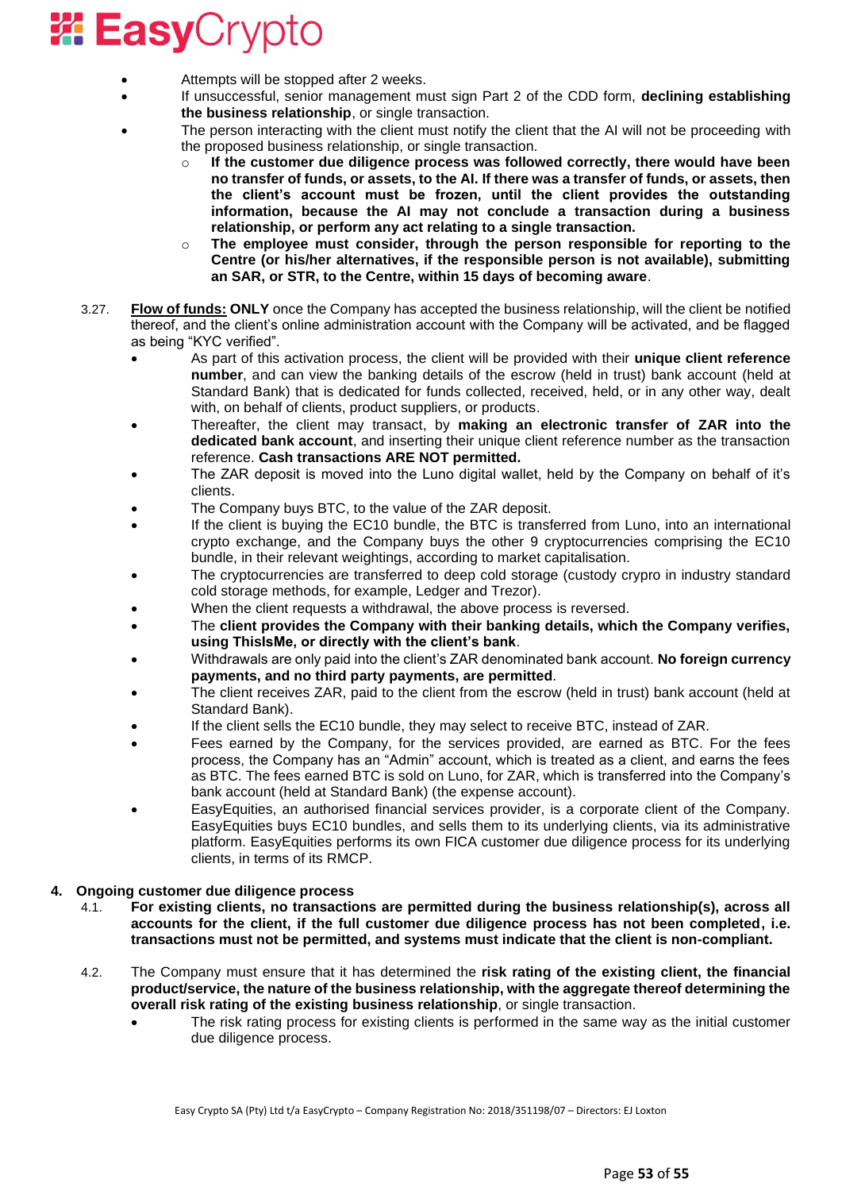- Attempts will be stopped after 2 weeks.
- If unsuccessful, senior management must sign Part 2 of the CDD form, **declining establishing the business relationship**, or single transaction.
- The person interacting with the client must notify the client that the AI will not be proceeding with the proposed business relationship, or single transaction.
    - **If the customer due diligence process was followed correctly, there would have been no transfer of funds, or assets, to the AI. If there was a transfer of funds, or assets, then the client's account must be frozen, until the client provides the outstanding information, because the AI may not conclude a transaction during a business relationship, or perform any act relating to a single transaction.**
    - **The employee must consider, through the person responsible for reporting to the Centre (or his/her alternatives, if the responsible person is not available), submitting an SAR, or STR, to the Centre, within 15 days of becoming aware**.

3.27. **Flow of funds: ONLY** once the Company has accepted the business relationship, will the client be notified thereof, and the client's online administration account with the Company will be activated, and be flagged as being "KYC verified".

- As part of this activation process, the client will be provided with their **unique client reference number**, and can view the banking details of the escrow (held in trust) bank account (held at Standard Bank) that is dedicated for funds collected, received, held, or in any other way, dealt with, on behalf of clients, product suppliers, or products.
- Thereafter, the client may transact, by **making an electronic transfer of ZAR into the dedicated bank account**, and inserting their unique client reference number as the transaction reference. **Cash transactions ARE NOT permitted.**
- The ZAR deposit is moved into the Luno digital wallet, held by the Company on behalf of it's clients.
- The Company buys BTC, to the value of the ZAR deposit.
- If the client is buying the EC10 bundle, the BTC is transferred from Luno, into an international crypto exchange, and the Company buys the other 9 cryptocurrencies comprising the EC10 bundle, in their relevant weightings, according to market capitalisation.
- The cryptocurrencies are transferred to deep cold storage (custody crypro in industry standard cold storage methods, for example, Ledger and Trezor).
- When the client requests a withdrawal, the above process is reversed.
- The **client provides the Company with their banking details, which the Company verifies, using ThisIsMe, or directly with the client's bank**.
- Withdrawals are only paid into the client's ZAR denominated bank account. **No foreign currency payments, and no third party payments, are permitted**.
- The client receives ZAR, paid to the client from the escrow (held in trust) bank account (held at Standard Bank).
- If the client sells the EC10 bundle, they may select to receive BTC, instead of ZAR.
- Fees earned by the Company, for the services provided, are earned as BTC. For the fees process, the Company has an "Admin" account, which is treated as a client, and earns the fees as BTC. The fees earned BTC is sold on Luno, for ZAR, which is transferred into the Company's bank account (held at Standard Bank) (the expense account).
- EasyEquities, an authorised financial services provider, is a corporate client of the Company. EasyEquities buys EC10 bundles, and sells them to its underlying clients, via its administrative platform. EasyEquities performs its own FICA customer due diligence process for its underlying clients, in terms of its RMCP.

## 4. Ongoing customer due diligence process

4.1. **For existing clients, no transactions are permitted during the business relationship(s), across all accounts for the client, if the full customer due diligence process has not been completed, i.e. transactions must not be permitted, and systems must indicate that the client is non-compliant.**

4.2. The Company must ensure that it has determined the **risk rating of the existing client, the financial product/service, the nature of the business relationship, with the aggregate thereof determining the overall risk rating of the existing business relationship**, or single transaction.

- The risk rating process for existing clients is performed in the same way as the initial customer due diligence process.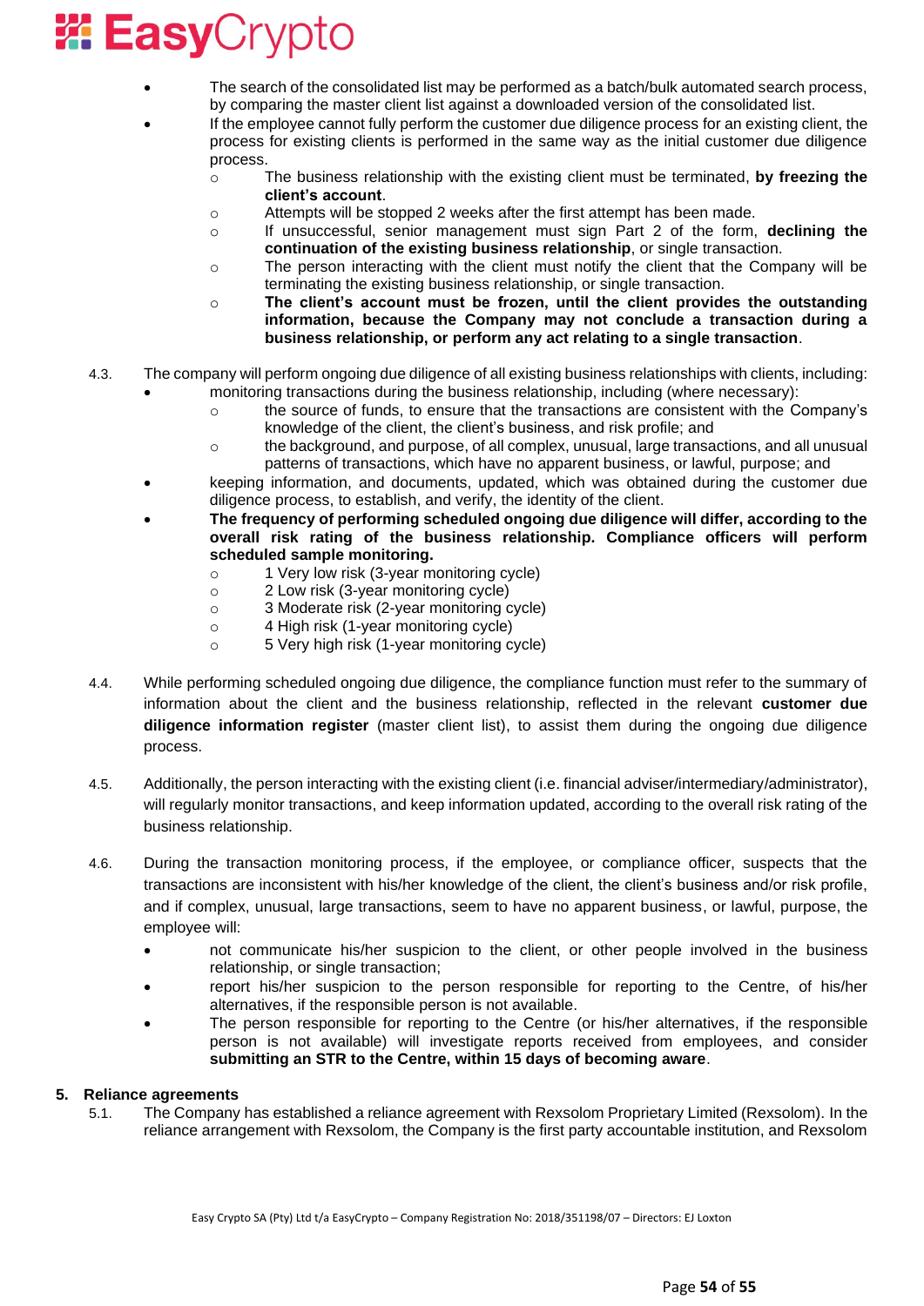- The search of the consolidated list may be performed as a batch/bulk automated search process, by comparing the master client list against a downloaded version of the consolidated list.
- If the employee cannot fully perform the customer due diligence process for an existing client, the process for existing clients is performed in the same way as the initial customer due diligence process.
  - The business relationship with the existing client must be terminated, **by freezing the client's account**.
  - Attempts will be stopped 2 weeks after the first attempt has been made.
  - If unsuccessful, senior management must sign Part 2 of the form, **declining the continuation of the existing business relationship**, or single transaction.
  - The person interacting with the client must notify the client that the Company will be terminating the existing business relationship, or single transaction.
  - **The client's account must be frozen, until the client provides the outstanding information, because the Company may not conclude a transaction during a business relationship, or perform any act relating to a single transaction**.

4.3. The company will perform ongoing due diligence of all existing business relationships with clients, including:

- monitoring transactions during the business relationship, including (where necessary):
  - the source of funds, to ensure that the transactions are consistent with the Company's knowledge of the client, the client's business, and risk profile; and
  - the background, and purpose, of all complex, unusual, large transactions, and all unusual patterns of transactions, which have no apparent business, or lawful, purpose; and
- keeping information, and documents, updated, which was obtained during the customer due diligence process, to establish, and verify, the identity of the client.
- **The frequency of performing scheduled ongoing due diligence will differ, according to the overall risk rating of the business relationship. Compliance officers will perform scheduled sample monitoring.**
  - 1 Very low risk (3-year monitoring cycle)
  - 2 Low risk (3-year monitoring cycle)
  - 3 Moderate risk (2-year monitoring cycle)
  - 4 High risk (1-year monitoring cycle)
  - 5 Very high risk (1-year monitoring cycle)

4.4. While performing scheduled ongoing due diligence, the compliance function must refer to the summary of information about the client and the business relationship, reflected in the relevant **customer due diligence information register** (master client list), to assist them during the ongoing due diligence process.

4.5. Additionally, the person interacting with the existing client (i.e. financial adviser/intermediary/administrator), will regularly monitor transactions, and keep information updated, according to the overall risk rating of the business relationship.

4.6. During the transaction monitoring process, if the employee, or compliance officer, suspects that the transactions are inconsistent with his/her knowledge of the client, the client's business and/or risk profile, and if complex, unusual, large transactions, seem to have no apparent business, or lawful, purpose, the employee will:

- not communicate his/her suspicion to the client, or other people involved in the business relationship, or single transaction;
- report his/her suspicion to the person responsible for reporting to the Centre, of his/her alternatives, if the responsible person is not available.
- The person responsible for reporting to the Centre (or his/her alternatives, if the responsible person is not available) will investigate reports received from employees, and consider **submitting an STR to the Centre, within 15 days of becoming aware**.

## 5. Reliance agreements

5.1. The Company has established a reliance agreement with Rexsolom Proprietary Limited (Rexsolom). In the reliance arrangement with Rexsolom, the Company is the first party accountable institution, and Rexsolom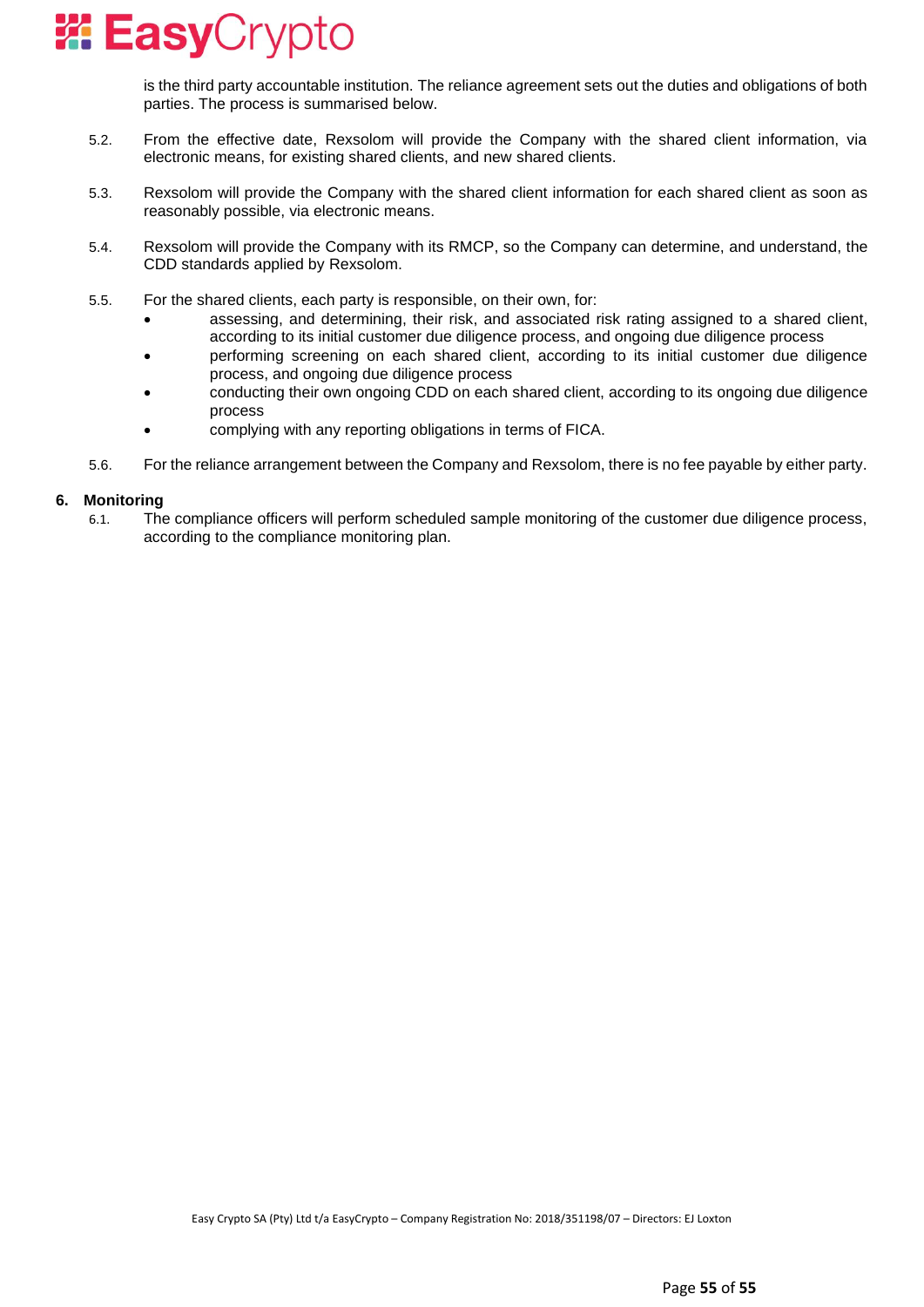is the third party accountable institution. The reliance agreement sets out the duties and obligations of both parties. The process is summarised below.

5.2. From the effective date, Rexsolom will provide the Company with the shared client information, via electronic means, for existing shared clients, and new shared clients.

5.3. Rexsolom will provide the Company with the shared client information for each shared client as soon as reasonably possible, via electronic means.

5.4. Rexsolom will provide the Company with its RMCP, so the Company can determine, and understand, the CDD standards applied by Rexsolom.

5.5. For the shared clients, each party is responsible, on their own, for:
- assessing, and determining, their risk, and associated risk rating assigned to a shared client, according to its initial customer due diligence process, and ongoing due diligence process
- performing screening on each shared client, according to its initial customer due diligence process, and ongoing due diligence process
- conducting their own ongoing CDD on each shared client, according to its ongoing due diligence process
- complying with any reporting obligations in terms of FICA.

5.6. For the reliance arrangement between the Company and Rexsolom, there is no fee payable by either party.

## 6. Monitoring

6.1. The compliance officers will perform scheduled sample monitoring of the customer due diligence process, according to the compliance monitoring plan.